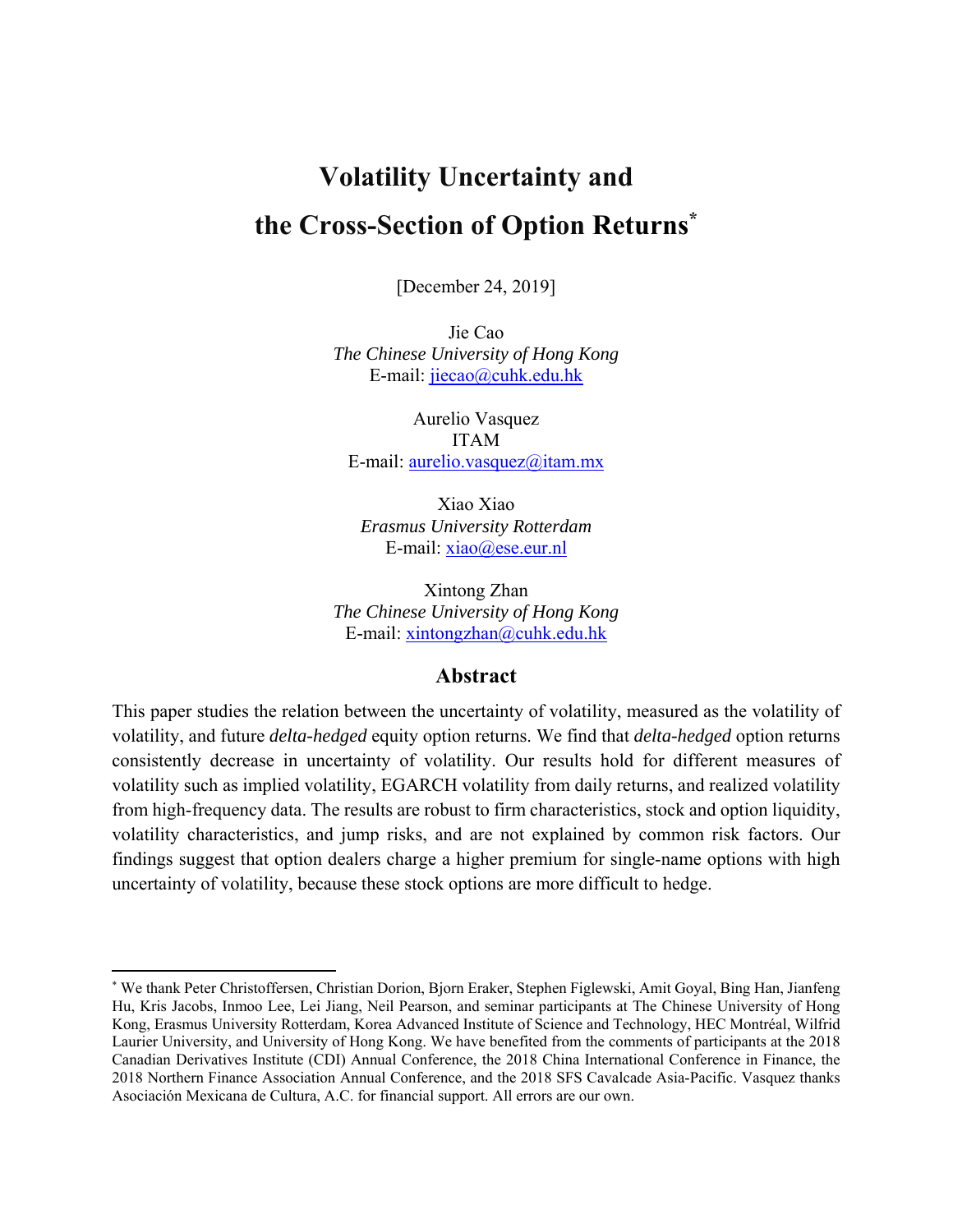# Volatility Uncertainty and the Cross-Section of Option Returns*

[December 24, 2019]

Jie Cao
*The Chinese University of Hong Kong*
E-mail: jiecao@cuhk.edu.hk

Aurelio Vasquez
ITAM
E-mail: aurelio.vasquez@itam.mx

Xiao Xiao
*Erasmus University Rotterdam*
E-mail: xiao@ese.eur.nl

Xintong Zhan
*The Chinese University of Hong Kong*
E-mail: xintongzhan@cuhk.edu.hk

## Abstract

This paper studies the relation between the uncertainty of volatility, measured as the volatility of volatility, and future *delta-hedged* equity option returns. We find that *delta-hedged* option returns consistently decrease in uncertainty of volatility. Our results hold for different measures of volatility such as implied volatility, EGARCH volatility from daily returns, and realized volatility from high-frequency data. The results are robust to firm characteristics, stock and option liquidity, volatility characteristics, and jump risks, and are not explained by common risk factors. Our findings suggest that option dealers charge a higher premium for single-name options with high uncertainty of volatility, because these stock options are more difficult to hedge.

---

* We thank Peter Christoffersen, Christian Dorion, Bjorn Eraker, Stephen Figlewski, Amit Goyal, Bing Han, Jianfeng Hu, Kris Jacobs, Inmoo Lee, Lei Jiang, Neil Pearson, and seminar participants at The Chinese University of Hong Kong, Erasmus University Rotterdam, Korea Advanced Institute of Science and Technology, HEC Montréal, Wilfrid Laurier University, and University of Hong Kong. We have benefited from the comments of participants at the 2018 Canadian Derivatives Institute (CDI) Annual Conference, the 2018 China International Conference in Finance, the 2018 Northern Finance Association Annual Conference, and the 2018 SFS Cavalcade Asia-Pacific. Vasquez thanks Asociación Mexicana de Cultura, A.C. for financial support. All errors are our own.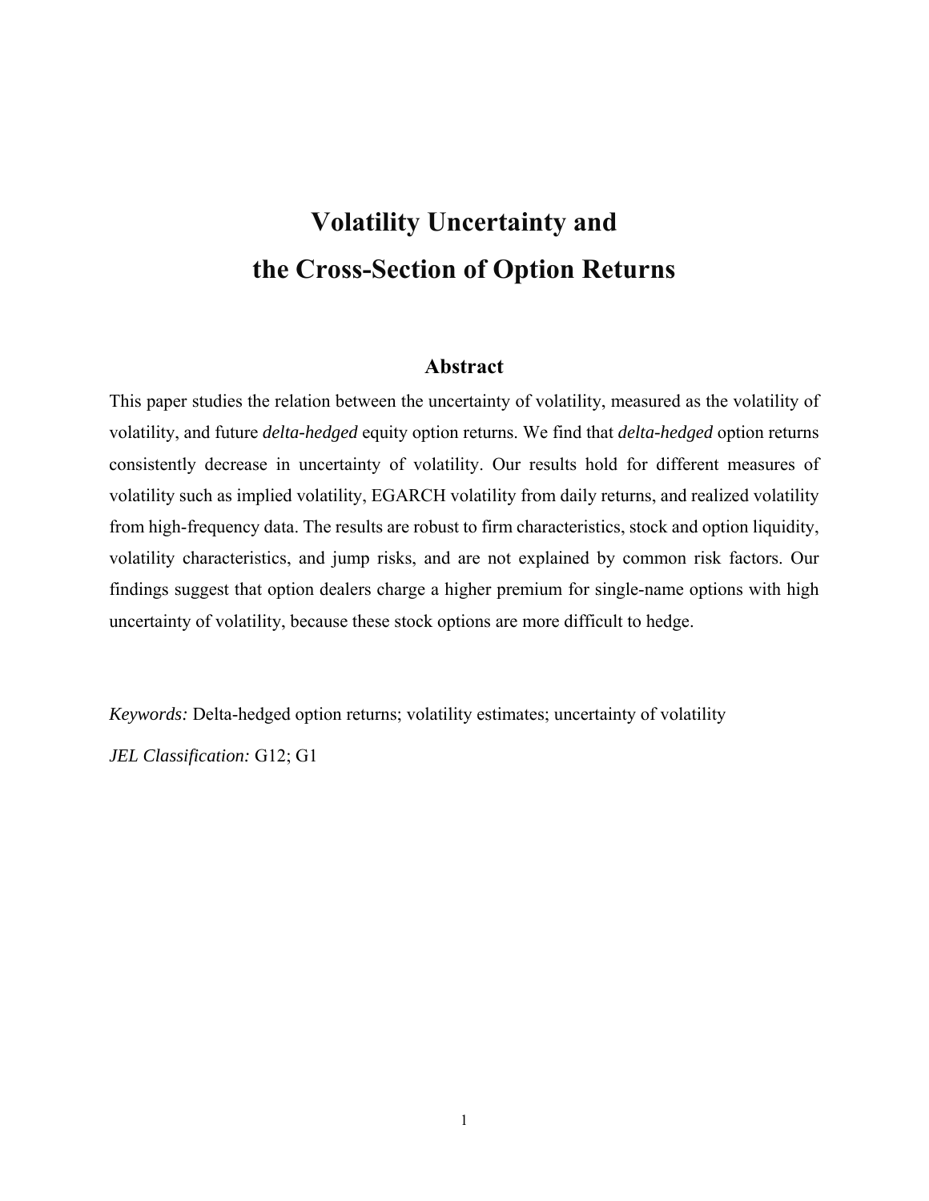# Volatility Uncertainty and the Cross-Section of Option Returns

## Abstract

This paper studies the relation between the uncertainty of volatility, measured as the volatility of volatility, and future *delta-hedged* equity option returns. We find that *delta-hedged* option returns consistently decrease in uncertainty of volatility. Our results hold for different measures of volatility such as implied volatility, EGARCH volatility from daily returns, and realized volatility from high-frequency data. The results are robust to firm characteristics, stock and option liquidity, volatility characteristics, and jump risks, and are not explained by common risk factors. Our findings suggest that option dealers charge a higher premium for single-name options with high uncertainty of volatility, because these stock options are more difficult to hedge.

*Keywords:* Delta-hedged option returns; volatility estimates; uncertainty of volatility

*JEL Classification:* G12; G1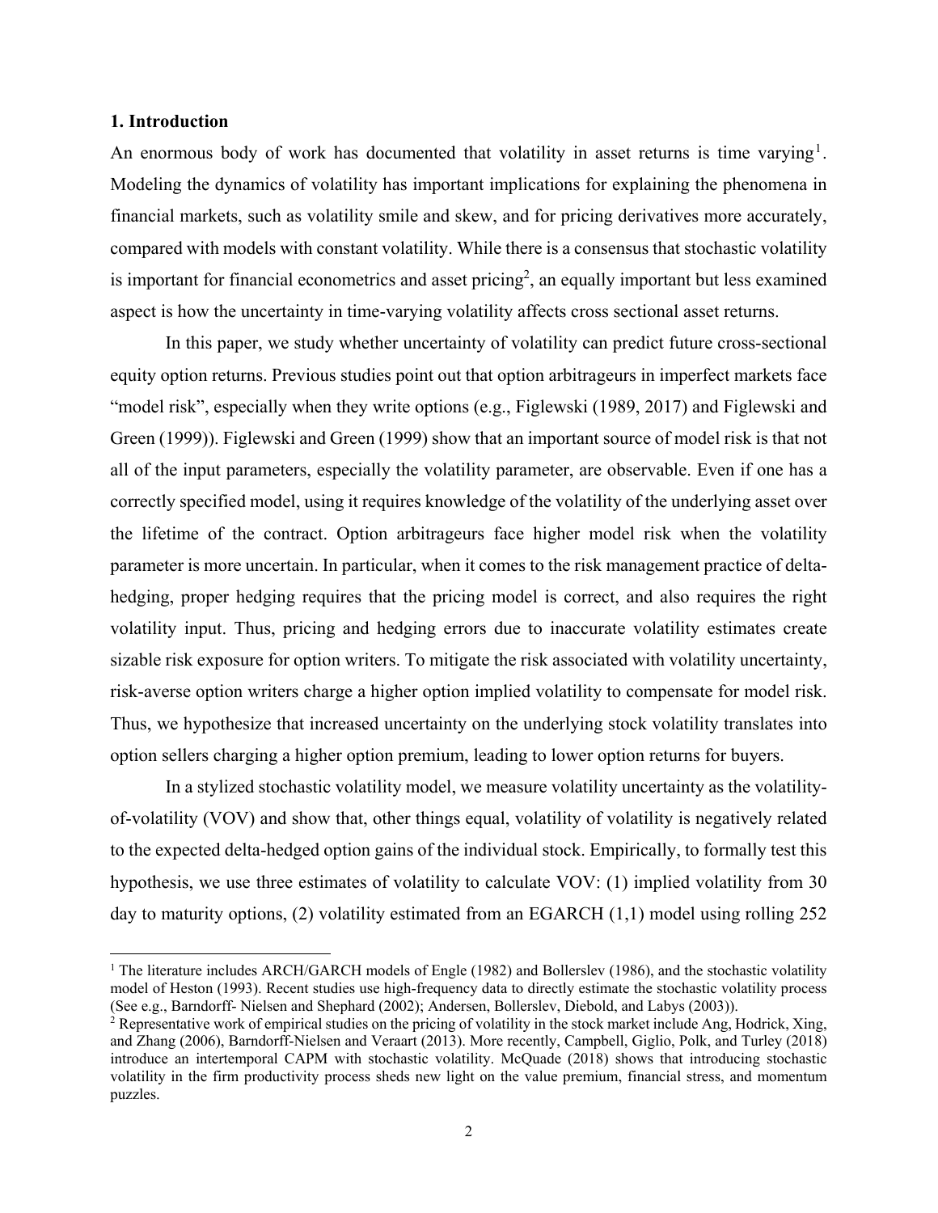## 1. Introduction

An enormous body of work has documented that volatility in asset returns is time varying[1]. Modeling the dynamics of volatility has important implications for explaining the phenomena in financial markets, such as volatility smile and skew, and for pricing derivatives more accurately, compared with models with constant volatility. While there is a consensus that stochastic volatility is important for financial econometrics and asset pricing[2], an equally important but less examined aspect is how the uncertainty in time-varying volatility affects cross sectional asset returns.

In this paper, we study whether uncertainty of volatility can predict future cross-sectional equity option returns. Previous studies point out that option arbitrageurs in imperfect markets face "model risk", especially when they write options (e.g., Figlewski (1989, 2017) and Figlewski and Green (1999)). Figlewski and Green (1999) show that an important source of model risk is that not all of the input parameters, especially the volatility parameter, are observable. Even if one has a correctly specified model, using it requires knowledge of the volatility of the underlying asset over the lifetime of the contract. Option arbitrageurs face higher model risk when the volatility parameter is more uncertain. In particular, when it comes to the risk management practice of delta-hedging, proper hedging requires that the pricing model is correct, and also requires the right volatility input. Thus, pricing and hedging errors due to inaccurate volatility estimates create sizable risk exposure for option writers. To mitigate the risk associated with volatility uncertainty, risk-averse option writers charge a higher option implied volatility to compensate for model risk. Thus, we hypothesize that increased uncertainty on the underlying stock volatility translates into option sellers charging a higher option premium, leading to lower option returns for buyers.

In a stylized stochastic volatility model, we measure volatility uncertainty as the volatility-of-volatility (VOV) and show that, other things equal, volatility of volatility is negatively related to the expected delta-hedged option gains of the individual stock. Empirically, to formally test this hypothesis, we use three estimates of volatility to calculate VOV: (1) implied volatility from 30 day to maturity options, (2) volatility estimated from an EGARCH (1,1) model using rolling 252

[1] The literature includes ARCH/GARCH models of Engle (1982) and Bollerslev (1986), and the stochastic volatility model of Heston (1993). Recent studies use high-frequency data to directly estimate the stochastic volatility process (See e.g., Barndorff- Nielsen and Shephard (2002); Andersen, Bollerslev, Diebold, and Labys (2003)).

[2] Representative work of empirical studies on the pricing of volatility in the stock market include Ang, Hodrick, Xing, and Zhang (2006), Barndorff-Nielsen and Veraart (2013). More recently, Campbell, Giglio, Polk, and Turley (2018) introduce an intertemporal CAPM with stochastic volatility. McQuade (2018) shows that introducing stochastic volatility in the firm productivity process sheds new light on the value premium, financial stress, and momentum puzzles.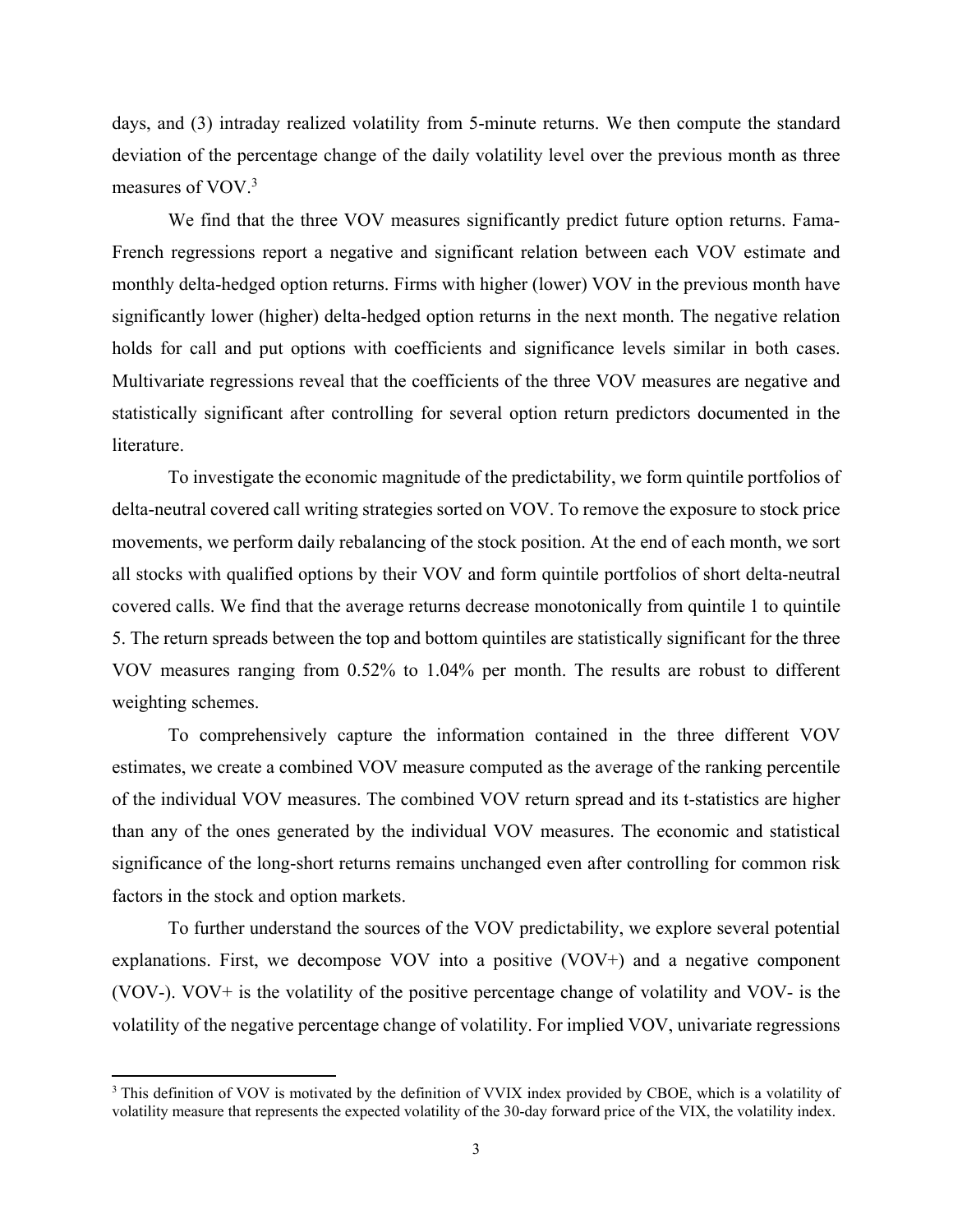days, and (3) intraday realized volatility from 5-minute returns. We then compute the standard deviation of the percentage change of the daily volatility level over the previous month as three measures of VOV.[3]

We find that the three VOV measures significantly predict future option returns. Fama-French regressions report a negative and significant relation between each VOV estimate and monthly delta-hedged option returns. Firms with higher (lower) VOV in the previous month have significantly lower (higher) delta-hedged option returns in the next month. The negative relation holds for call and put options with coefficients and significance levels similar in both cases. Multivariate regressions reveal that the coefficients of the three VOV measures are negative and statistically significant after controlling for several option return predictors documented in the literature.

To investigate the economic magnitude of the predictability, we form quintile portfolios of delta-neutral covered call writing strategies sorted on VOV. To remove the exposure to stock price movements, we perform daily rebalancing of the stock position. At the end of each month, we sort all stocks with qualified options by their VOV and form quintile portfolios of short delta-neutral covered calls. We find that the average returns decrease monotonically from quintile 1 to quintile 5. The return spreads between the top and bottom quintiles are statistically significant for the three VOV measures ranging from 0.52% to 1.04% per month. The results are robust to different weighting schemes.

To comprehensively capture the information contained in the three different VOV estimates, we create a combined VOV measure computed as the average of the ranking percentile of the individual VOV measures. The combined VOV return spread and its t-statistics are higher than any of the ones generated by the individual VOV measures. The economic and statistical significance of the long-short returns remains unchanged even after controlling for common risk factors in the stock and option markets.

To further understand the sources of the VOV predictability, we explore several potential explanations. First, we decompose VOV into a positive (VOV+) and a negative component (VOV-). VOV+ is the volatility of the positive percentage change of volatility and VOV- is the volatility of the negative percentage change of volatility. For implied VOV, univariate regressions

[3] This definition of VOV is motivated by the definition of VVIX index provided by CBOE, which is a volatility of volatility measure that represents the expected volatility of the 30-day forward price of the VIX, the volatility index.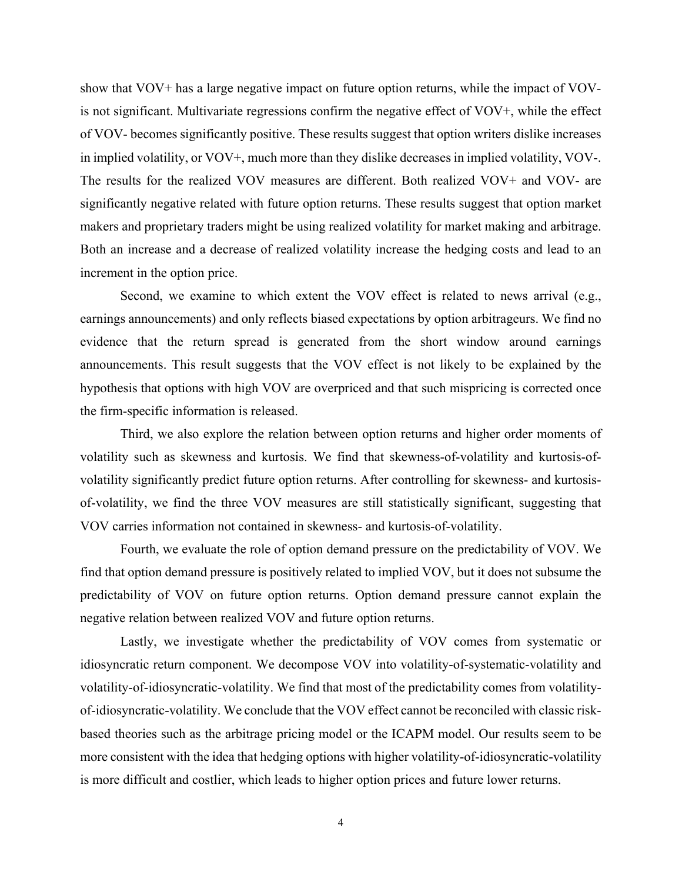show that VOV+ has a large negative impact on future option returns, while the impact of VOV- is not significant. Multivariate regressions confirm the negative effect of VOV+, while the effect of VOV- becomes significantly positive. These results suggest that option writers dislike increases in implied volatility, or VOV+, much more than they dislike decreases in implied volatility, VOV-. The results for the realized VOV measures are different. Both realized VOV+ and VOV- are significantly negative related with future option returns. These results suggest that option market makers and proprietary traders might be using realized volatility for market making and arbitrage. Both an increase and a decrease of realized volatility increase the hedging costs and lead to an increment in the option price.

Second, we examine to which extent the VOV effect is related to news arrival (e.g., earnings announcements) and only reflects biased expectations by option arbitrageurs. We find no evidence that the return spread is generated from the short window around earnings announcements. This result suggests that the VOV effect is not likely to be explained by the hypothesis that options with high VOV are overpriced and that such mispricing is corrected once the firm-specific information is released.

Third, we also explore the relation between option returns and higher order moments of volatility such as skewness and kurtosis. We find that skewness-of-volatility and kurtosis-of-volatility significantly predict future option returns. After controlling for skewness- and kurtosis-of-volatility, we find the three VOV measures are still statistically significant, suggesting that VOV carries information not contained in skewness- and kurtosis-of-volatility.

Fourth, we evaluate the role of option demand pressure on the predictability of VOV. We find that option demand pressure is positively related to implied VOV, but it does not subsume the predictability of VOV on future option returns. Option demand pressure cannot explain the negative relation between realized VOV and future option returns.

Lastly, we investigate whether the predictability of VOV comes from systematic or idiosyncratic return component. We decompose VOV into volatility-of-systematic-volatility and volatility-of-idiosyncratic-volatility. We find that most of the predictability comes from volatility-of-idiosyncratic-volatility. We conclude that the VOV effect cannot be reconciled with classic risk-based theories such as the arbitrage pricing model or the ICAPM model. Our results seem to be more consistent with the idea that hedging options with higher volatility-of-idiosyncratic-volatility is more difficult and costlier, which leads to higher option prices and future lower returns.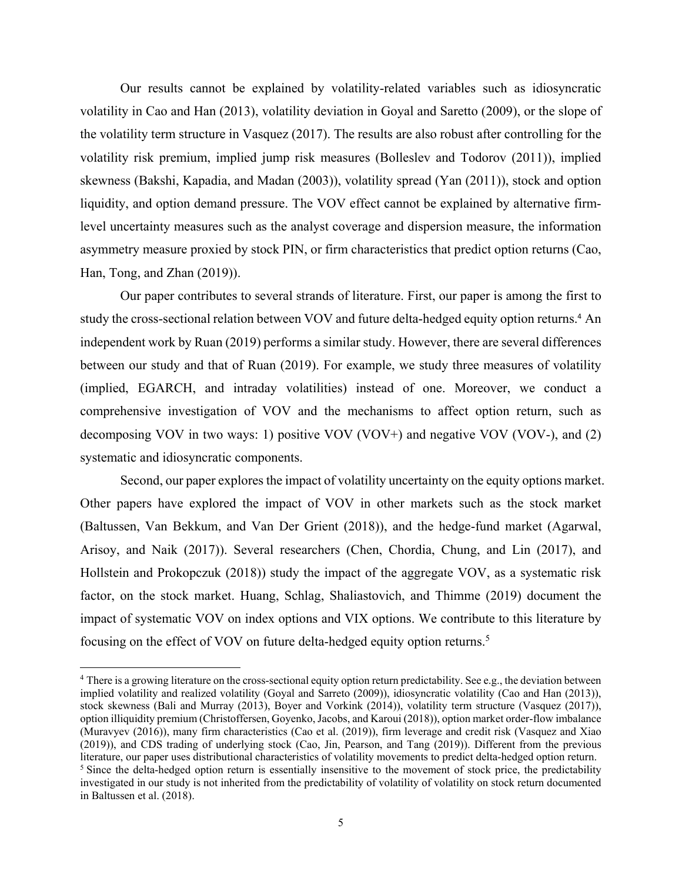Our results cannot be explained by volatility-related variables such as idiosyncratic volatility in Cao and Han (2013), volatility deviation in Goyal and Saretto (2009), or the slope of the volatility term structure in Vasquez (2017). The results are also robust after controlling for the volatility risk premium, implied jump risk measures (Bolleslev and Todorov (2011)), implied skewness (Bakshi, Kapadia, and Madan (2003)), volatility spread (Yan (2011)), stock and option liquidity, and option demand pressure. The VOV effect cannot be explained by alternative firm-level uncertainty measures such as the analyst coverage and dispersion measure, the information asymmetry measure proxied by stock PIN, or firm characteristics that predict option returns (Cao, Han, Tong, and Zhan (2019)).

Our paper contributes to several strands of literature. First, our paper is among the first to study the cross-sectional relation between VOV and future delta-hedged equity option returns.[4] An independent work by Ruan (2019) performs a similar study. However, there are several differences between our study and that of Ruan (2019). For example, we study three measures of volatility (implied, EGARCH, and intraday volatilities) instead of one. Moreover, we conduct a comprehensive investigation of VOV and the mechanisms to affect option return, such as decomposing VOV in two ways: 1) positive VOV (VOV+) and negative VOV (VOV-), and (2) systematic and idiosyncratic components.

Second, our paper explores the impact of volatility uncertainty on the equity options market. Other papers have explored the impact of VOV in other markets such as the stock market (Baltussen, Van Bekkum, and Van Der Grient (2018)), and the hedge-fund market (Agarwal, Arisoy, and Naik (2017)). Several researchers (Chen, Chordia, Chung, and Lin (2017), and Hollstein and Prokopczuk (2018)) study the impact of the aggregate VOV, as a systematic risk factor, on the stock market. Huang, Schlag, Shaliastovich, and Thimme (2019) document the impact of systematic VOV on index options and VIX options. We contribute to this literature by focusing on the effect of VOV on future delta-hedged equity option returns.[5]

---

[4] There is a growing literature on the cross-sectional equity option return predictability. See e.g., the deviation between implied volatility and realized volatility (Goyal and Sarreto (2009)), idiosyncratic volatility (Cao and Han (2013)), stock skewness (Bali and Murray (2013), Boyer and Vorkink (2014)), volatility term structure (Vasquez (2017)), option illiquidity premium (Christoffersen, Goyenko, Jacobs, and Karoui (2018)), option market order-flow imbalance (Muravyev (2016)), many firm characteristics (Cao et al. (2019)), firm leverage and credit risk (Vasquez and Xiao (2019)), and CDS trading of underlying stock (Cao, Jin, Pearson, and Tang (2019)). Different from the previous literature, our paper uses distributional characteristics of volatility movements to predict delta-hedged option return.

[5] Since the delta-hedged option return is essentially insensitive to the movement of stock price, the predictability investigated in our study is not inherited from the predictability of volatility of volatility on stock return documented in Baltussen et al. (2018).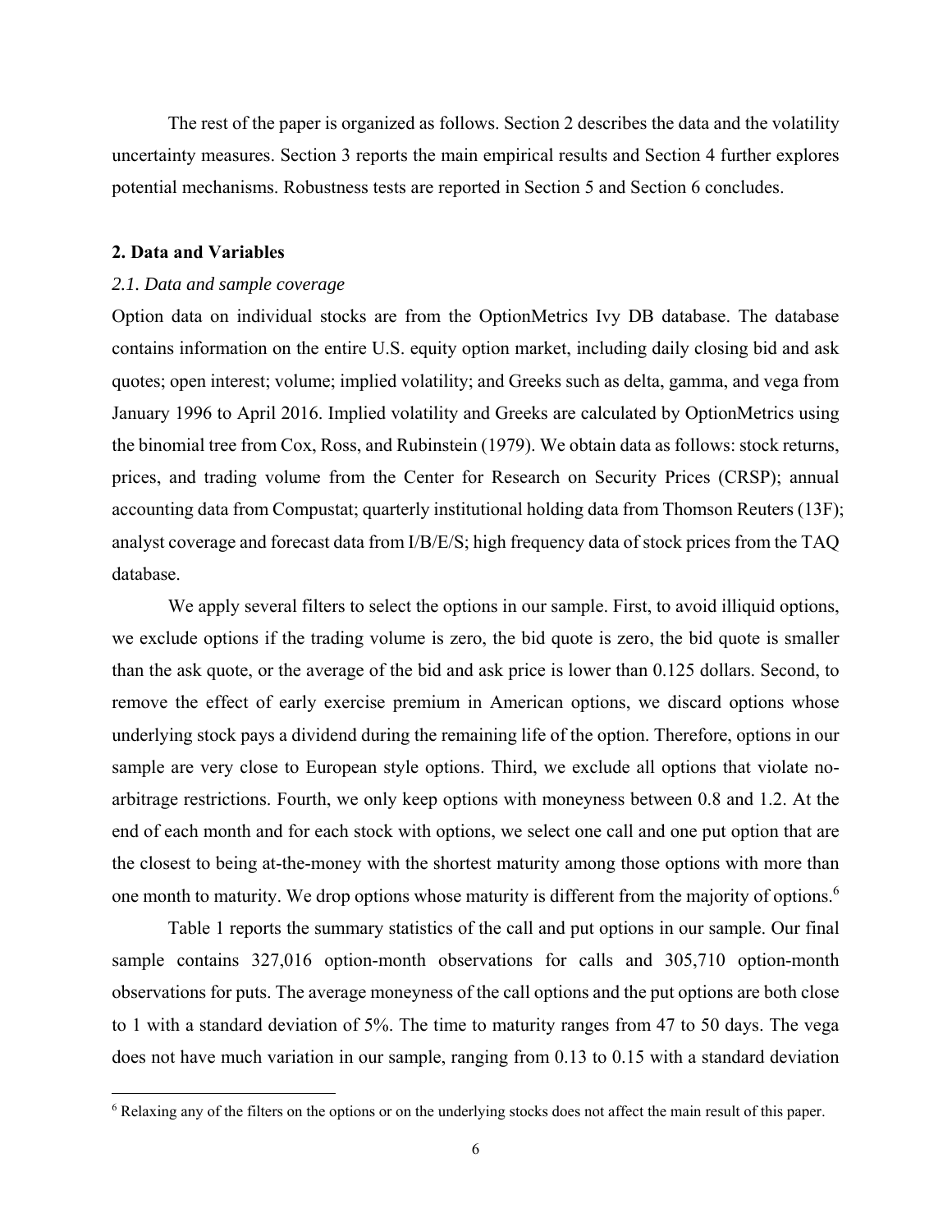The rest of the paper is organized as follows. Section 2 describes the data and the volatility uncertainty measures. Section 3 reports the main empirical results and Section 4 further explores potential mechanisms. Robustness tests are reported in Section 5 and Section 6 concludes.

## 2. Data and Variables

### *2.1. Data and sample coverage*

Option data on individual stocks are from the OptionMetrics Ivy DB database. The database contains information on the entire U.S. equity option market, including daily closing bid and ask quotes; open interest; volume; implied volatility; and Greeks such as delta, gamma, and vega from January 1996 to April 2016. Implied volatility and Greeks are calculated by OptionMetrics using the binomial tree from Cox, Ross, and Rubinstein (1979). We obtain data as follows: stock returns, prices, and trading volume from the Center for Research on Security Prices (CRSP); annual accounting data from Compustat; quarterly institutional holding data from Thomson Reuters (13F); analyst coverage and forecast data from I/B/E/S; high frequency data of stock prices from the TAQ database.

We apply several filters to select the options in our sample. First, to avoid illiquid options, we exclude options if the trading volume is zero, the bid quote is zero, the bid quote is smaller than the ask quote, or the average of the bid and ask price is lower than 0.125 dollars. Second, to remove the effect of early exercise premium in American options, we discard options whose underlying stock pays a dividend during the remaining life of the option. Therefore, options in our sample are very close to European style options. Third, we exclude all options that violate no-arbitrage restrictions. Fourth, we only keep options with moneyness between 0.8 and 1.2. At the end of each month and for each stock with options, we select one call and one put option that are the closest to being at-the-money with the shortest maturity among those options with more than one month to maturity. We drop options whose maturity is different from the majority of options.[6]

Table 1 reports the summary statistics of the call and put options in our sample. Our final sample contains 327,016 option-month observations for calls and 305,710 option-month observations for puts. The average moneyness of the call options and the put options are both close to 1 with a standard deviation of 5%. The time to maturity ranges from 47 to 50 days. The vega does not have much variation in our sample, ranging from 0.13 to 0.15 with a standard deviation

[6] Relaxing any of the filters on the options or on the underlying stocks does not affect the main result of this paper.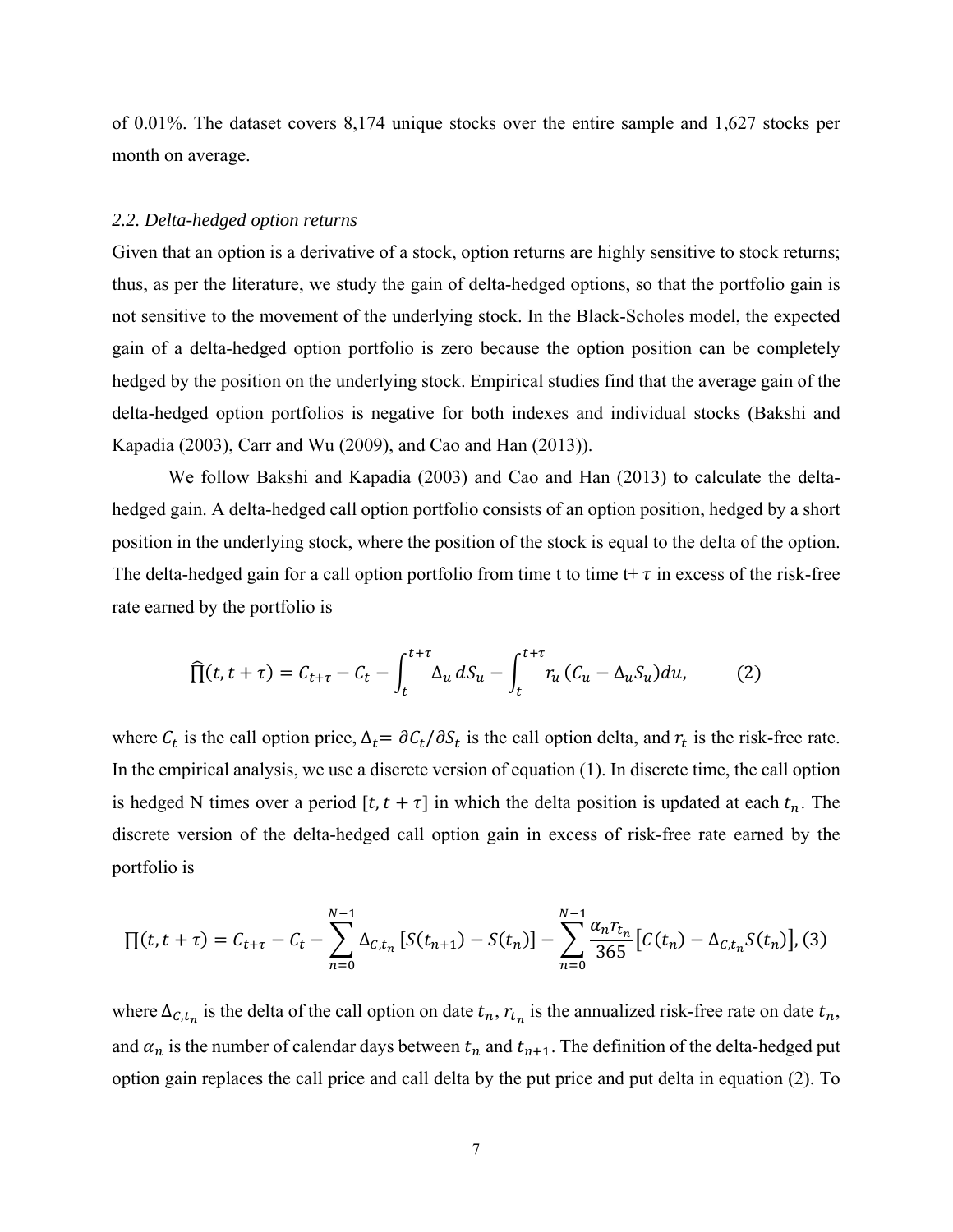of 0.01%. The dataset covers 8,174 unique stocks over the entire sample and 1,627 stocks per month on average.

### *2.2. Delta-hedged option returns*

Given that an option is a derivative of a stock, option returns are highly sensitive to stock returns; thus, as per the literature, we study the gain of delta-hedged options, so that the portfolio gain is not sensitive to the movement of the underlying stock. In the Black-Scholes model, the expected gain of a delta-hedged option portfolio is zero because the option position can be completely hedged by the position on the underlying stock. Empirical studies find that the average gain of the delta-hedged option portfolios is negative for both indexes and individual stocks (Bakshi and Kapadia (2003), Carr and Wu (2009), and Cao and Han (2013)).

We follow Bakshi and Kapadia (2003) and Cao and Han (2013) to calculate the delta-hedged gain. A delta-hedged call option portfolio consists of an option position, hedged by a short position in the underlying stock, where the position of the stock is equal to the delta of the option. The delta-hedged gain for a call option portfolio from time t to time t+ $\tau$ in excess of the risk-free rate earned by the portfolio is

$$\widehat{\prod}(t, t+\tau) = C_{t+\tau} - C_t - \int_t^{t+\tau} \Delta_u \, dS_u - \int_t^{t+\tau} r_u \, (C_u - \Delta_u S_u) du, \qquad (2)$$

where $C_t$ is the call option price, $\Delta_t = \partial C_t / \partial S_t$ is the call option delta, and $r_t$ is the risk-free rate. In the empirical analysis, we use a discrete version of equation (1). In discrete time, the call option is hedged N times over a period $[t, t+\tau]$ in which the delta position is updated at each $t_n$. The discrete version of the delta-hedged call option gain in excess of risk-free rate earned by the portfolio is

$$\prod(t, t+\tau) = C_{t+\tau} - C_t - \sum_{n=0}^{N-1} \Delta_{C,t_n} [S(t_{n+1}) - S(t_n)] - \sum_{n=0}^{N-1} \frac{\alpha_n r_{t_n}}{365} [C(t_n) - \Delta_{C,t_n} S(t_n)], (3)$$

where $\Delta_{C,t_n}$ is the delta of the call option on date $t_n$, $r_{t_n}$ is the annualized risk-free rate on date $t_n$, and $\alpha_n$ is the number of calendar days between $t_n$ and $t_{n+1}$. The definition of the delta-hedged put option gain replaces the call price and call delta by the put price and put delta in equation (2). To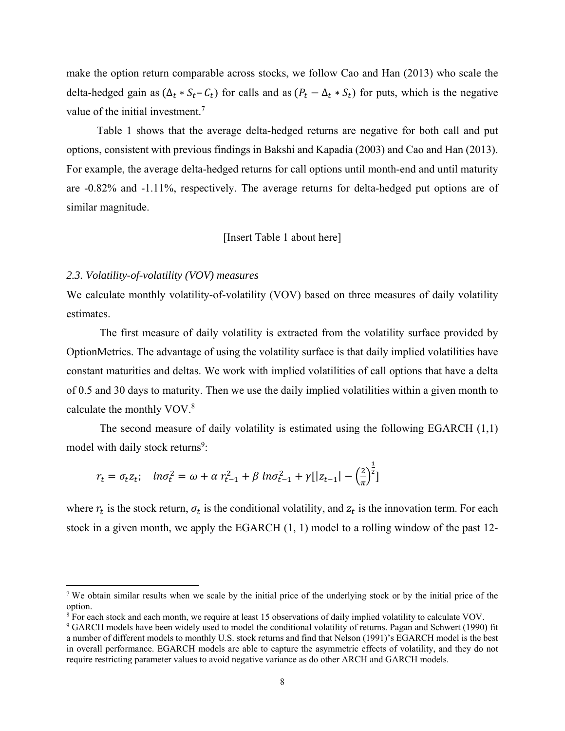make the option return comparable across stocks, we follow Cao and Han (2013) who scale the delta-hedged gain as $(\Delta_t * S_t - C_t)$ for calls and as $(P_t - \Delta_t * S_t)$ for puts, which is the negative value of the initial investment.[7]

Table 1 shows that the average delta-hedged returns are negative for both call and put options, consistent with previous findings in Bakshi and Kapadia (2003) and Cao and Han (2013). For example, the average delta-hedged returns for call options until month-end and until maturity are -0.82% and -1.11%, respectively. The average returns for delta-hedged put options are of similar magnitude.

[Insert Table 1 about here]

### *2.3. Volatility-of-volatility (VOV) measures*

We calculate monthly volatility-of-volatility (VOV) based on three measures of daily volatility estimates.

The first measure of daily volatility is extracted from the volatility surface provided by OptionMetrics. The advantage of using the volatility surface is that daily implied volatilities have constant maturities and deltas. We work with implied volatilities of call options that have a delta of 0.5 and 30 days to maturity. Then we use the daily implied volatilities within a given month to calculate the monthly VOV.[8]

The second measure of daily volatility is estimated using the following EGARCH (1,1) model with daily stock returns[9]:

$$r_t = \sigma_t z_t; \quad ln\sigma_t^2 = \omega + \alpha\, r_{t-1}^2 + \beta\, ln\sigma_{t-1}^2 + \gamma[|z_{t-1}| - \left(\frac{2}{\pi}\right)^{\frac{1}{2}}]$$

where $r_t$ is the stock return, $\sigma_t$ is the conditional volatility, and $z_t$ is the innovation term. For each stock in a given month, we apply the EGARCH (1, 1) model to a rolling window of the past 12-

---

[7] We obtain similar results when we scale by the initial price of the underlying stock or by the initial price of the option.

[8] For each stock and each month, we require at least 15 observations of daily implied volatility to calculate VOV.

[9] GARCH models have been widely used to model the conditional volatility of returns. Pagan and Schwert (1990) fit a number of different models to monthly U.S. stock returns and find that Nelson (1991)'s EGARCH model is the best in overall performance. EGARCH models are able to capture the asymmetric effects of volatility, and they do not require restricting parameter values to avoid negative variance as do other ARCH and GARCH models.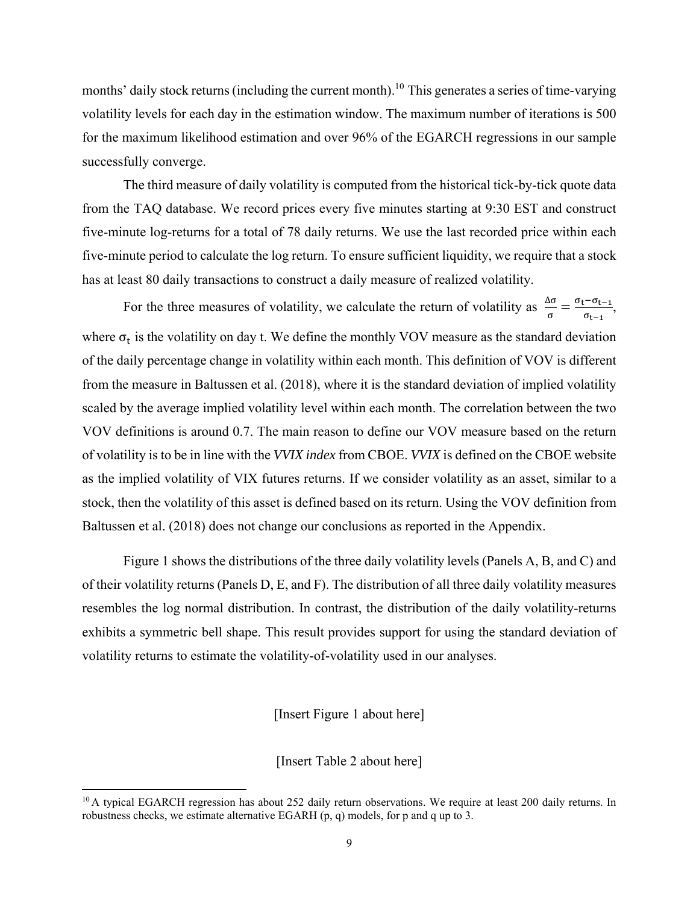months' daily stock returns (including the current month).[10] This generates a series of time-varying volatility levels for each day in the estimation window. The maximum number of iterations is 500 for the maximum likelihood estimation and over 96% of the EGARCH regressions in our sample successfully converge.

The third measure of daily volatility is computed from the historical tick-by-tick quote data from the TAQ database. We record prices every five minutes starting at 9:30 EST and construct five-minute log-returns for a total of 78 daily returns. We use the last recorded price within each five-minute period to calculate the log return. To ensure sufficient liquidity, we require that a stock has at least 80 daily transactions to construct a daily measure of realized volatility.

For the three measures of volatility, we calculate the return of volatility as $\frac{\Delta\sigma}{\sigma} = \frac{\sigma_t - \sigma_{t-1}}{\sigma_{t-1}}$, where $\sigma_t$ is the volatility on day t. We define the monthly VOV measure as the standard deviation of the daily percentage change in volatility within each month. This definition of VOV is different from the measure in Baltussen et al. (2018), where it is the standard deviation of implied volatility scaled by the average implied volatility level within each month. The correlation between the two VOV definitions is around 0.7. The main reason to define our VOV measure based on the return of volatility is to be in line with the *VVIX index* from CBOE. *VVIX* is defined on the CBOE website as the implied volatility of VIX futures returns. If we consider volatility as an asset, similar to a stock, then the volatility of this asset is defined based on its return. Using the VOV definition from Baltussen et al. (2018) does not change our conclusions as reported in the Appendix.

Figure 1 shows the distributions of the three daily volatility levels (Panels A, B, and C) and of their volatility returns (Panels D, E, and F). The distribution of all three daily volatility measures resembles the log normal distribution. In contrast, the distribution of the daily volatility-returns exhibits a symmetric bell shape. This result provides support for using the standard deviation of volatility returns to estimate the volatility-of-volatility used in our analyses.

[Insert Figure 1 about here]

[Insert Table 2 about here]

---

[10] A typical EGARCH regression has about 252 daily return observations. We require at least 200 daily returns. In robustness checks, we estimate alternative EGARH (p, q) models, for p and q up to 3.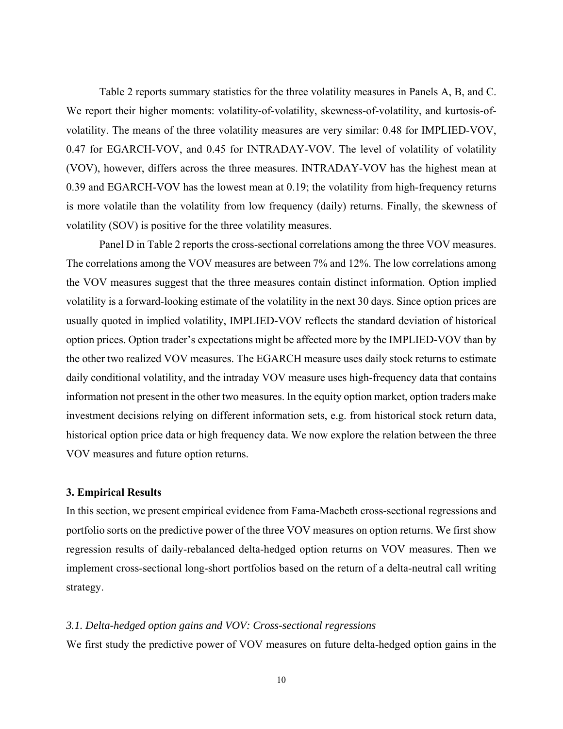Table 2 reports summary statistics for the three volatility measures in Panels A, B, and C. We report their higher moments: volatility-of-volatility, skewness-of-volatility, and kurtosis-of-volatility. The means of the three volatility measures are very similar: 0.48 for IMPLIED-VOV, 0.47 for EGARCH-VOV, and 0.45 for INTRADAY-VOV. The level of volatility of volatility (VOV), however, differs across the three measures. INTRADAY-VOV has the highest mean at 0.39 and EGARCH-VOV has the lowest mean at 0.19; the volatility from high-frequency returns is more volatile than the volatility from low frequency (daily) returns. Finally, the skewness of volatility (SOV) is positive for the three volatility measures.

Panel D in Table 2 reports the cross-sectional correlations among the three VOV measures. The correlations among the VOV measures are between 7% and 12%. The low correlations among the VOV measures suggest that the three measures contain distinct information. Option implied volatility is a forward-looking estimate of the volatility in the next 30 days. Since option prices are usually quoted in implied volatility, IMPLIED-VOV reflects the standard deviation of historical option prices. Option trader's expectations might be affected more by the IMPLIED-VOV than by the other two realized VOV measures. The EGARCH measure uses daily stock returns to estimate daily conditional volatility, and the intraday VOV measure uses high-frequency data that contains information not present in the other two measures. In the equity option market, option traders make investment decisions relying on different information sets, e.g. from historical stock return data, historical option price data or high frequency data. We now explore the relation between the three VOV measures and future option returns.

## 3. Empirical Results

In this section, we present empirical evidence from Fama-Macbeth cross-sectional regressions and portfolio sorts on the predictive power of the three VOV measures on option returns. We first show regression results of daily-rebalanced delta-hedged option returns on VOV measures. Then we implement cross-sectional long-short portfolios based on the return of a delta-neutral call writing strategy.

### *3.1. Delta-hedged option gains and VOV: Cross-sectional regressions*

We first study the predictive power of VOV measures on future delta-hedged option gains in the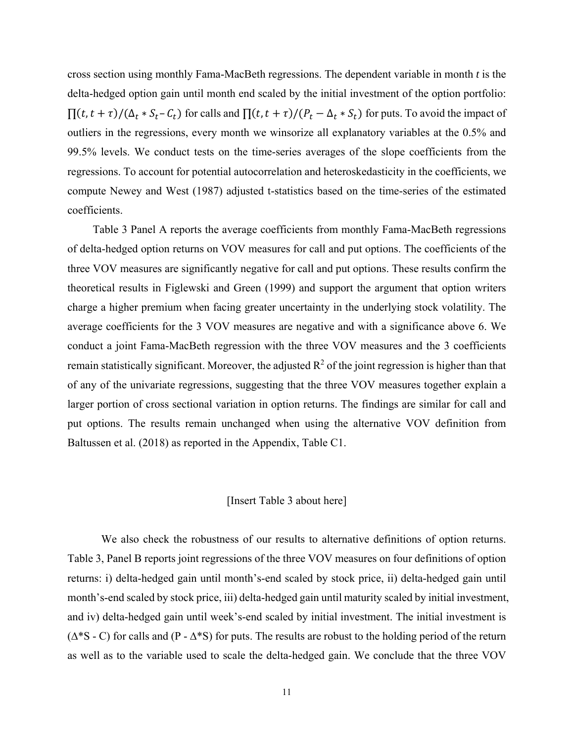cross section using monthly Fama-MacBeth regressions. The dependent variable in month $t$ is the delta-hedged option gain until month end scaled by the initial investment of the option portfolio: $\prod(t, t+\tau)/(\Delta_t * S_t - C_t)$ for calls and $\prod(t, t+\tau)/(P_t - \Delta_t * S_t)$ for puts. To avoid the impact of outliers in the regressions, every month we winsorize all explanatory variables at the 0.5% and 99.5% levels. We conduct tests on the time-series averages of the slope coefficients from the regressions. To account for potential autocorrelation and heteroskedasticity in the coefficients, we compute Newey and West (1987) adjusted t-statistics based on the time-series of the estimated coefficients.

Table 3 Panel A reports the average coefficients from monthly Fama-MacBeth regressions of delta-hedged option returns on VOV measures for call and put options. The coefficients of the three VOV measures are significantly negative for call and put options. These results confirm the theoretical results in Figlewski and Green (1999) and support the argument that option writers charge a higher premium when facing greater uncertainty in the underlying stock volatility. The average coefficients for the 3 VOV measures are negative and with a significance above 6. We conduct a joint Fama-MacBeth regression with the three VOV measures and the 3 coefficients remain statistically significant. Moreover, the adjusted $R^2$ of the joint regression is higher than that of any of the univariate regressions, suggesting that the three VOV measures together explain a larger portion of cross sectional variation in option returns. The findings are similar for call and put options. The results remain unchanged when using the alternative VOV definition from Baltussen et al. (2018) as reported in the Appendix, Table C1.

[Insert Table 3 about here]

We also check the robustness of our results to alternative definitions of option returns. Table 3, Panel B reports joint regressions of the three VOV measures on four definitions of option returns: i) delta-hedged gain until month's-end scaled by stock price, ii) delta-hedged gain until month's-end scaled by stock price, iii) delta-hedged gain until maturity scaled by initial investment, and iv) delta-hedged gain until week's-end scaled by initial investment. The initial investment is ($\Delta$*S - C) for calls and (P - $\Delta$*S) for puts. The results are robust to the holding period of the return as well as to the variable used to scale the delta-hedged gain. We conclude that the three VOV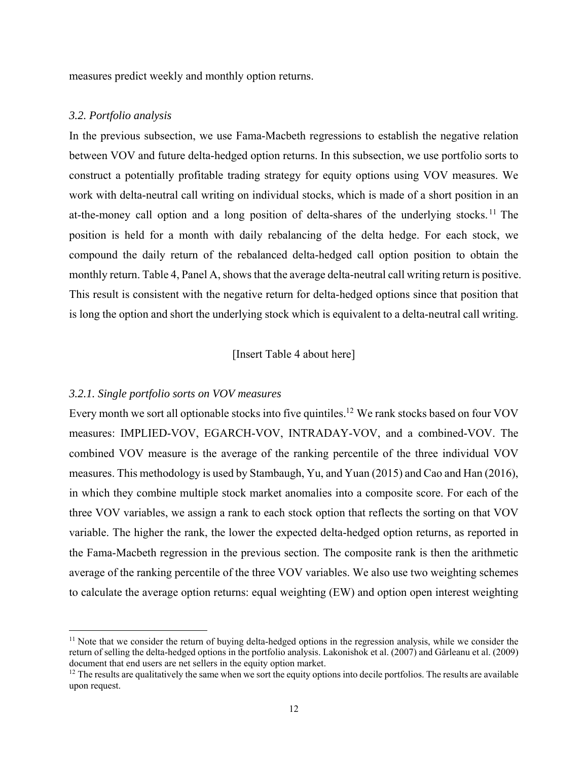measures predict weekly and monthly option returns.

### *3.2. Portfolio analysis*

In the previous subsection, we use Fama-Macbeth regressions to establish the negative relation between VOV and future delta-hedged option returns. In this subsection, we use portfolio sorts to construct a potentially profitable trading strategy for equity options using VOV measures. We work with delta-neutral call writing on individual stocks, which is made of a short position in an at-the-money call option and a long position of delta-shares of the underlying stocks.[11] The position is held for a month with daily rebalancing of the delta hedge. For each stock, we compound the daily return of the rebalanced delta-hedged call option position to obtain the monthly return. Table 4, Panel A, shows that the average delta-neutral call writing return is positive. This result is consistent with the negative return for delta-hedged options since that position that is long the option and short the underlying stock which is equivalent to a delta-neutral call writing.

[Insert Table 4 about here]

#### *3.2.1. Single portfolio sorts on VOV measures*

Every month we sort all optionable stocks into five quintiles.[12] We rank stocks based on four VOV measures: IMPLIED-VOV, EGARCH-VOV, INTRADAY-VOV, and a combined-VOV. The combined VOV measure is the average of the ranking percentile of the three individual VOV measures. This methodology is used by Stambaugh, Yu, and Yuan (2015) and Cao and Han (2016), in which they combine multiple stock market anomalies into a composite score. For each of the three VOV variables, we assign a rank to each stock option that reflects the sorting on that VOV variable. The higher the rank, the lower the expected delta-hedged option returns, as reported in the Fama-Macbeth regression in the previous section. The composite rank is then the arithmetic average of the ranking percentile of the three VOV variables. We also use two weighting schemes to calculate the average option returns: equal weighting (EW) and option open interest weighting

---

[11] Note that we consider the return of buying delta-hedged options in the regression analysis, while we consider the return of selling the delta-hedged options in the portfolio analysis. Lakonishok et al. (2007) and Gârleanu et al. (2009) document that end users are net sellers in the equity option market.

[12] The results are qualitatively the same when we sort the equity options into decile portfolios. The results are available upon request.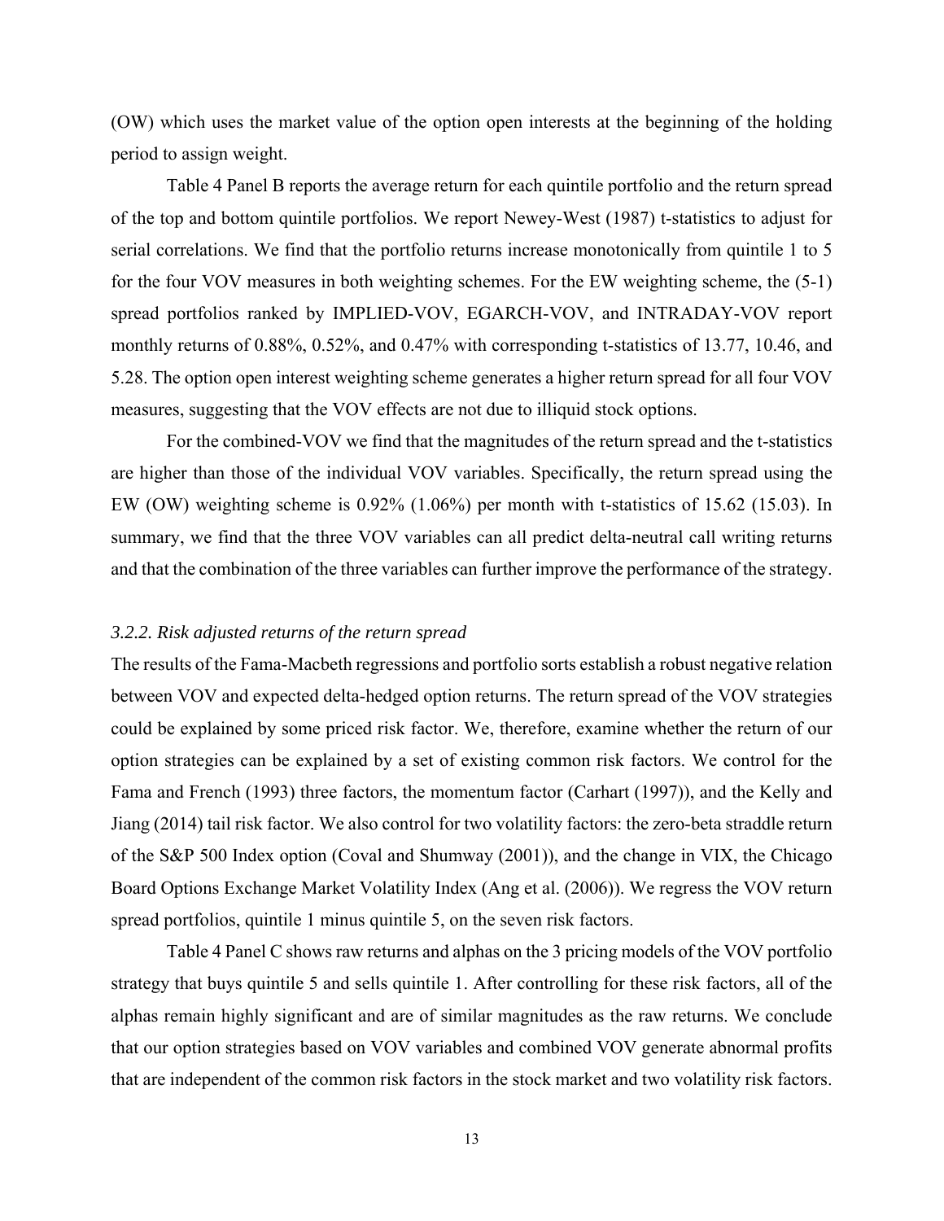(OW) which uses the market value of the option open interests at the beginning of the holding period to assign weight.

Table 4 Panel B reports the average return for each quintile portfolio and the return spread of the top and bottom quintile portfolios. We report Newey-West (1987) t-statistics to adjust for serial correlations. We find that the portfolio returns increase monotonically from quintile 1 to 5 for the four VOV measures in both weighting schemes. For the EW weighting scheme, the (5-1) spread portfolios ranked by IMPLIED-VOV, EGARCH-VOV, and INTRADAY-VOV report monthly returns of 0.88%, 0.52%, and 0.47% with corresponding t-statistics of 13.77, 10.46, and 5.28. The option open interest weighting scheme generates a higher return spread for all four VOV measures, suggesting that the VOV effects are not due to illiquid stock options.

For the combined-VOV we find that the magnitudes of the return spread and the t-statistics are higher than those of the individual VOV variables. Specifically, the return spread using the EW (OW) weighting scheme is 0.92% (1.06%) per month with t-statistics of 15.62 (15.03). In summary, we find that the three VOV variables can all predict delta-neutral call writing returns and that the combination of the three variables can further improve the performance of the strategy.

### *3.2.2. Risk adjusted returns of the return spread*

The results of the Fama-Macbeth regressions and portfolio sorts establish a robust negative relation between VOV and expected delta-hedged option returns. The return spread of the VOV strategies could be explained by some priced risk factor. We, therefore, examine whether the return of our option strategies can be explained by a set of existing common risk factors. We control for the Fama and French (1993) three factors, the momentum factor (Carhart (1997)), and the Kelly and Jiang (2014) tail risk factor. We also control for two volatility factors: the zero-beta straddle return of the S&P 500 Index option (Coval and Shumway (2001)), and the change in VIX, the Chicago Board Options Exchange Market Volatility Index (Ang et al. (2006)). We regress the VOV return spread portfolios, quintile 1 minus quintile 5, on the seven risk factors.

Table 4 Panel C shows raw returns and alphas on the 3 pricing models of the VOV portfolio strategy that buys quintile 5 and sells quintile 1. After controlling for these risk factors, all of the alphas remain highly significant and are of similar magnitudes as the raw returns. We conclude that our option strategies based on VOV variables and combined VOV generate abnormal profits that are independent of the common risk factors in the stock market and two volatility risk factors.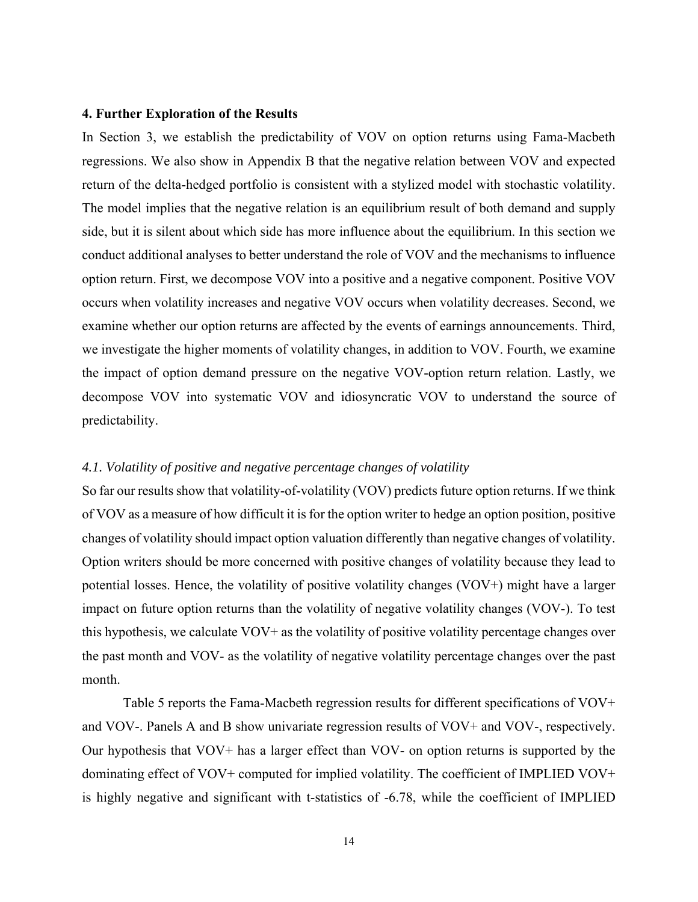**4. Further Exploration of the Results**

In Section 3, we establish the predictability of VOV on option returns using Fama-Macbeth regressions. We also show in Appendix B that the negative relation between VOV and expected return of the delta-hedged portfolio is consistent with a stylized model with stochastic volatility. The model implies that the negative relation is an equilibrium result of both demand and supply side, but it is silent about which side has more influence about the equilibrium. In this section we conduct additional analyses to better understand the role of VOV and the mechanisms to influence option return. First, we decompose VOV into a positive and a negative component. Positive VOV occurs when volatility increases and negative VOV occurs when volatility decreases. Second, we examine whether our option returns are affected by the events of earnings announcements. Third, we investigate the higher moments of volatility changes, in addition to VOV. Fourth, we examine the impact of option demand pressure on the negative VOV-option return relation. Lastly, we decompose VOV into systematic VOV and idiosyncratic VOV to understand the source of predictability.

*4.1. Volatility of positive and negative percentage changes of volatility*

So far our results show that volatility-of-volatility (VOV) predicts future option returns. If we think of VOV as a measure of how difficult it is for the option writer to hedge an option position, positive changes of volatility should impact option valuation differently than negative changes of volatility. Option writers should be more concerned with positive changes of volatility because they lead to potential losses. Hence, the volatility of positive volatility changes (VOV+) might have a larger impact on future option returns than the volatility of negative volatility changes (VOV-). To test this hypothesis, we calculate VOV+ as the volatility of positive volatility percentage changes over the past month and VOV- as the volatility of negative volatility percentage changes over the past month.

Table 5 reports the Fama-Macbeth regression results for different specifications of VOV+ and VOV-. Panels A and B show univariate regression results of VOV+ and VOV-, respectively. Our hypothesis that VOV+ has a larger effect than VOV- on option returns is supported by the dominating effect of VOV+ computed for implied volatility. The coefficient of IMPLIED VOV+ is highly negative and significant with t-statistics of -6.78, while the coefficient of IMPLIED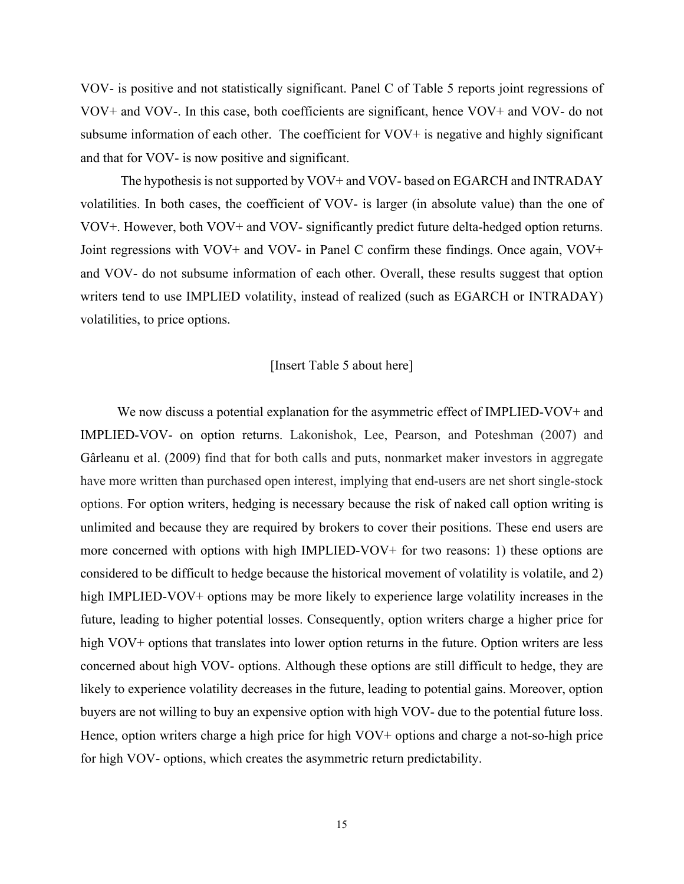VOV- is positive and not statistically significant. Panel C of Table 5 reports joint regressions of VOV+ and VOV-. In this case, both coefficients are significant, hence VOV+ and VOV- do not subsume information of each other. The coefficient for VOV+ is negative and highly significant and that for VOV- is now positive and significant.

The hypothesis is not supported by VOV+ and VOV- based on EGARCH and INTRADAY volatilities. In both cases, the coefficient of VOV- is larger (in absolute value) than the one of VOV+. However, both VOV+ and VOV- significantly predict future delta-hedged option returns. Joint regressions with VOV+ and VOV- in Panel C confirm these findings. Once again, VOV+ and VOV- do not subsume information of each other. Overall, these results suggest that option writers tend to use IMPLIED volatility, instead of realized (such as EGARCH or INTRADAY) volatilities, to price options.

[Insert Table 5 about here]

We now discuss a potential explanation for the asymmetric effect of IMPLIED-VOV+ and IMPLIED-VOV- on option returns. Lakonishok, Lee, Pearson, and Poteshman (2007) and Gârleanu et al. (2009) find that for both calls and puts, nonmarket maker investors in aggregate have more written than purchased open interest, implying that end-users are net short single-stock options. For option writers, hedging is necessary because the risk of naked call option writing is unlimited and because they are required by brokers to cover their positions. These end users are more concerned with options with high IMPLIED-VOV+ for two reasons: 1) these options are considered to be difficult to hedge because the historical movement of volatility is volatile, and 2) high IMPLIED-VOV+ options may be more likely to experience large volatility increases in the future, leading to higher potential losses. Consequently, option writers charge a higher price for high VOV+ options that translates into lower option returns in the future. Option writers are less concerned about high VOV- options. Although these options are still difficult to hedge, they are likely to experience volatility decreases in the future, leading to potential gains. Moreover, option buyers are not willing to buy an expensive option with high VOV- due to the potential future loss. Hence, option writers charge a high price for high VOV+ options and charge a not-so-high price for high VOV- options, which creates the asymmetric return predictability.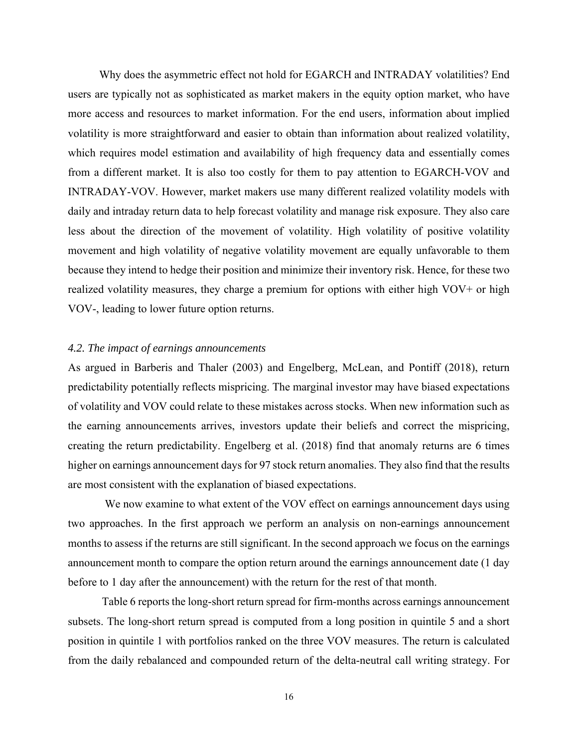Why does the asymmetric effect not hold for EGARCH and INTRADAY volatilities? End users are typically not as sophisticated as market makers in the equity option market, who have more access and resources to market information. For the end users, information about implied volatility is more straightforward and easier to obtain than information about realized volatility, which requires model estimation and availability of high frequency data and essentially comes from a different market. It is also too costly for them to pay attention to EGARCH-VOV and INTRADAY-VOV. However, market makers use many different realized volatility models with daily and intraday return data to help forecast volatility and manage risk exposure. They also care less about the direction of the movement of volatility. High volatility of positive volatility movement and high volatility of negative volatility movement are equally unfavorable to them because they intend to hedge their position and minimize their inventory risk. Hence, for these two realized volatility measures, they charge a premium for options with either high VOV+ or high VOV-, leading to lower future option returns.

### *4.2. The impact of earnings announcements*

As argued in Barberis and Thaler (2003) and Engelberg, McLean, and Pontiff (2018), return predictability potentially reflects mispricing. The marginal investor may have biased expectations of volatility and VOV could relate to these mistakes across stocks. When new information such as the earning announcements arrives, investors update their beliefs and correct the mispricing, creating the return predictability. Engelberg et al. (2018) find that anomaly returns are 6 times higher on earnings announcement days for 97 stock return anomalies. They also find that the results are most consistent with the explanation of biased expectations.

We now examine to what extent of the VOV effect on earnings announcement days using two approaches. In the first approach we perform an analysis on non-earnings announcement months to assess if the returns are still significant. In the second approach we focus on the earnings announcement month to compare the option return around the earnings announcement date (1 day before to 1 day after the announcement) with the return for the rest of that month.

Table 6 reports the long-short return spread for firm-months across earnings announcement subsets. The long-short return spread is computed from a long position in quintile 5 and a short position in quintile 1 with portfolios ranked on the three VOV measures. The return is calculated from the daily rebalanced and compounded return of the delta-neutral call writing strategy. For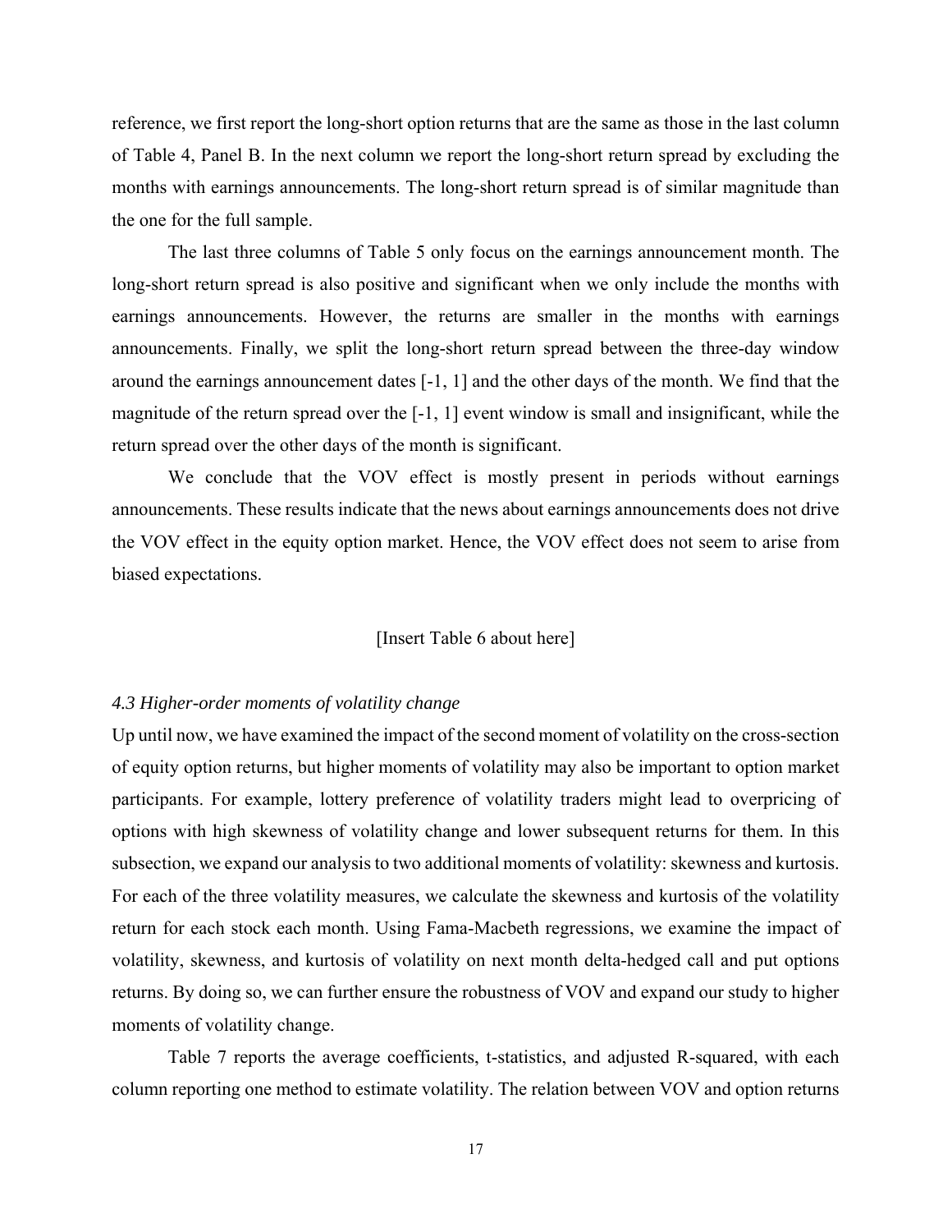reference, we first report the long-short option returns that are the same as those in the last column of Table 4, Panel B. In the next column we report the long-short return spread by excluding the months with earnings announcements. The long-short return spread is of similar magnitude than the one for the full sample.

The last three columns of Table 5 only focus on the earnings announcement month. The long-short return spread is also positive and significant when we only include the months with earnings announcements. However, the returns are smaller in the months with earnings announcements. Finally, we split the long-short return spread between the three-day window around the earnings announcement dates [-1, 1] and the other days of the month. We find that the magnitude of the return spread over the [-1, 1] event window is small and insignificant, while the return spread over the other days of the month is significant.

We conclude that the VOV effect is mostly present in periods without earnings announcements. These results indicate that the news about earnings announcements does not drive the VOV effect in the equity option market. Hence, the VOV effect does not seem to arise from biased expectations.

[Insert Table 6 about here]

### *4.3 Higher-order moments of volatility change*

Up until now, we have examined the impact of the second moment of volatility on the cross-section of equity option returns, but higher moments of volatility may also be important to option market participants. For example, lottery preference of volatility traders might lead to overpricing of options with high skewness of volatility change and lower subsequent returns for them. In this subsection, we expand our analysis to two additional moments of volatility: skewness and kurtosis. For each of the three volatility measures, we calculate the skewness and kurtosis of the volatility return for each stock each month. Using Fama-Macbeth regressions, we examine the impact of volatility, skewness, and kurtosis of volatility on next month delta-hedged call and put options returns. By doing so, we can further ensure the robustness of VOV and expand our study to higher moments of volatility change.

Table 7 reports the average coefficients, t-statistics, and adjusted R-squared, with each column reporting one method to estimate volatility. The relation between VOV and option returns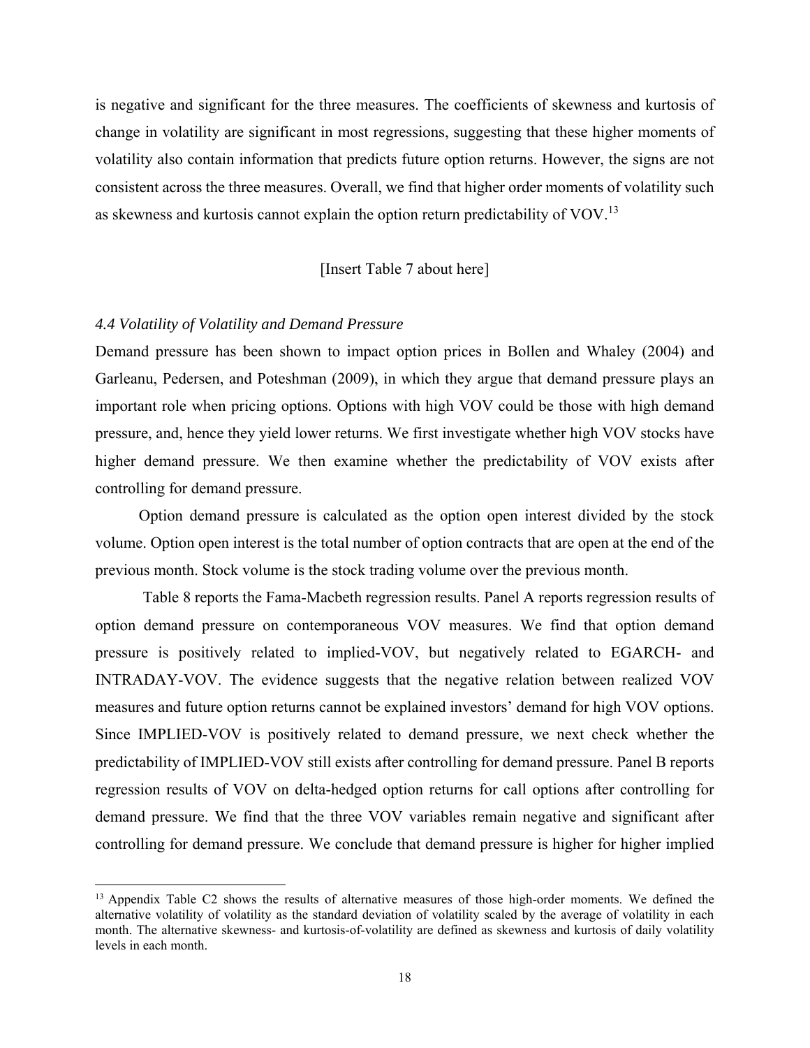is negative and significant for the three measures. The coefficients of skewness and kurtosis of change in volatility are significant in most regressions, suggesting that these higher moments of volatility also contain information that predicts future option returns. However, the signs are not consistent across the three measures. Overall, we find that higher order moments of volatility such as skewness and kurtosis cannot explain the option return predictability of VOV.[13]

[Insert Table 7 about here]

### *4.4 Volatility of Volatility and Demand Pressure*

Demand pressure has been shown to impact option prices in Bollen and Whaley (2004) and Garleanu, Pedersen, and Poteshman (2009), in which they argue that demand pressure plays an important role when pricing options. Options with high VOV could be those with high demand pressure, and, hence they yield lower returns. We first investigate whether high VOV stocks have higher demand pressure. We then examine whether the predictability of VOV exists after controlling for demand pressure.

Option demand pressure is calculated as the option open interest divided by the stock volume. Option open interest is the total number of option contracts that are open at the end of the previous month. Stock volume is the stock trading volume over the previous month.

Table 8 reports the Fama-Macbeth regression results. Panel A reports regression results of option demand pressure on contemporaneous VOV measures. We find that option demand pressure is positively related to implied-VOV, but negatively related to EGARCH- and INTRADAY-VOV. The evidence suggests that the negative relation between realized VOV measures and future option returns cannot be explained investors' demand for high VOV options. Since IMPLIED-VOV is positively related to demand pressure, we next check whether the predictability of IMPLIED-VOV still exists after controlling for demand pressure. Panel B reports regression results of VOV on delta-hedged option returns for call options after controlling for demand pressure. We find that the three VOV variables remain negative and significant after controlling for demand pressure. We conclude that demand pressure is higher for higher implied

---

[13] Appendix Table C2 shows the results of alternative measures of those high-order moments. We defined the alternative volatility of volatility as the standard deviation of volatility scaled by the average of volatility in each month. The alternative skewness- and kurtosis-of-volatility are defined as skewness and kurtosis of daily volatility levels in each month.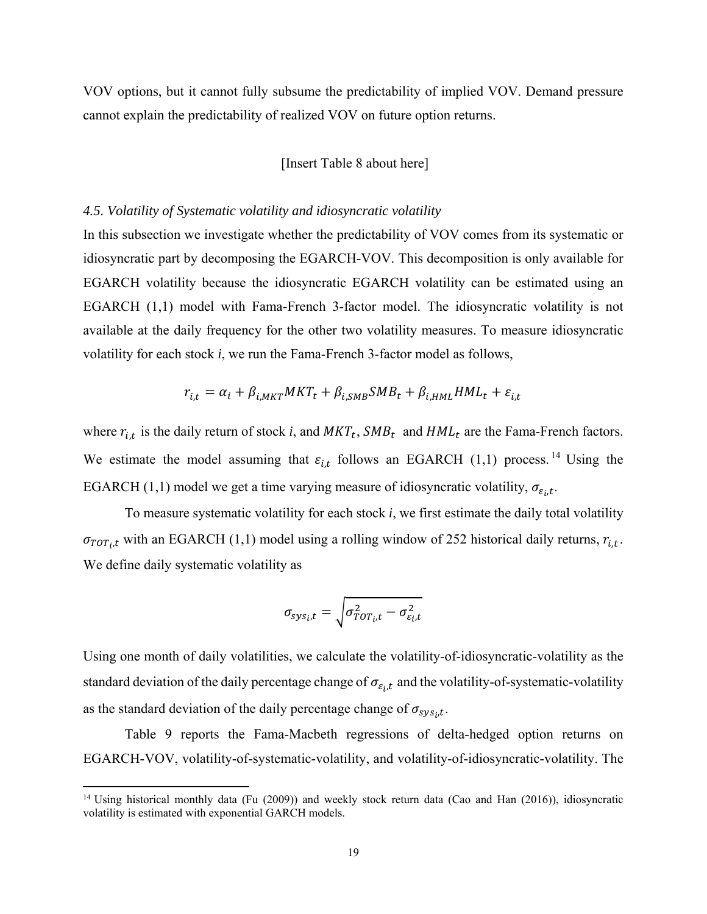VOV options, but it cannot fully subsume the predictability of implied VOV. Demand pressure cannot explain the predictability of realized VOV on future option returns.

[Insert Table 8 about here]

### *4.5. Volatility of Systematic volatility and idiosyncratic volatility*

In this subsection we investigate whether the predictability of VOV comes from its systematic or idiosyncratic part by decomposing the EGARCH-VOV. This decomposition is only available for EGARCH volatility because the idiosyncratic EGARCH volatility can be estimated using an EGARCH (1,1) model with Fama-French 3-factor model. The idiosyncratic volatility is not available at the daily frequency for the other two volatility measures. To measure idiosyncratic volatility for each stock *i*, we run the Fama-French 3-factor model as follows,

$$r_{i,t} = \alpha_i + \beta_{i,MKT} MKT_t + \beta_{i,SMB} SMB_t + \beta_{i,HML} HML_t + \varepsilon_{i,t}$$

where $r_{i,t}$ is the daily return of stock *i*, and $MKT_t$, $SMB_t$ and $HML_t$ are the Fama-French factors. We estimate the model assuming that $\varepsilon_{i,t}$ follows an EGARCH (1,1) process.[14] Using the EGARCH (1,1) model we get a time varying measure of idiosyncratic volatility, $\sigma_{\varepsilon_i,t}$.

To measure systematic volatility for each stock *i*, we first estimate the daily total volatility $\sigma_{TOT_i,t}$ with an EGARCH (1,1) model using a rolling window of 252 historical daily returns, $r_{i,t}$. We define daily systematic volatility as

$$\sigma_{sys_i,t} = \sqrt{\sigma_{TOT_i,t}^2 - \sigma_{\varepsilon_i,t}^2}$$

Using one month of daily volatilities, we calculate the volatility-of-idiosyncratic-volatility as the standard deviation of the daily percentage change of $\sigma_{\varepsilon_i,t}$ and the volatility-of-systematic-volatility as the standard deviation of the daily percentage change of $\sigma_{sys_i,t}$.

Table 9 reports the Fama-Macbeth regressions of delta-hedged option returns on EGARCH-VOV, volatility-of-systematic-volatility, and volatility-of-idiosyncratic-volatility. The

[14] Using historical monthly data (Fu (2009)) and weekly stock return data (Cao and Han (2016)), idiosyncratic volatility is estimated with exponential GARCH models.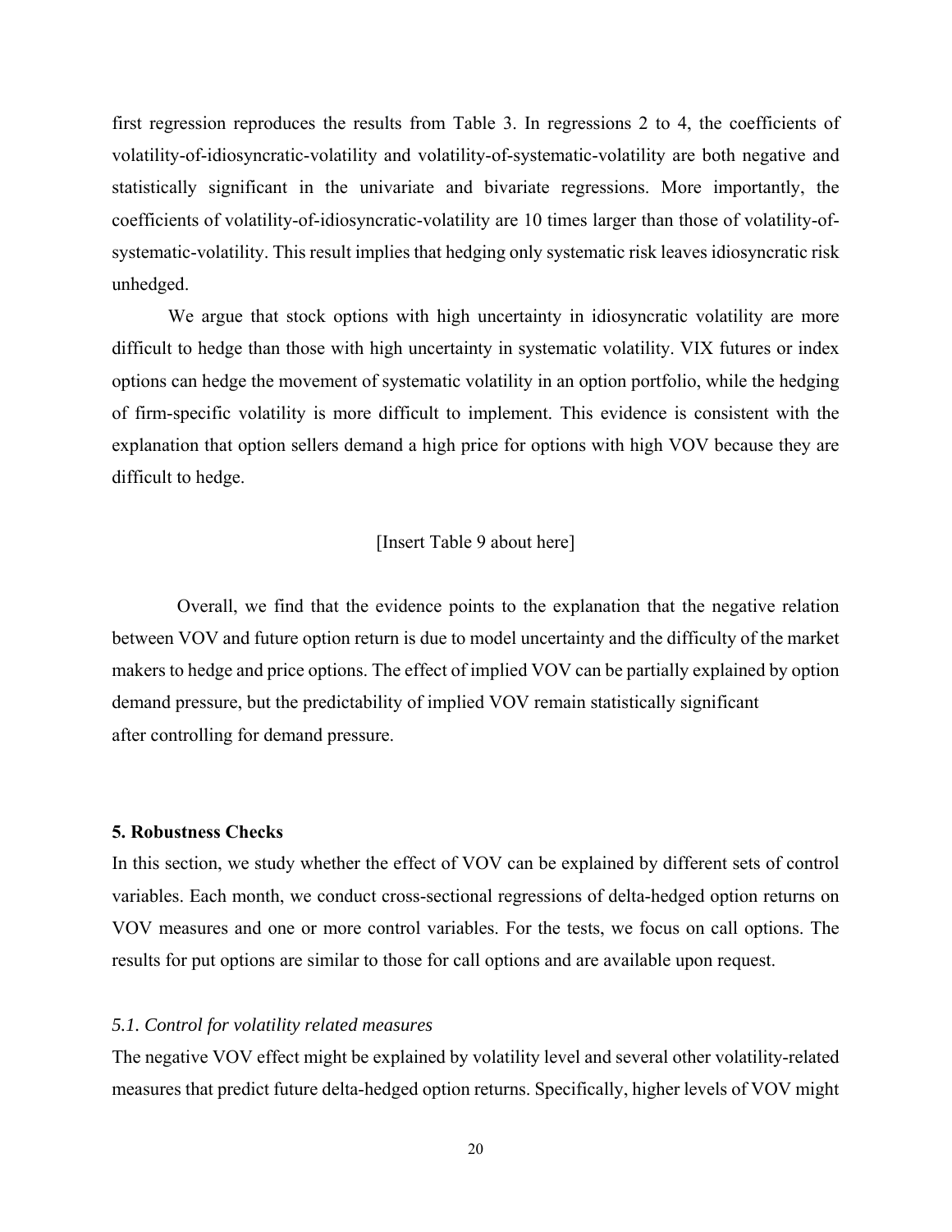first regression reproduces the results from Table 3. In regressions 2 to 4, the coefficients of volatility-of-idiosyncratic-volatility and volatility-of-systematic-volatility are both negative and statistically significant in the univariate and bivariate regressions. More importantly, the coefficients of volatility-of-idiosyncratic-volatility are 10 times larger than those of volatility-of-systematic-volatility. This result implies that hedging only systematic risk leaves idiosyncratic risk unhedged.

We argue that stock options with high uncertainty in idiosyncratic volatility are more difficult to hedge than those with high uncertainty in systematic volatility. VIX futures or index options can hedge the movement of systematic volatility in an option portfolio, while the hedging of firm-specific volatility is more difficult to implement. This evidence is consistent with the explanation that option sellers demand a high price for options with high VOV because they are difficult to hedge.

[Insert Table 9 about here]

Overall, we find that the evidence points to the explanation that the negative relation between VOV and future option return is due to model uncertainty and the difficulty of the market makers to hedge and price options. The effect of implied VOV can be partially explained by option demand pressure, but the predictability of implied VOV remain statistically significant after controlling for demand pressure.

## 5. Robustness Checks

In this section, we study whether the effect of VOV can be explained by different sets of control variables. Each month, we conduct cross-sectional regressions of delta-hedged option returns on VOV measures and one or more control variables. For the tests, we focus on call options. The results for put options are similar to those for call options and are available upon request.

### *5.1. Control for volatility related measures*

The negative VOV effect might be explained by volatility level and several other volatility-related measures that predict future delta-hedged option returns. Specifically, higher levels of VOV might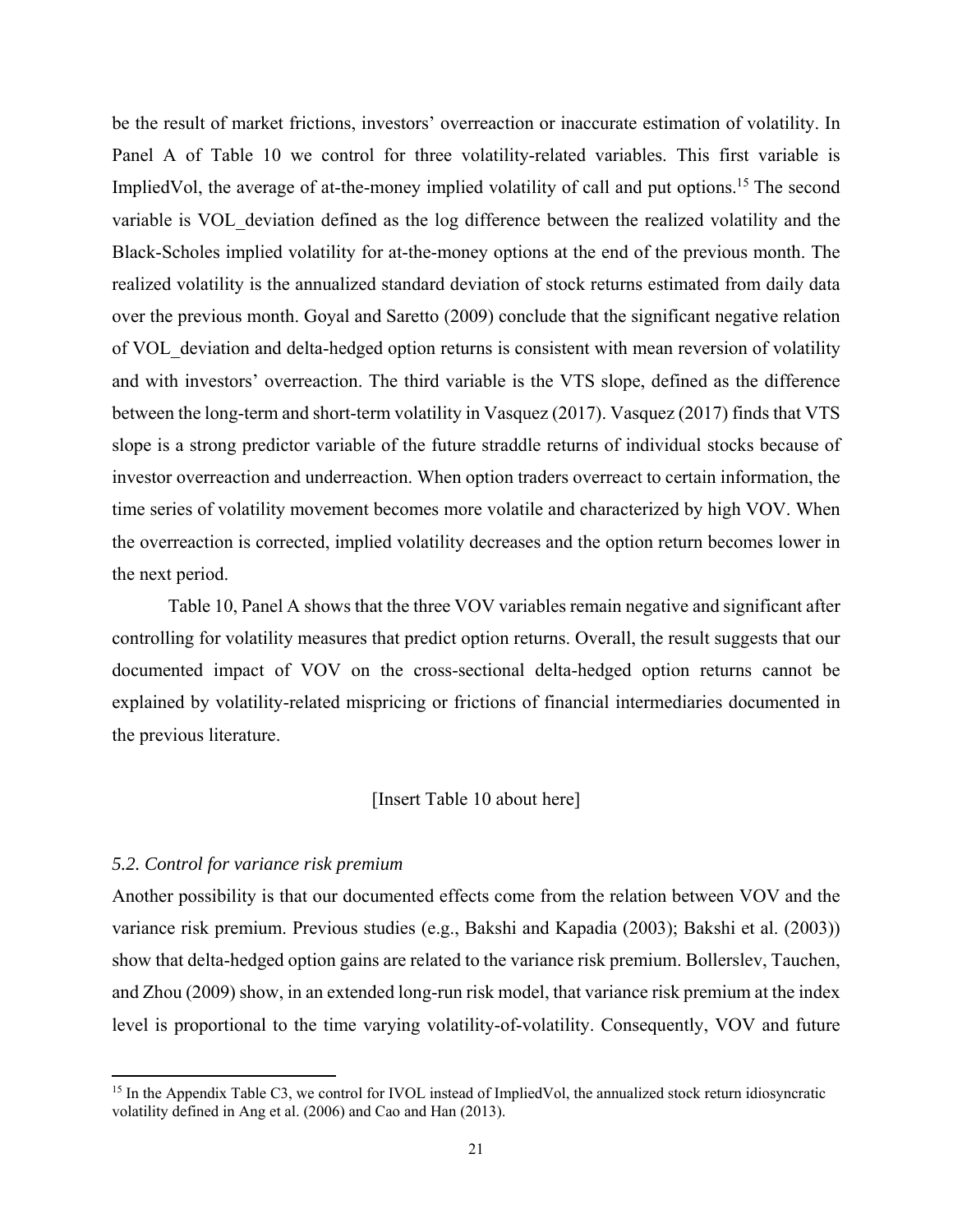be the result of market frictions, investors' overreaction or inaccurate estimation of volatility. In Panel A of Table 10 we control for three volatility-related variables. This first variable is ImpliedVol, the average of at-the-money implied volatility of call and put options.[15] The second variable is VOL_deviation defined as the log difference between the realized volatility and the Black-Scholes implied volatility for at-the-money options at the end of the previous month. The realized volatility is the annualized standard deviation of stock returns estimated from daily data over the previous month. Goyal and Saretto (2009) conclude that the significant negative relation of VOL_deviation and delta-hedged option returns is consistent with mean reversion of volatility and with investors' overreaction. The third variable is the VTS slope, defined as the difference between the long-term and short-term volatility in Vasquez (2017). Vasquez (2017) finds that VTS slope is a strong predictor variable of the future straddle returns of individual stocks because of investor overreaction and underreaction. When option traders overreact to certain information, the time series of volatility movement becomes more volatile and characterized by high VOV. When the overreaction is corrected, implied volatility decreases and the option return becomes lower in the next period.

Table 10, Panel A shows that the three VOV variables remain negative and significant after controlling for volatility measures that predict option returns. Overall, the result suggests that our documented impact of VOV on the cross-sectional delta-hedged option returns cannot be explained by volatility-related mispricing or frictions of financial intermediaries documented in the previous literature.

[Insert Table 10 about here]

*5.2. Control for variance risk premium*

Another possibility is that our documented effects come from the relation between VOV and the variance risk premium. Previous studies (e.g., Bakshi and Kapadia (2003); Bakshi et al. (2003)) show that delta-hedged option gains are related to the variance risk premium. Bollerslev, Tauchen, and Zhou (2009) show, in an extended long-run risk model, that variance risk premium at the index level is proportional to the time varying volatility-of-volatility. Consequently, VOV and future

[15] In the Appendix Table C3, we control for IVOL instead of ImpliedVol, the annualized stock return idiosyncratic volatility defined in Ang et al. (2006) and Cao and Han (2013).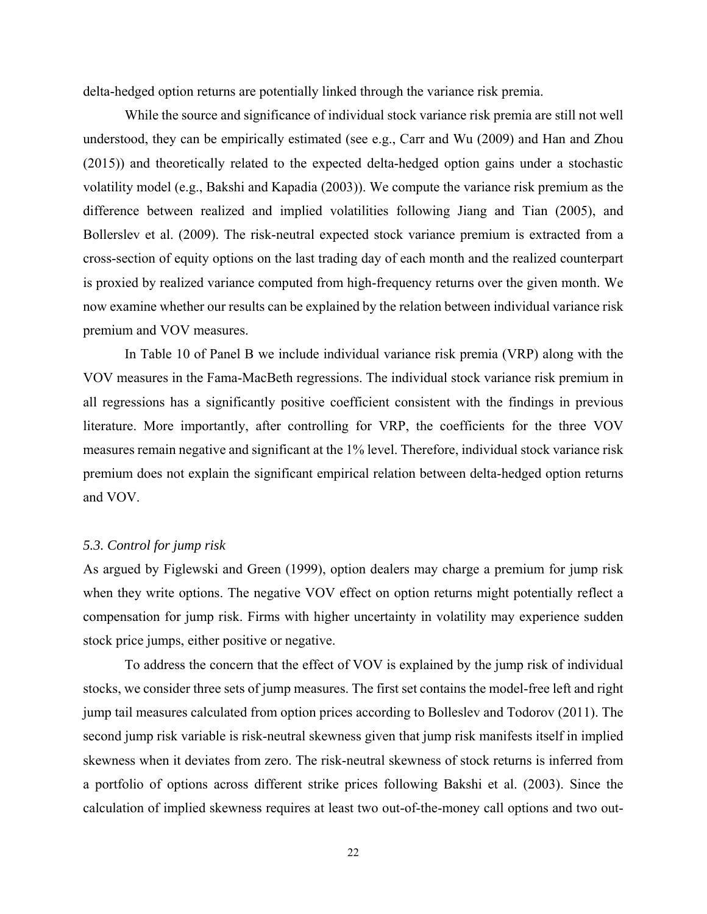delta-hedged option returns are potentially linked through the variance risk premia.

While the source and significance of individual stock variance risk premia are still not well understood, they can be empirically estimated (see e.g., Carr and Wu (2009) and Han and Zhou (2015)) and theoretically related to the expected delta-hedged option gains under a stochastic volatility model (e.g., Bakshi and Kapadia (2003)). We compute the variance risk premium as the difference between realized and implied volatilities following Jiang and Tian (2005), and Bollerslev et al. (2009). The risk-neutral expected stock variance premium is extracted from a cross-section of equity options on the last trading day of each month and the realized counterpart is proxied by realized variance computed from high-frequency returns over the given month. We now examine whether our results can be explained by the relation between individual variance risk premium and VOV measures.

In Table 10 of Panel B we include individual variance risk premia (VRP) along with the VOV measures in the Fama-MacBeth regressions. The individual stock variance risk premium in all regressions has a significantly positive coefficient consistent with the findings in previous literature. More importantly, after controlling for VRP, the coefficients for the three VOV measures remain negative and significant at the 1% level. Therefore, individual stock variance risk premium does not explain the significant empirical relation between delta-hedged option returns and VOV.

### *5.3. Control for jump risk*

As argued by Figlewski and Green (1999), option dealers may charge a premium for jump risk when they write options. The negative VOV effect on option returns might potentially reflect a compensation for jump risk. Firms with higher uncertainty in volatility may experience sudden stock price jumps, either positive or negative.

To address the concern that the effect of VOV is explained by the jump risk of individual stocks, we consider three sets of jump measures. The first set contains the model-free left and right jump tail measures calculated from option prices according to Bolleslev and Todorov (2011). The second jump risk variable is risk-neutral skewness given that jump risk manifests itself in implied skewness when it deviates from zero. The risk-neutral skewness of stock returns is inferred from a portfolio of options across different strike prices following Bakshi et al. (2003). Since the calculation of implied skewness requires at least two out-of-the-money call options and two out-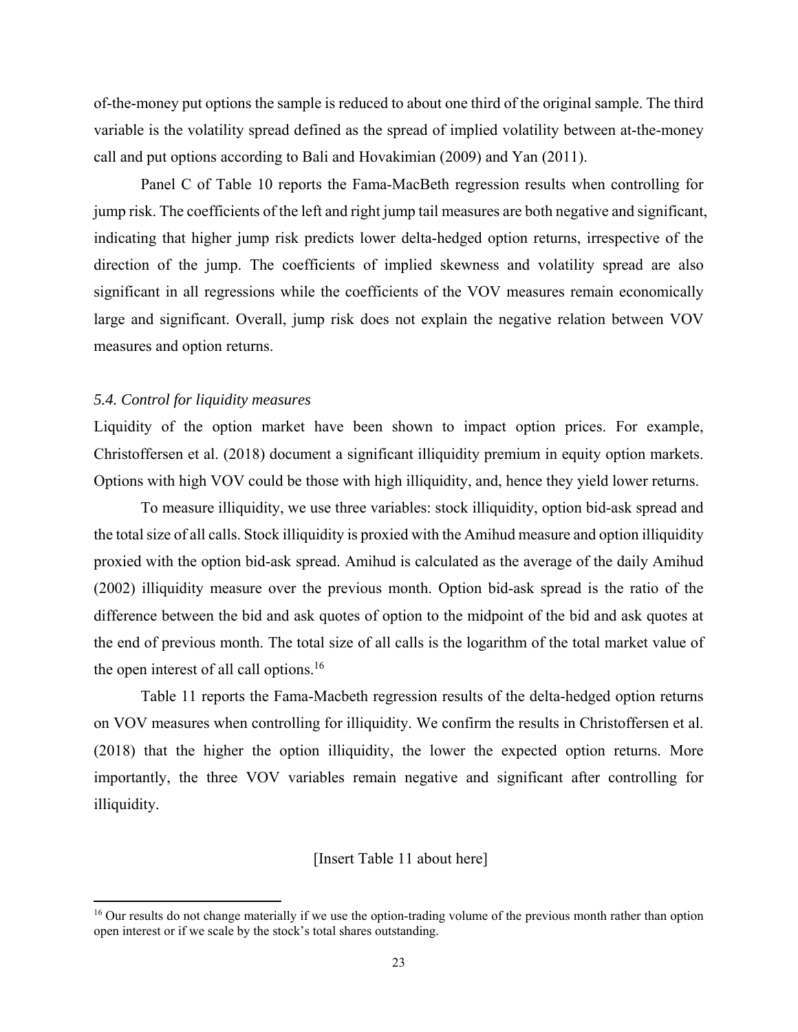of-the-money put options the sample is reduced to about one third of the original sample. The third variable is the volatility spread defined as the spread of implied volatility between at-the-money call and put options according to Bali and Hovakimian (2009) and Yan (2011).

Panel C of Table 10 reports the Fama-MacBeth regression results when controlling for jump risk. The coefficients of the left and right jump tail measures are both negative and significant, indicating that higher jump risk predicts lower delta-hedged option returns, irrespective of the direction of the jump. The coefficients of implied skewness and volatility spread are also significant in all regressions while the coefficients of the VOV measures remain economically large and significant. Overall, jump risk does not explain the negative relation between VOV measures and option returns.

### *5.4. Control for liquidity measures*

Liquidity of the option market have been shown to impact option prices. For example, Christoffersen et al. (2018) document a significant illiquidity premium in equity option markets. Options with high VOV could be those with high illiquidity, and, hence they yield lower returns.

To measure illiquidity, we use three variables: stock illiquidity, option bid-ask spread and the total size of all calls. Stock illiquidity is proxied with the Amihud measure and option illiquidity proxied with the option bid-ask spread. Amihud is calculated as the average of the daily Amihud (2002) illiquidity measure over the previous month. Option bid-ask spread is the ratio of the difference between the bid and ask quotes of option to the midpoint of the bid and ask quotes at the end of previous month. The total size of all calls is the logarithm of the total market value of the open interest of all call options.[16]

Table 11 reports the Fama-Macbeth regression results of the delta-hedged option returns on VOV measures when controlling for illiquidity. We confirm the results in Christoffersen et al. (2018) that the higher the option illiquidity, the lower the expected option returns. More importantly, the three VOV variables remain negative and significant after controlling for illiquidity.

[Insert Table 11 about here]

[16] Our results do not change materially if we use the option-trading volume of the previous month rather than option open interest or if we scale by the stock's total shares outstanding.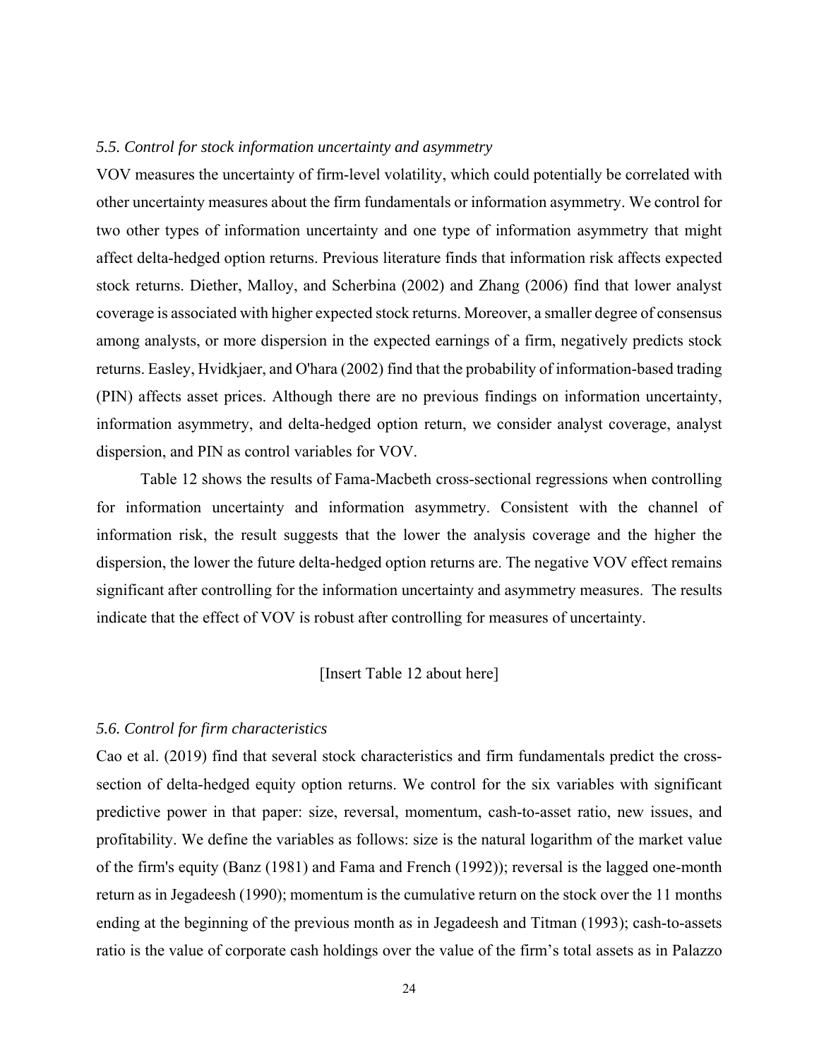### *5.5. Control for stock information uncertainty and asymmetry*

VOV measures the uncertainty of firm-level volatility, which could potentially be correlated with other uncertainty measures about the firm fundamentals or information asymmetry. We control for two other types of information uncertainty and one type of information asymmetry that might affect delta-hedged option returns. Previous literature finds that information risk affects expected stock returns. Diether, Malloy, and Scherbina (2002) and Zhang (2006) find that lower analyst coverage is associated with higher expected stock returns. Moreover, a smaller degree of consensus among analysts, or more dispersion in the expected earnings of a firm, negatively predicts stock returns. Easley, Hvidkjaer, and O'hara (2002) find that the probability of information-based trading (PIN) affects asset prices. Although there are no previous findings on information uncertainty, information asymmetry, and delta-hedged option return, we consider analyst coverage, analyst dispersion, and PIN as control variables for VOV.

Table 12 shows the results of Fama-Macbeth cross-sectional regressions when controlling for information uncertainty and information asymmetry. Consistent with the channel of information risk, the result suggests that the lower the analysis coverage and the higher the dispersion, the lower the future delta-hedged option returns are. The negative VOV effect remains significant after controlling for the information uncertainty and asymmetry measures. The results indicate that the effect of VOV is robust after controlling for measures of uncertainty.

[Insert Table 12 about here]

### *5.6. Control for firm characteristics*

Cao et al. (2019) find that several stock characteristics and firm fundamentals predict the cross-section of delta-hedged equity option returns. We control for the six variables with significant predictive power in that paper: size, reversal, momentum, cash-to-asset ratio, new issues, and profitability. We define the variables as follows: size is the natural logarithm of the market value of the firm's equity (Banz (1981) and Fama and French (1992)); reversal is the lagged one-month return as in Jegadeesh (1990); momentum is the cumulative return on the stock over the 11 months ending at the beginning of the previous month as in Jegadeesh and Titman (1993); cash-to-assets ratio is the value of corporate cash holdings over the value of the firm's total assets as in Palazzo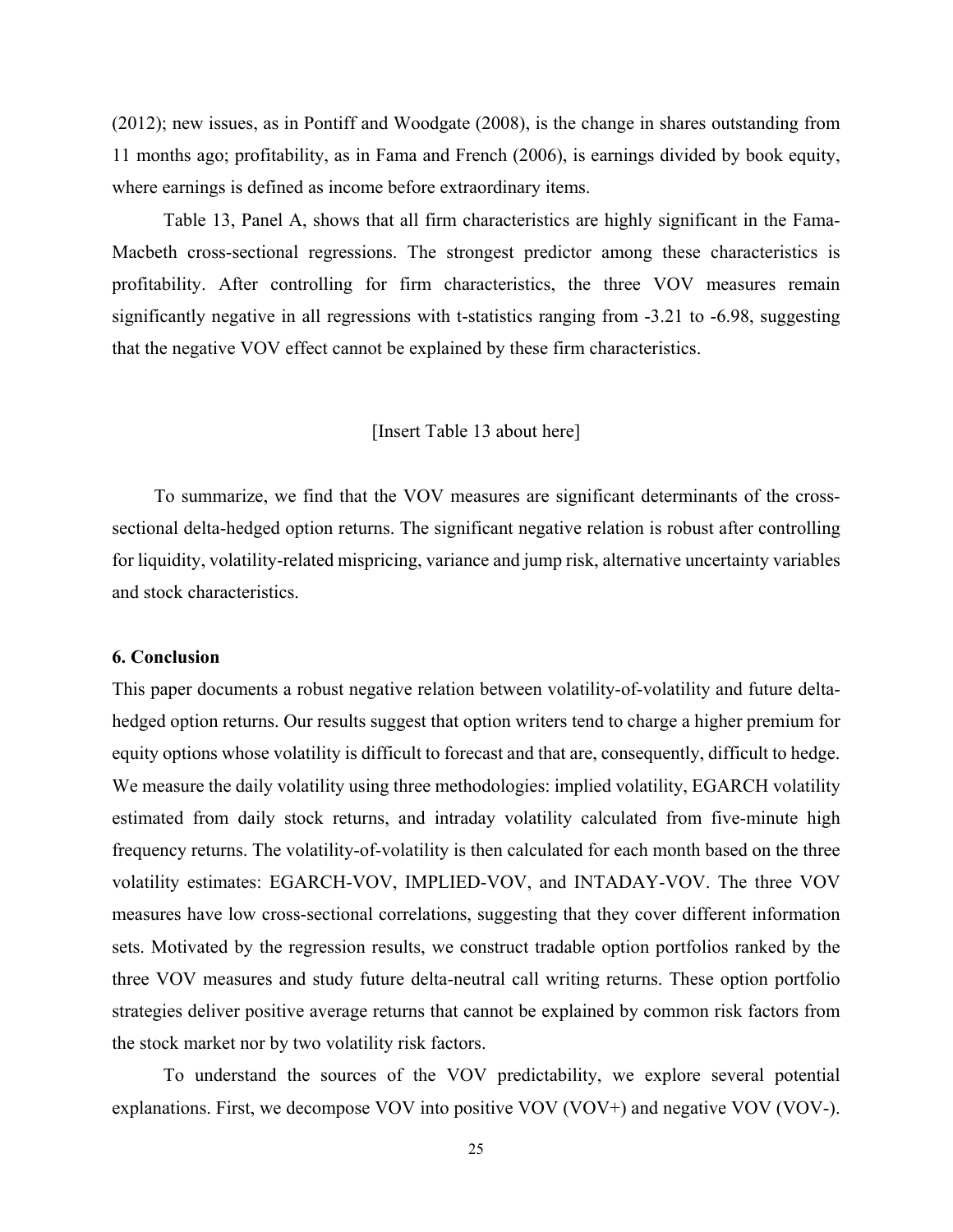(2012); new issues, as in Pontiff and Woodgate (2008), is the change in shares outstanding from 11 months ago; profitability, as in Fama and French (2006), is earnings divided by book equity, where earnings is defined as income before extraordinary items.

Table 13, Panel A, shows that all firm characteristics are highly significant in the Fama-Macbeth cross-sectional regressions. The strongest predictor among these characteristics is profitability. After controlling for firm characteristics, the three VOV measures remain significantly negative in all regressions with t-statistics ranging from -3.21 to -6.98, suggesting that the negative VOV effect cannot be explained by these firm characteristics.

[Insert Table 13 about here]

To summarize, we find that the VOV measures are significant determinants of the cross-sectional delta-hedged option returns. The significant negative relation is robust after controlling for liquidity, volatility-related mispricing, variance and jump risk, alternative uncertainty variables and stock characteristics.

### 6. Conclusion

This paper documents a robust negative relation between volatility-of-volatility and future delta-hedged option returns. Our results suggest that option writers tend to charge a higher premium for equity options whose volatility is difficult to forecast and that are, consequently, difficult to hedge. We measure the daily volatility using three methodologies: implied volatility, EGARCH volatility estimated from daily stock returns, and intraday volatility calculated from five-minute high frequency returns. The volatility-of-volatility is then calculated for each month based on the three volatility estimates: EGARCH-VOV, IMPLIED-VOV, and INTADAY-VOV. The three VOV measures have low cross-sectional correlations, suggesting that they cover different information sets. Motivated by the regression results, we construct tradable option portfolios ranked by the three VOV measures and study future delta-neutral call writing returns. These option portfolio strategies deliver positive average returns that cannot be explained by common risk factors from the stock market nor by two volatility risk factors.

To understand the sources of the VOV predictability, we explore several potential explanations. First, we decompose VOV into positive VOV (VOV+) and negative VOV (VOV-).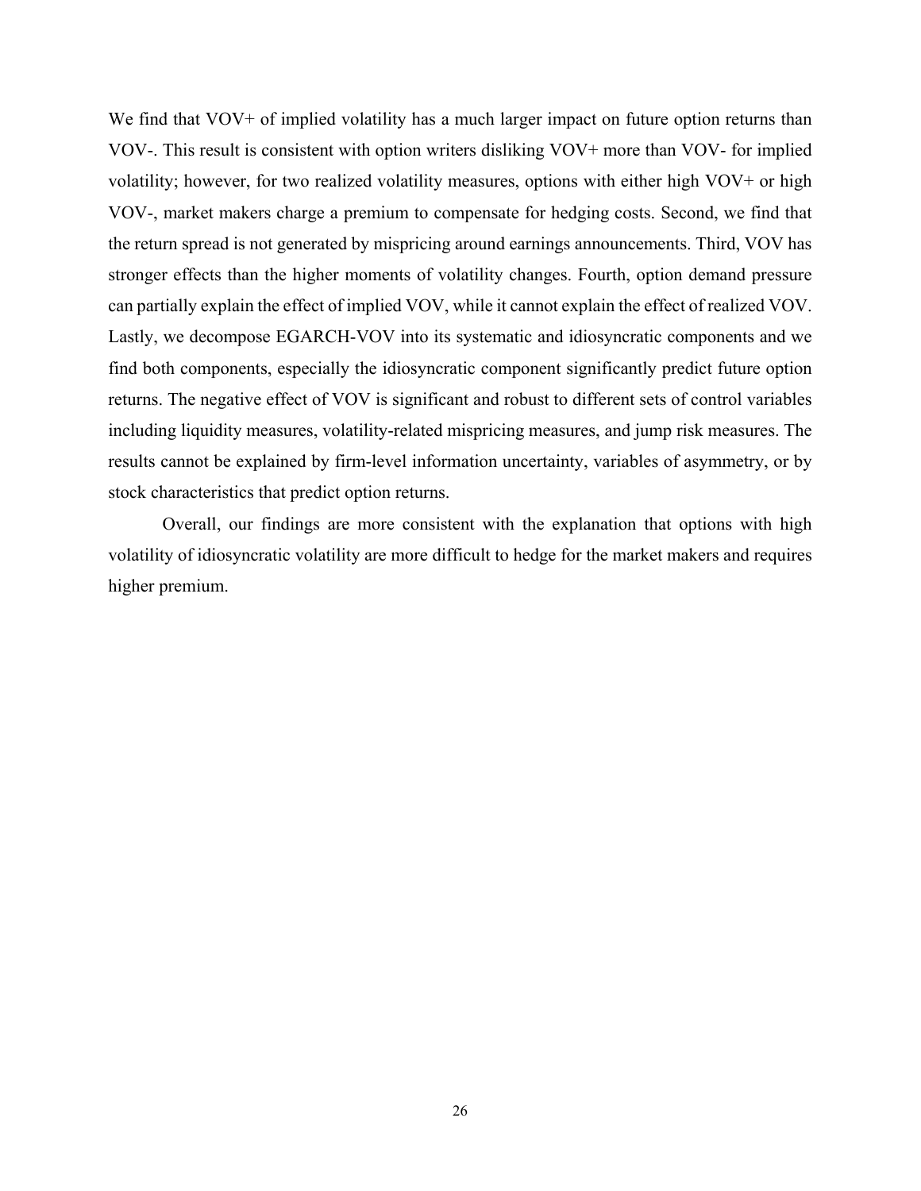We find that VOV+ of implied volatility has a much larger impact on future option returns than VOV-. This result is consistent with option writers disliking VOV+ more than VOV- for implied volatility; however, for two realized volatility measures, options with either high VOV+ or high VOV-, market makers charge a premium to compensate for hedging costs. Second, we find that the return spread is not generated by mispricing around earnings announcements. Third, VOV has stronger effects than the higher moments of volatility changes. Fourth, option demand pressure can partially explain the effect of implied VOV, while it cannot explain the effect of realized VOV. Lastly, we decompose EGARCH-VOV into its systematic and idiosyncratic components and we find both components, especially the idiosyncratic component significantly predict future option returns. The negative effect of VOV is significant and robust to different sets of control variables including liquidity measures, volatility-related mispricing measures, and jump risk measures. The results cannot be explained by firm-level information uncertainty, variables of asymmetry, or by stock characteristics that predict option returns.

Overall, our findings are more consistent with the explanation that options with high volatility of idiosyncratic volatility are more difficult to hedge for the market makers and requires higher premium.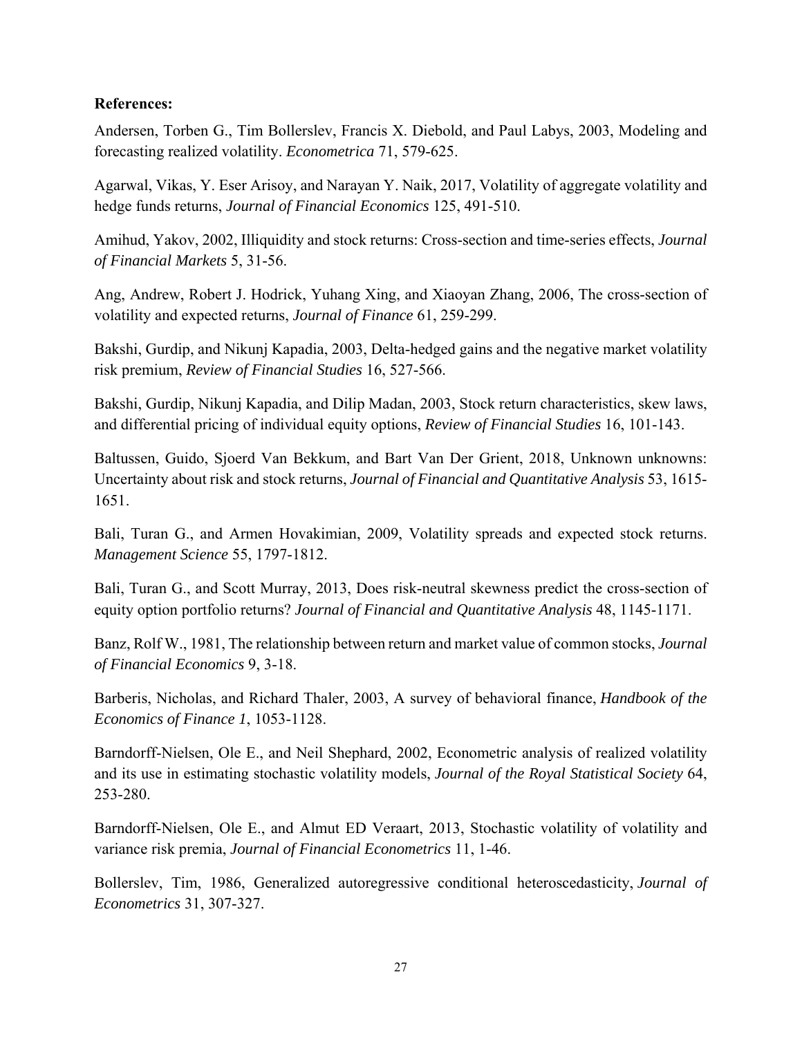**References:**

Andersen, Torben G., Tim Bollerslev, Francis X. Diebold, and Paul Labys, 2003, Modeling and forecasting realized volatility. *Econometrica* 71, 579-625.

Agarwal, Vikas, Y. Eser Arisoy, and Narayan Y. Naik, 2017, Volatility of aggregate volatility and hedge funds returns, *Journal of Financial Economics* 125, 491-510.

Amihud, Yakov, 2002, Illiquidity and stock returns: Cross-section and time-series effects, *Journal of Financial Markets* 5, 31-56.

Ang, Andrew, Robert J. Hodrick, Yuhang Xing, and Xiaoyan Zhang, 2006, The cross-section of volatility and expected returns, *Journal of Finance* 61, 259-299.

Bakshi, Gurdip, and Nikunj Kapadia, 2003, Delta-hedged gains and the negative market volatility risk premium, *Review of Financial Studies* 16, 527-566.

Bakshi, Gurdip, Nikunj Kapadia, and Dilip Madan, 2003, Stock return characteristics, skew laws, and differential pricing of individual equity options, *Review of Financial Studies* 16, 101-143.

Baltussen, Guido, Sjoerd Van Bekkum, and Bart Van Der Grient, 2018, Unknown unknowns: Uncertainty about risk and stock returns, *Journal of Financial and Quantitative Analysis* 53, 1615-1651.

Bali, Turan G., and Armen Hovakimian, 2009, Volatility spreads and expected stock returns. *Management Science* 55, 1797-1812.

Bali, Turan G., and Scott Murray, 2013, Does risk-neutral skewness predict the cross-section of equity option portfolio returns? *Journal of Financial and Quantitative Analysis* 48, 1145-1171.

Banz, Rolf W., 1981, The relationship between return and market value of common stocks, *Journal of Financial Economics* 9, 3-18.

Barberis, Nicholas, and Richard Thaler, 2003, A survey of behavioral finance, *Handbook of the Economics of Finance 1*, 1053-1128.

Barndorff-Nielsen, Ole E., and Neil Shephard, 2002, Econometric analysis of realized volatility and its use in estimating stochastic volatility models, *Journal of the Royal Statistical Society* 64, 253-280.

Barndorff-Nielsen, Ole E., and Almut ED Veraart, 2013, Stochastic volatility of volatility and variance risk premia, *Journal of Financial Econometrics* 11, 1-46.

Bollerslev, Tim, 1986, Generalized autoregressive conditional heteroscedasticity, *Journal of Econometrics* 31, 307-327.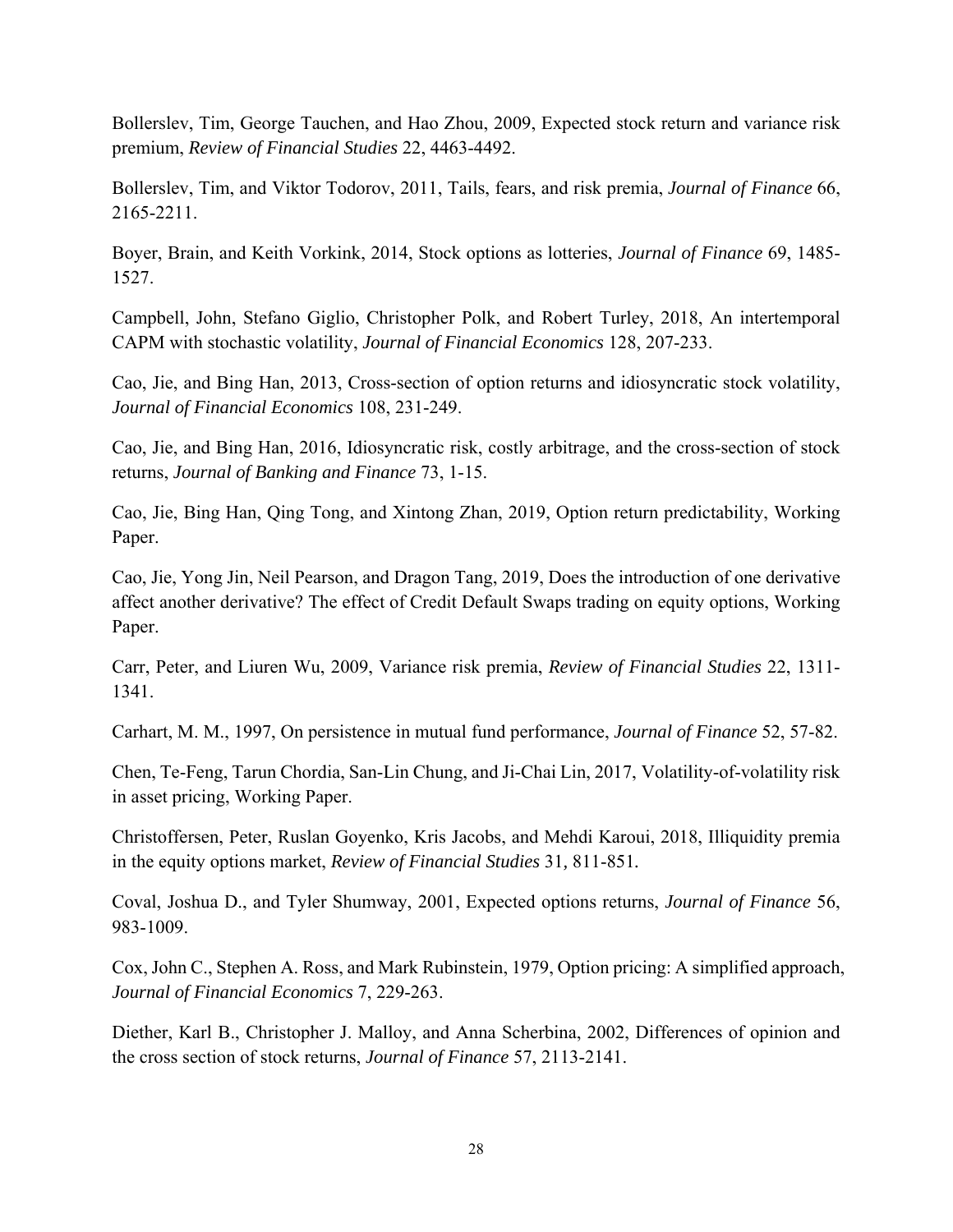Bollerslev, Tim, George Tauchen, and Hao Zhou, 2009, Expected stock return and variance risk premium, *Review of Financial Studies* 22, 4463-4492.

Bollerslev, Tim, and Viktor Todorov, 2011, Tails, fears, and risk premia, *Journal of Finance* 66, 2165-2211.

Boyer, Brain, and Keith Vorkink, 2014, Stock options as lotteries, *Journal of Finance* 69, 1485-1527.

Campbell, John, Stefano Giglio, Christopher Polk, and Robert Turley, 2018, An intertemporal CAPM with stochastic volatility, *Journal of Financial Economics* 128, 207-233.

Cao, Jie, and Bing Han, 2013, Cross-section of option returns and idiosyncratic stock volatility, *Journal of Financial Economics* 108, 231-249.

Cao, Jie, and Bing Han, 2016, Idiosyncratic risk, costly arbitrage, and the cross-section of stock returns, *Journal of Banking and Finance* 73, 1-15.

Cao, Jie, Bing Han, Qing Tong, and Xintong Zhan, 2019, Option return predictability, Working Paper.

Cao, Jie, Yong Jin, Neil Pearson, and Dragon Tang, 2019, Does the introduction of one derivative affect another derivative? The effect of Credit Default Swaps trading on equity options, Working Paper.

Carr, Peter, and Liuren Wu, 2009, Variance risk premia, *Review of Financial Studies* 22, 1311-1341.

Carhart, M. M., 1997, On persistence in mutual fund performance, *Journal of Finance* 52, 57-82.

Chen, Te-Feng, Tarun Chordia, San-Lin Chung, and Ji-Chai Lin, 2017, Volatility-of-volatility risk in asset pricing, Working Paper.

Christoffersen, Peter, Ruslan Goyenko, Kris Jacobs, and Mehdi Karoui, 2018, Illiquidity premia in the equity options market, *Review of Financial Studies* 31, 811-851.

Coval, Joshua D., and Tyler Shumway, 2001, Expected options returns, *Journal of Finance* 56, 983-1009.

Cox, John C., Stephen A. Ross, and Mark Rubinstein, 1979, Option pricing: A simplified approach, *Journal of Financial Economics* 7, 229-263.

Diether, Karl B., Christopher J. Malloy, and Anna Scherbina, 2002, Differences of opinion and the cross section of stock returns, *Journal of Finance* 57, 2113-2141.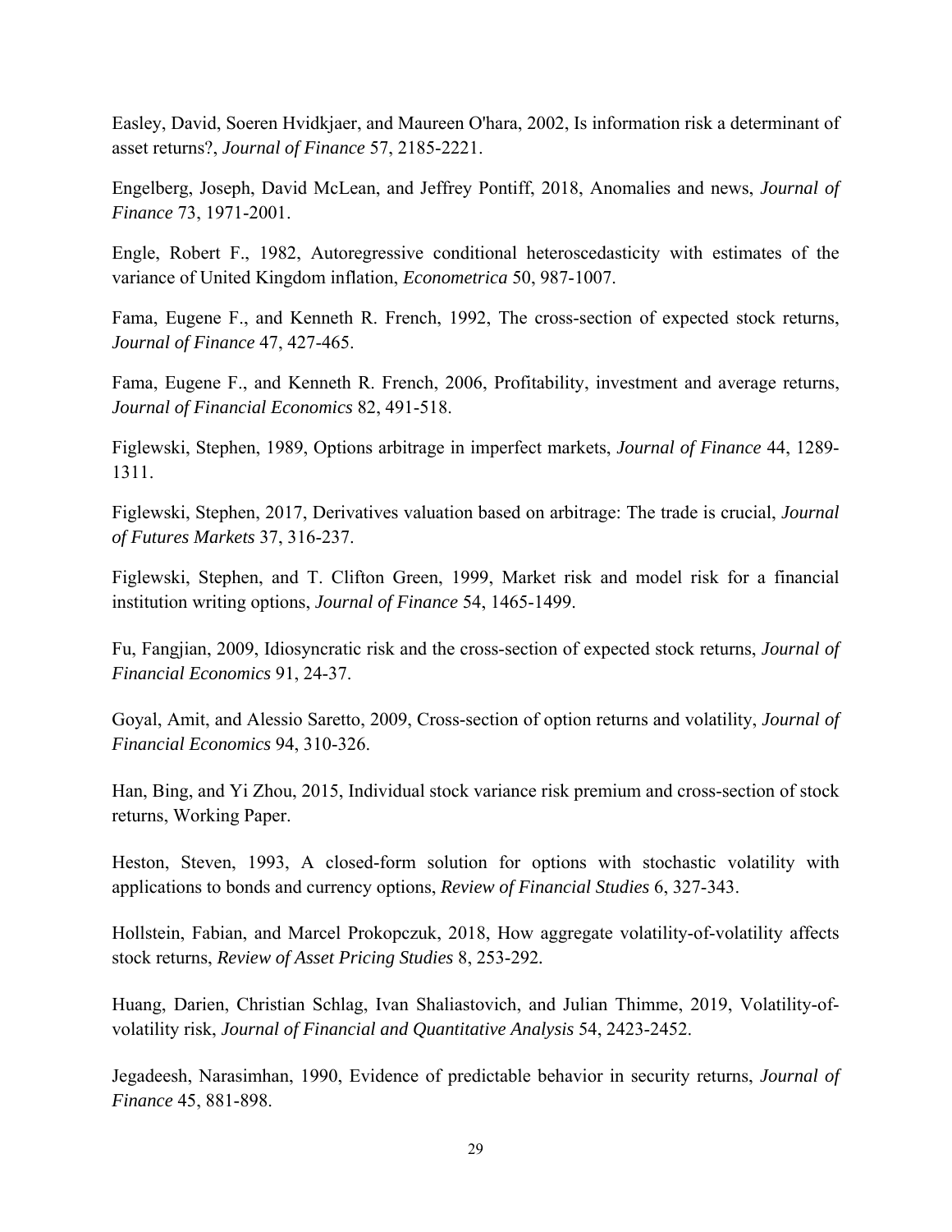Easley, David, Soeren Hvidkjaer, and Maureen O'hara, 2002, Is information risk a determinant of asset returns?, *Journal of Finance* 57, 2185-2221.

Engelberg, Joseph, David McLean, and Jeffrey Pontiff, 2018, Anomalies and news, *Journal of Finance* 73, 1971-2001.

Engle, Robert F., 1982, Autoregressive conditional heteroscedasticity with estimates of the variance of United Kingdom inflation, *Econometrica* 50, 987-1007.

Fama, Eugene F., and Kenneth R. French, 1992, The cross-section of expected stock returns, *Journal of Finance* 47, 427-465.

Fama, Eugene F., and Kenneth R. French, 2006, Profitability, investment and average returns, *Journal of Financial Economics* 82, 491-518.

Figlewski, Stephen, 1989, Options arbitrage in imperfect markets, *Journal of Finance* 44, 1289-1311.

Figlewski, Stephen, 2017, Derivatives valuation based on arbitrage: The trade is crucial, *Journal of Futures Markets* 37, 316-237.

Figlewski, Stephen, and T. Clifton Green, 1999, Market risk and model risk for a financial institution writing options, *Journal of Finance* 54, 1465-1499.

Fu, Fangjian, 2009, Idiosyncratic risk and the cross-section of expected stock returns, *Journal of Financial Economics* 91, 24-37.

Goyal, Amit, and Alessio Saretto, 2009, Cross-section of option returns and volatility, *Journal of Financial Economics* 94, 310-326.

Han, Bing, and Yi Zhou, 2015, Individual stock variance risk premium and cross-section of stock returns, Working Paper.

Heston, Steven, 1993, A closed-form solution for options with stochastic volatility with applications to bonds and currency options, *Review of Financial Studies* 6, 327-343.

Hollstein, Fabian, and Marcel Prokopczuk, 2018, How aggregate volatility-of-volatility affects stock returns, *Review of Asset Pricing Studies* 8, 253-292.

Huang, Darien, Christian Schlag, Ivan Shaliastovich, and Julian Thimme, 2019, Volatility-of-volatility risk, *Journal of Financial and Quantitative Analysis* 54, 2423-2452.

Jegadeesh, Narasimhan, 1990, Evidence of predictable behavior in security returns, *Journal of Finance* 45, 881-898.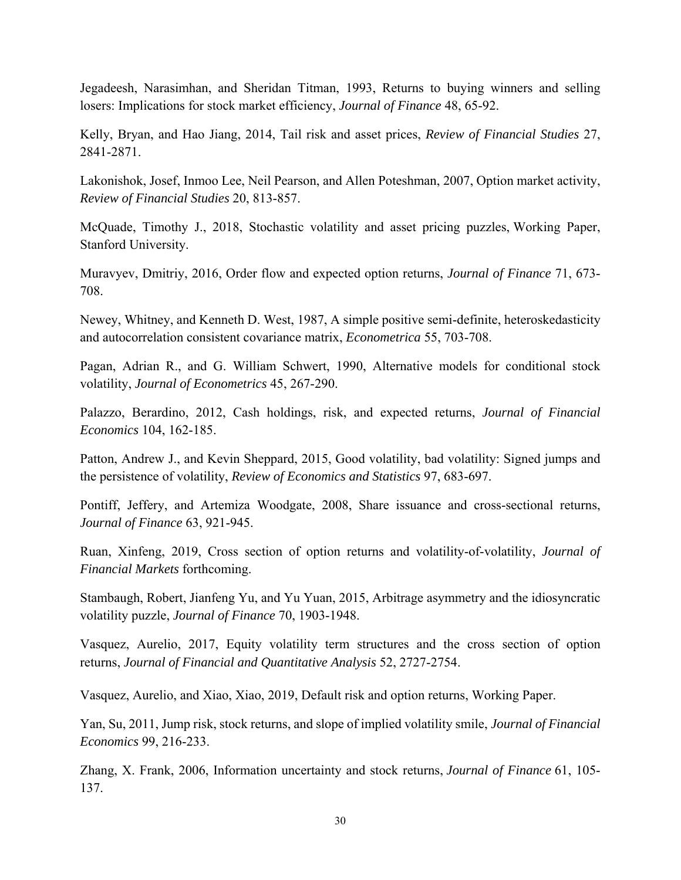Jegadeesh, Narasimhan, and Sheridan Titman, 1993, Returns to buying winners and selling losers: Implications for stock market efficiency, *Journal of Finance* 48, 65-92.

Kelly, Bryan, and Hao Jiang, 2014, Tail risk and asset prices, *Review of Financial Studies* 27, 2841-2871.

Lakonishok, Josef, Inmoo Lee, Neil Pearson, and Allen Poteshman, 2007, Option market activity, *Review of Financial Studies* 20, 813-857.

McQuade, Timothy J., 2018, Stochastic volatility and asset pricing puzzles, Working Paper, Stanford University.

Muravyev, Dmitriy, 2016, Order flow and expected option returns, *Journal of Finance* 71, 673-708.

Newey, Whitney, and Kenneth D. West, 1987, A simple positive semi-definite, heteroskedasticity and autocorrelation consistent covariance matrix, *Econometrica* 55, 703-708.

Pagan, Adrian R., and G. William Schwert, 1990, Alternative models for conditional stock volatility, *Journal of Econometrics* 45, 267-290.

Palazzo, Berardino, 2012, Cash holdings, risk, and expected returns, *Journal of Financial Economics* 104, 162-185.

Patton, Andrew J., and Kevin Sheppard, 2015, Good volatility, bad volatility: Signed jumps and the persistence of volatility, *Review of Economics and Statistics* 97, 683-697.

Pontiff, Jeffery, and Artemiza Woodgate, 2008, Share issuance and cross-sectional returns, *Journal of Finance* 63, 921-945.

Ruan, Xinfeng, 2019, Cross section of option returns and volatility-of-volatility, *Journal of Financial Markets* forthcoming.

Stambaugh, Robert, Jianfeng Yu, and Yu Yuan, 2015, Arbitrage asymmetry and the idiosyncratic volatility puzzle, *Journal of Finance* 70, 1903-1948.

Vasquez, Aurelio, 2017, Equity volatility term structures and the cross section of option returns, *Journal of Financial and Quantitative Analysis* 52, 2727-2754.

Vasquez, Aurelio, and Xiao, Xiao, 2019, Default risk and option returns, Working Paper.

Yan, Su, 2011, Jump risk, stock returns, and slope of implied volatility smile, *Journal of Financial Economics* 99, 216-233.

Zhang, X. Frank, 2006, Information uncertainty and stock returns, *Journal of Finance* 61, 105-137.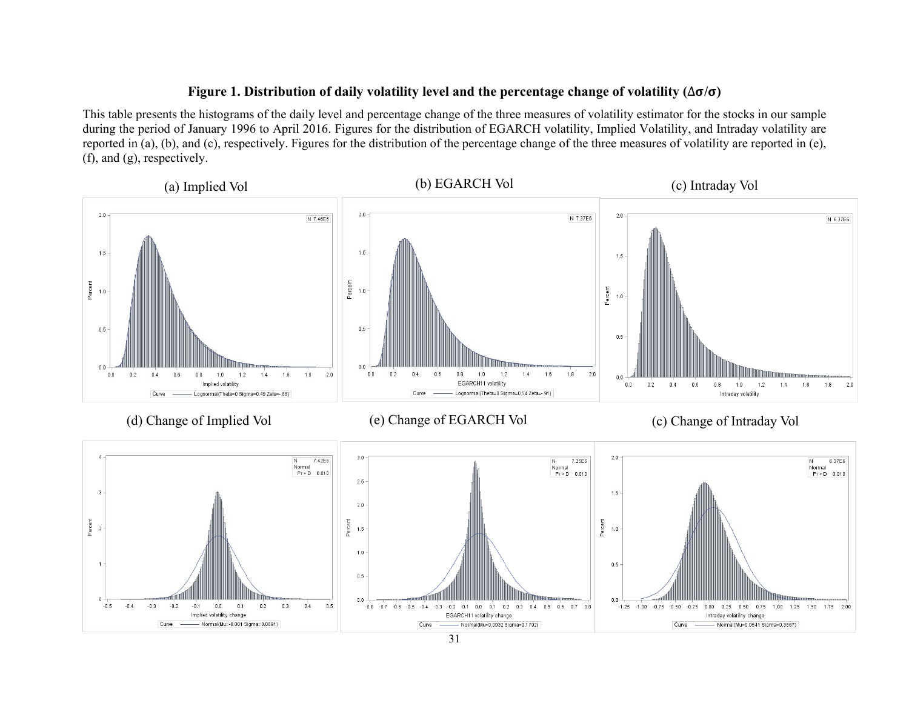# Figure 1. Distribution of daily volatility level and the percentage change of volatility ($\Delta\sigma/\sigma$)

This table presents the histograms of the daily level and percentage change of the three measures of volatility estimator for the stocks in our sample during the period of January 1996 to April 2016. Figures for the distribution of EGARCH volatility, Implied Volatility, and Intraday volatility are reported in (a), (b), and (c), respectively. Figures for the distribution of the percentage change of the three measures of volatility are reported in (e), (f), and (g), respectively.

(a) Implied Vol

(b) EGARCH Vol

(c) Intraday Vol

(d) Change of Implied Vol

(e) Change of EGARCH Vol

(c) Change of Intraday Vol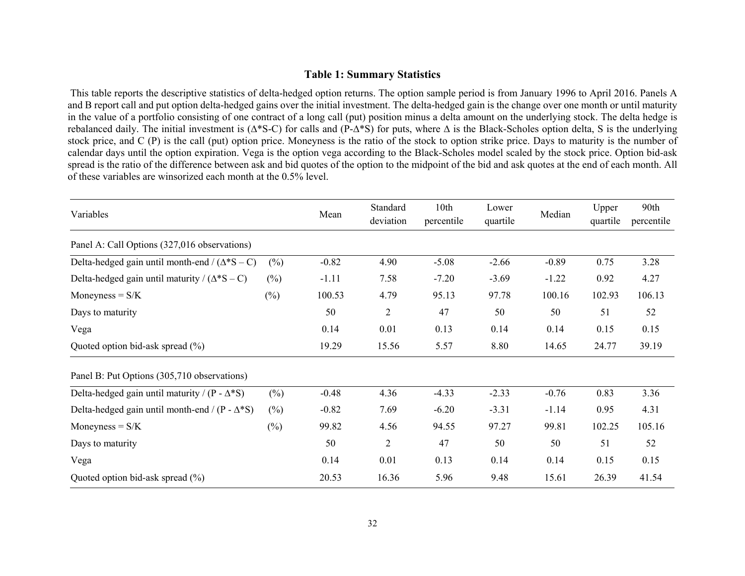## Table 1: Summary Statistics

This table reports the descriptive statistics of delta-hedged option returns. The option sample period is from January 1996 to April 2016. Panels A and B report call and put option delta-hedged gains over the initial investment. The delta-hedged gain is the change over one month or until maturity in the value of a portfolio consisting of one contract of a long call (put) position minus a delta amount on the underlying stock. The delta hedge is rebalanced daily. The initial investment is ($\Delta$*S-C) for calls and (P-$\Delta$*S) for puts, where $\Delta$ is the Black-Scholes option delta, S is the underlying stock price, and C (P) is the call (put) option price. Moneyness is the ratio of the stock to option strike price. Days to maturity is the number of calendar days until the option expiration. Vega is the option vega according to the Black-Scholes model scaled by the stock price. Option bid-ask spread is the ratio of the difference between ask and bid quotes of the option to the midpoint of the bid and ask quotes at the end of each month. All of these variables are winsorized each month at the 0.5% level.

| Variables | | Mean | Standard deviation | 10th percentile | Lower quartile | Median | Upper quartile | 90th percentile |
|---|---|---|---|---|---|---|---|---|
| Panel A: Call Options (327,016 observations) | | | | | | | | |
| Delta-hedged gain until month-end / ($\Delta$*S – C) | (%) | -0.82 | 4.90 | -5.08 | -2.66 | -0.89 | 0.75 | 3.28 |
| Delta-hedged gain until maturity / ($\Delta$*S – C) | (%) | -1.11 | 7.58 | -7.20 | -3.69 | -1.22 | 0.92 | 4.27 |
| Moneyness = S/K | (%) | 100.53 | 4.79 | 95.13 | 97.78 | 100.16 | 102.93 | 106.13 |
| Days to maturity | | 50 | 2 | 47 | 50 | 50 | 51 | 52 |
| Vega | | 0.14 | 0.01 | 0.13 | 0.14 | 0.14 | 0.15 | 0.15 |
| Quoted option bid-ask spread (%) | | 19.29 | 15.56 | 5.57 | 8.80 | 14.65 | 24.77 | 39.19 |
| Panel B: Put Options (305,710 observations) | | | | | | | | |
| Delta-hedged gain until maturity / (P - $\Delta$*S) | (%) | -0.48 | 4.36 | -4.33 | -2.33 | -0.76 | 0.83 | 3.36 |
| Delta-hedged gain until month-end / (P - $\Delta$*S) | (%) | -0.82 | 7.69 | -6.20 | -3.31 | -1.14 | 0.95 | 4.31 |
| Moneyness = S/K | (%) | 99.82 | 4.56 | 94.55 | 97.27 | 99.81 | 102.25 | 105.16 |
| Days to maturity | | 50 | 2 | 47 | 50 | 50 | 51 | 52 |
| Vega | | 0.14 | 0.01 | 0.13 | 0.14 | 0.14 | 0.15 | 0.15 |
| Quoted option bid-ask spread (%) | | 20.53 | 16.36 | 5.96 | 9.48 | 15.61 | 26.39 | 41.54 |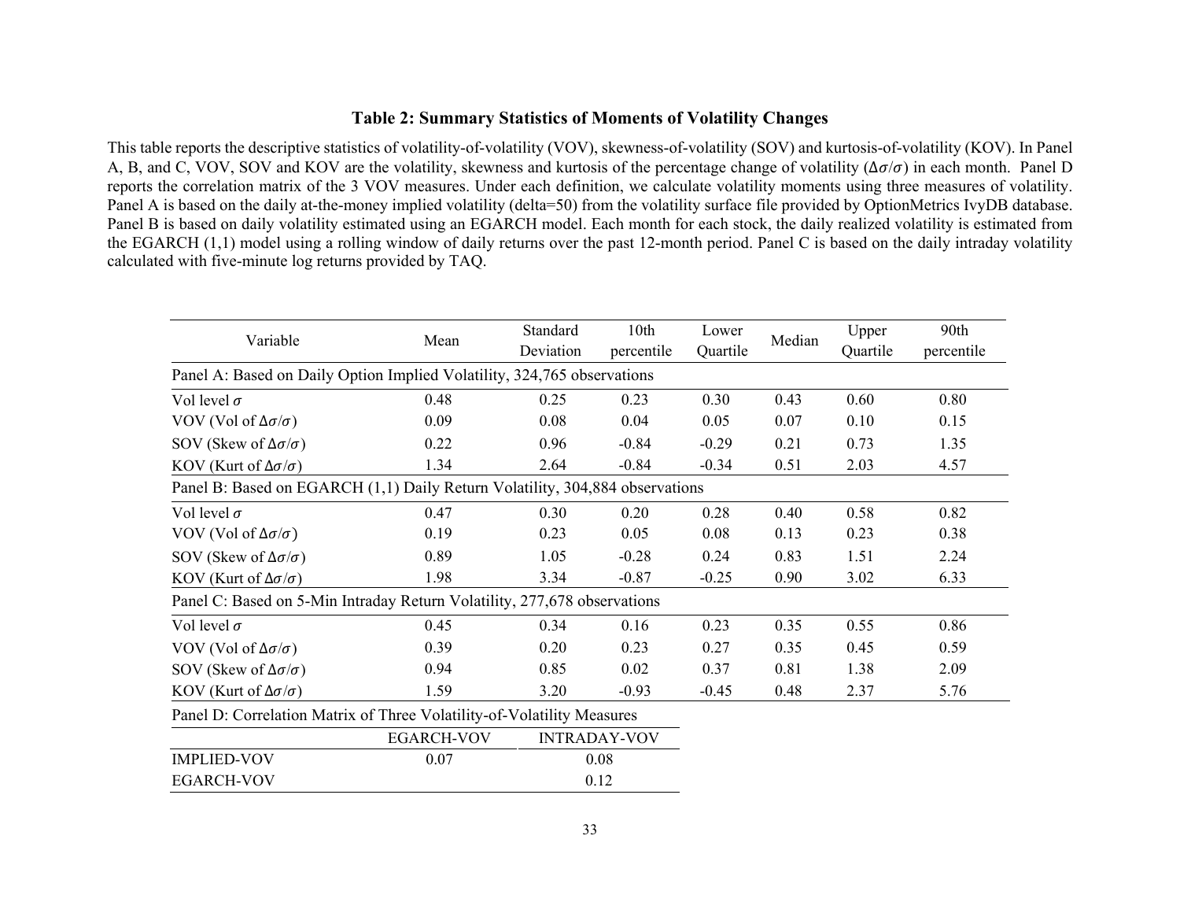### Table 2: Summary Statistics of Moments of Volatility Changes

This table reports the descriptive statistics of volatility-of-volatility (VOV), skewness-of-volatility (SOV) and kurtosis-of-volatility (KOV). In Panel A, B, and C, VOV, SOV and KOV are the volatility, skewness and kurtosis of the percentage change of volatility ($\Delta\sigma/\sigma$) in each month. Panel D reports the correlation matrix of the 3 VOV measures. Under each definition, we calculate volatility moments using three measures of volatility. Panel A is based on the daily at-the-money implied volatility (delta=50) from the volatility surface file provided by OptionMetrics IvyDB database. Panel B is based on daily volatility estimated using an EGARCH model. Each month for each stock, the daily realized volatility is estimated from the EGARCH (1,1) model using a rolling window of daily returns over the past 12-month period. Panel C is based on the daily intraday volatility calculated with five-minute log returns provided by TAQ.

| Variable | Mean | Standard Deviation | 10th percentile | Lower Quartile | Median | Upper Quartile | 90th percentile |
|---|---|---|---|---|---|---|---|
| Panel A: Based on Daily Option Implied Volatility, 324,765 observations | | | | | | | |
| Vol level $\sigma$ | 0.48 | 0.25 | 0.23 | 0.30 | 0.43 | 0.60 | 0.80 |
| VOV (Vol of $\Delta\sigma/\sigma$) | 0.09 | 0.08 | 0.04 | 0.05 | 0.07 | 0.10 | 0.15 |
| SOV (Skew of $\Delta\sigma/\sigma$) | 0.22 | 0.96 | -0.84 | -0.29 | 0.21 | 0.73 | 1.35 |
| KOV (Kurt of $\Delta\sigma/\sigma$) | 1.34 | 2.64 | -0.84 | -0.34 | 0.51 | 2.03 | 4.57 |
| Panel B: Based on EGARCH (1,1) Daily Return Volatility, 304,884 observations | | | | | | | |
| Vol level $\sigma$ | 0.47 | 0.30 | 0.20 | 0.28 | 0.40 | 0.58 | 0.82 |
| VOV (Vol of $\Delta\sigma/\sigma$) | 0.19 | 0.23 | 0.05 | 0.08 | 0.13 | 0.23 | 0.38 |
| SOV (Skew of $\Delta\sigma/\sigma$) | 0.89 | 1.05 | -0.28 | 0.24 | 0.83 | 1.51 | 2.24 |
| KOV (Kurt of $\Delta\sigma/\sigma$) | 1.98 | 3.34 | -0.87 | -0.25 | 0.90 | 3.02 | 6.33 |
| Panel C: Based on 5-Min Intraday Return Volatility, 277,678 observations | | | | | | | |
| Vol level $\sigma$ | 0.45 | 0.34 | 0.16 | 0.23 | 0.35 | 0.55 | 0.86 |
| VOV (Vol of $\Delta\sigma/\sigma$) | 0.39 | 0.20 | 0.23 | 0.27 | 0.35 | 0.45 | 0.59 |
| SOV (Skew of $\Delta\sigma/\sigma$) | 0.94 | 0.85 | 0.02 | 0.37 | 0.81 | 1.38 | 2.09 |
| KOV (Kurt of $\Delta\sigma/\sigma$) | 1.59 | 3.20 | -0.93 | -0.45 | 0.48 | 2.37 | 5.76 |

Panel D: Correlation Matrix of Three Volatility-of-Volatility Measures

| | EGARCH-VOV | INTRADAY-VOV |
|---|---|---|
| IMPLIED-VOV | 0.07 | 0.08 |
| EGARCH-VOV | | 0.12 |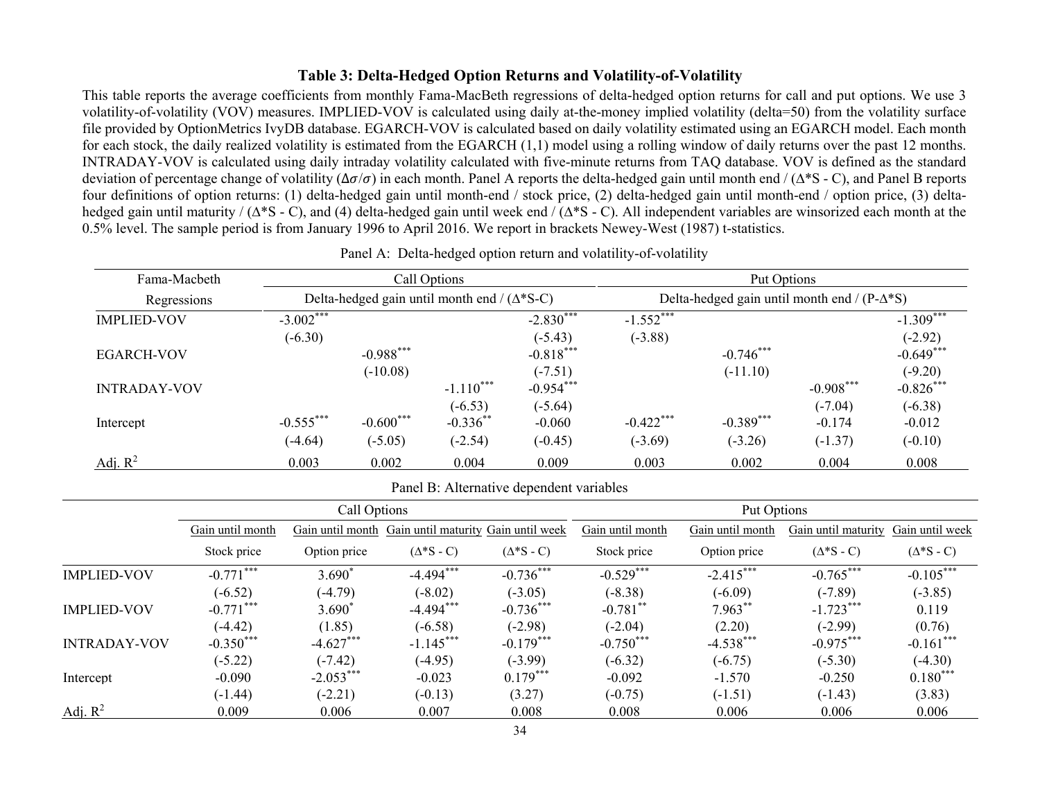**Table 3: Delta-Hedged Option Returns and Volatility-of-Volatility**

This table reports the average coefficients from monthly Fama-MacBeth regressions of delta-hedged option returns for call and put options. We use 3 volatility-of-volatility (VOV) measures. IMPLIED-VOV is calculated using daily at-the-money implied volatility (delta=50) from the volatility surface file provided by OptionMetrics IvyDB database. EGARCH-VOV is calculated based on daily volatility estimated using an EGARCH model. Each month for each stock, the daily realized volatility is estimated from the EGARCH (1,1) model using a rolling window of daily returns over the past 12 months. INTRADAY-VOV is calculated using daily intraday volatility calculated with five-minute returns from TAQ database. VOV is defined as the standard deviation of percentage change of volatility ($\Delta\sigma/\sigma$) in each month. Panel A reports the delta-hedged gain until month end / ($\Delta$*S - C), and Panel B reports four definitions of option returns: (1) delta-hedged gain until month-end / stock price, (2) delta-hedged gain until month-end / option price, (3) delta-hedged gain until maturity / ($\Delta$*S - C), and (4) delta-hedged gain until week end / ($\Delta$*S - C). All independent variables are winsorized each month at the 0.5% level. The sample period is from January 1996 to April 2016. We report in brackets Newey-West (1987) t-statistics.

Panel A: Delta-hedged option return and volatility-of-volatility

| Fama-Macbeth | Call Options | | | | Put Options | | | |
|---|---|---|---|---|---|---|---|---|
| Regressions | Delta-hedged gain until month end / ($\Delta$*S-C) | | | | Delta-hedged gain until month end / (P-$\Delta$*S) | | | |
| IMPLIED-VOV | -3.002*** | | | -2.830*** | -1.552*** | | | -1.309*** |
| | (-6.30) | | | (-5.43) | (-3.88) | | | (-2.92) |
| EGARCH-VOV | | -0.988*** | | -0.818*** | | -0.746*** | | -0.649*** |
| | | (-10.08) | | (-7.51) | | (-11.10) | | (-9.20) |
| INTRADAY-VOV | | | -1.110*** | -0.954*** | | | -0.908*** | -0.826*** |
| | | | (-6.53) | (-5.64) | | | (-7.04) | (-6.38) |
| Intercept | -0.555*** | -0.600*** | -0.336** | -0.060 | -0.422*** | -0.389*** | -0.174 | -0.012 |
| | (-4.64) | (-5.05) | (-2.54) | (-0.45) | (-3.69) | (-3.26) | (-1.37) | (-0.10) |
| Adj. $R^2$ | 0.003 | 0.002 | 0.004 | 0.009 | 0.003 | 0.002 | 0.004 | 0.008 |

Panel B: Alternative dependent variables

| | Call Options | | | | Put Options | | | |
|---|---|---|---|---|---|---|---|---|
| | Gain until month | Gain until month | Gain until maturity | Gain until week | Gain until month | Gain until month | Gain until maturity | Gain until week |
| | Stock price | Option price | ($\Delta$*S - C) | ($\Delta$*S - C) | Stock price | Option price | ($\Delta$*S - C) | ($\Delta$*S - C) |
| IMPLIED-VOV | -0.771*** | 3.690* | -4.494*** | -0.736*** | -0.529*** | -2.415*** | -0.765*** | -0.105*** |
| | (-6.52) | (-4.79) | (-8.02) | (-3.05) | (-8.38) | (-6.09) | (-7.89) | (-3.85) |
| IMPLIED-VOV | -0.771*** | 3.690* | -4.494*** | -0.736*** | -0.781** | 7.963** | -1.723*** | 0.119 |
| | (-4.42) | (1.85) | (-6.58) | (-2.98) | (-2.04) | (2.20) | (-2.99) | (0.76) |
| INTRADAY-VOV | -0.350*** | -4.627*** | -1.145*** | -0.179*** | -0.750*** | -4.538*** | -0.975*** | -0.161*** |
| | (-5.22) | (-7.42) | (-4.95) | (-3.99) | (-6.32) | (-6.75) | (-5.30) | (-4.30) |
| Intercept | -0.090 | -2.053*** | -0.023 | 0.179*** | -0.092 | -1.570 | -0.250 | 0.180*** |
| | (-1.44) | (-2.21) | (-0.13) | (3.27) | (-0.75) | (-1.51) | (-1.43) | (3.83) |
| Adj. $R^2$ | 0.009 | 0.006 | 0.007 | 0.008 | 0.008 | 0.006 | 0.006 | 0.006 |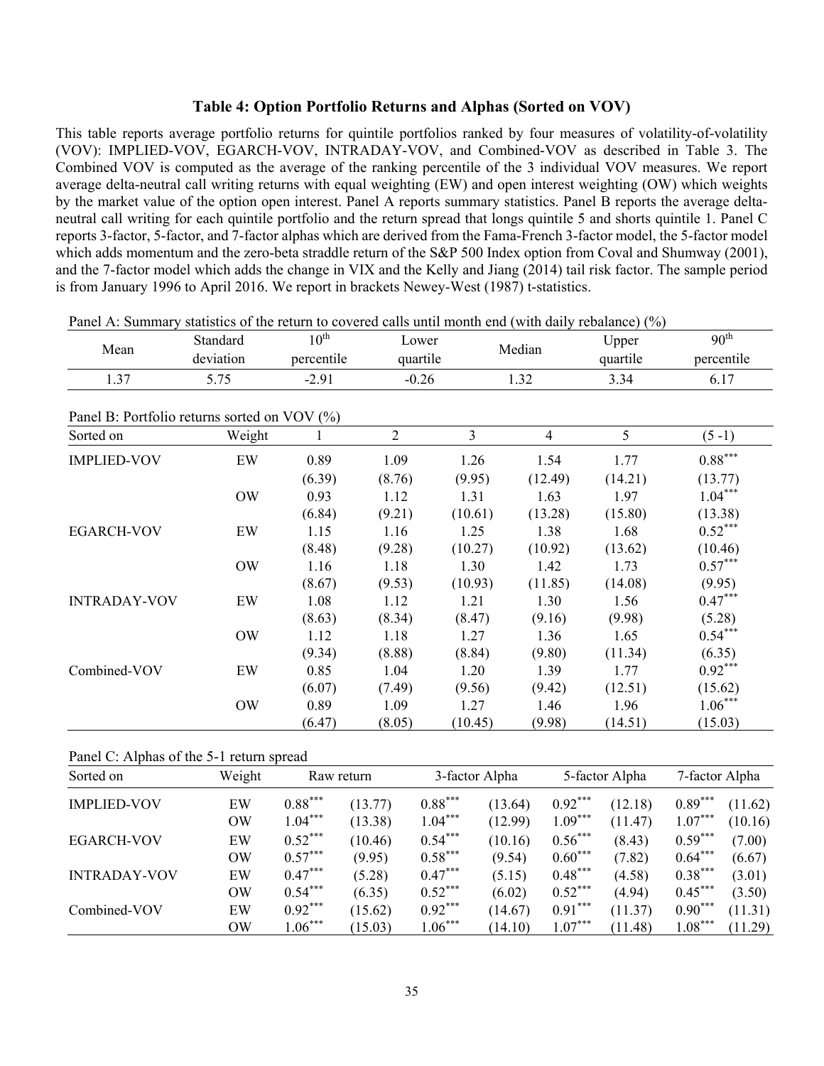### Table 4: Option Portfolio Returns and Alphas (Sorted on VOV)

This table reports average portfolio returns for quintile portfolios ranked by four measures of volatility-of-volatility (VOV): IMPLIED-VOV, EGARCH-VOV, INTRADAY-VOV, and Combined-VOV as described in Table 3. The Combined VOV is computed as the average of the ranking percentile of the 3 individual VOV measures. We report average delta-neutral call writing returns with equal weighting (EW) and open interest weighting (OW) which weights by the market value of the option open interest. Panel A reports summary statistics. Panel B reports the average delta-neutral call writing for each quintile portfolio and the return spread that longs quintile 5 and shorts quintile 1. Panel C reports 3-factor, 5-factor, and 7-factor alphas which are derived from the Fama-French 3-factor model, the 5-factor model which adds momentum and the zero-beta straddle return of the S&P 500 Index option from Coval and Shumway (2001), and the 7-factor model which adds the change in VIX and the Kelly and Jiang (2014) tail risk factor. The sample period is from January 1996 to April 2016. We report in brackets Newey-West (1987) t-statistics.

Panel A: Summary statistics of the return to covered calls until month end (with daily rebalance) (%)

| Mean | Standard deviation | $10^{th}$ percentile | Lower quartile | Median | Upper quartile | $90^{th}$ percentile |
|---|---|---|---|---|---|---|
| 1.37 | 5.75 | -2.91 | -0.26 | 1.32 | 3.34 | 6.17 |

Panel B: Portfolio returns sorted on VOV (%)

| Sorted on | Weight | 1 | 2 | 3 | 4 | 5 | (5 -1) |
|---|---|---|---|---|---|---|---|
| IMPLIED-VOV | EW | 0.89 | 1.09 | 1.26 | 1.54 | 1.77 | $0.88^{***}$ |
| | | (6.39) | (8.76) | (9.95) | (12.49) | (14.21) | (13.77) |
| | OW | 0.93 | 1.12 | 1.31 | 1.63 | 1.97 | $1.04^{***}$ |
| | | (6.84) | (9.21) | (10.61) | (13.28) | (15.80) | (13.38) |
| EGARCH-VOV | EW | 1.15 | 1.16 | 1.25 | 1.38 | 1.68 | $0.52^{***}$ |
| | | (8.48) | (9.28) | (10.27) | (10.92) | (13.62) | (10.46) |
| | OW | 1.16 | 1.18 | 1.30 | 1.42 | 1.73 | $0.57^{***}$ |
| | | (8.67) | (9.53) | (10.93) | (11.85) | (14.08) | (9.95) |
| INTRADAY-VOV | EW | 1.08 | 1.12 | 1.21 | 1.30 | 1.56 | $0.47^{***}$ |
| | | (8.63) | (8.34) | (8.47) | (9.16) | (9.98) | (5.28) |
| | OW | 1.12 | 1.18 | 1.27 | 1.36 | 1.65 | $0.54^{***}$ |
| | | (9.34) | (8.88) | (8.84) | (9.80) | (11.34) | (6.35) |
| Combined-VOV | EW | 0.85 | 1.04 | 1.20 | 1.39 | 1.77 | $0.92^{***}$ |
| | | (6.07) | (7.49) | (9.56) | (9.42) | (12.51) | (15.62) |
| | OW | 0.89 | 1.09 | 1.27 | 1.46 | 1.96 | $1.06^{***}$ |
| | | (6.47) | (8.05) | (10.45) | (9.98) | (14.51) | (15.03) |

Panel C: Alphas of the 5-1 return spread

| Sorted on | Weight | Raw return | | 3-factor Alpha | | 5-factor Alpha | | 7-factor Alpha | |
|---|---|---|---|---|---|---|---|---|---|
| IMPLIED-VOV | EW | $0.88^{***}$ | (13.77) | $0.88^{***}$ | (13.64) | $0.92^{***}$ | (12.18) | $0.89^{***}$ | (11.62) |
| | OW | $1.04^{***}$ | (13.38) | $1.04^{***}$ | (12.99) | $1.09^{***}$ | (11.47) | $1.07^{***}$ | (10.16) |
| EGARCH-VOV | EW | $0.52^{***}$ | (10.46) | $0.54^{***}$ | (10.16) | $0.56^{***}$ | (8.43) | $0.59^{***}$ | (7.00) |
| | OW | $0.57^{***}$ | (9.95) | $0.58^{***}$ | (9.54) | $0.60^{***}$ | (7.82) | $0.64^{***}$ | (6.67) |
| INTRADAY-VOV | EW | $0.47^{***}$ | (5.28) | $0.47^{***}$ | (5.15) | $0.48^{***}$ | (4.58) | $0.38^{***}$ | (3.01) |
| | OW | $0.54^{***}$ | (6.35) | $0.52^{***}$ | (6.02) | $0.52^{***}$ | (4.94) | $0.45^{***}$ | (3.50) |
| Combined-VOV | EW | $0.92^{***}$ | (15.62) | $0.92^{***}$ | (14.67) | $0.91^{***}$ | (11.37) | $0.90^{***}$ | (11.31) |
| | OW | $1.06^{***}$ | (15.03) | $1.06^{***}$ | (14.10) | $1.07^{***}$ | (11.48) | $1.08^{***}$ | (11.29) |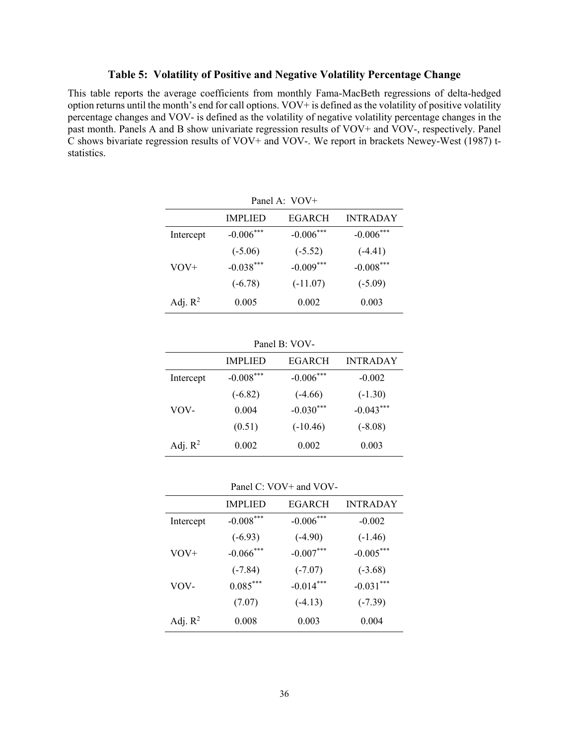### Table 5: Volatility of Positive and Negative Volatility Percentage Change

This table reports the average coefficients from monthly Fama-MacBeth regressions of delta-hedged option returns until the month's end for call options. VOV+ is defined as the volatility of positive volatility percentage changes and VOV- is defined as the volatility of negative volatility percentage changes in the past month. Panels A and B show univariate regression results of VOV+ and VOV-, respectively. Panel C shows bivariate regression results of VOV+ and VOV-. We report in brackets Newey-West (1987) t-statistics.

Panel A: VOV+

| | IMPLIED | EGARCH | INTRADAY |
|---|---|---|---|
| Intercept | -0.006*** | -0.006*** | -0.006*** |
| | (-5.06) | (-5.52) | (-4.41) |
| VOV+ | -0.038*** | -0.009*** | -0.008*** |
| | (-6.78) | (-11.07) | (-5.09) |
| Adj. $R^2$ | 0.005 | 0.002 | 0.003 |

Panel B: VOV-

| | IMPLIED | EGARCH | INTRADAY |
|---|---|---|---|
| Intercept | -0.008*** | -0.006*** | -0.002 |
| | (-6.82) | (-4.66) | (-1.30) |
| VOV- | 0.004 | -0.030*** | -0.043*** |
| | (0.51) | (-10.46) | (-8.08) |
| Adj. $R^2$ | 0.002 | 0.002 | 0.003 |

Panel C: VOV+ and VOV-

| | IMPLIED | EGARCH | INTRADAY |
|---|---|---|---|
| Intercept | -0.008*** | -0.006*** | -0.002 |
| | (-6.93) | (-4.90) | (-1.46) |
| VOV+ | -0.066*** | -0.007*** | -0.005*** |
| | (-7.84) | (-7.07) | (-3.68) |
| VOV- | 0.085*** | -0.014*** | -0.031*** |
| | (7.07) | (-4.13) | (-7.39) |
| Adj. $R^2$ | 0.008 | 0.003 | 0.004 |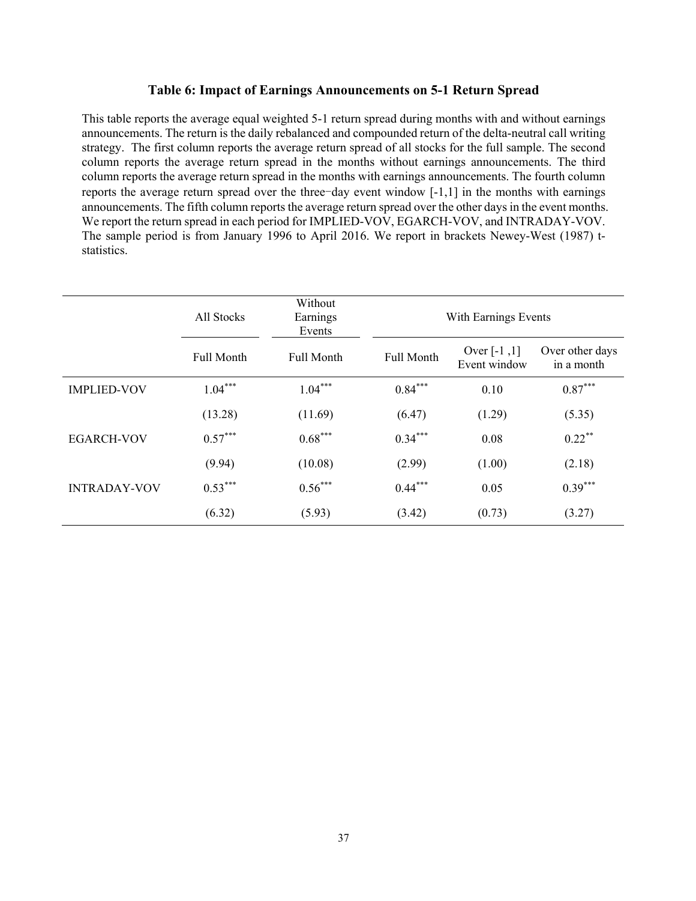### Table 6: Impact of Earnings Announcements on 5-1 Return Spread

This table reports the average equal weighted 5-1 return spread during months with and without earnings announcements. The return is the daily rebalanced and compounded return of the delta-neutral call writing strategy. The first column reports the average return spread of all stocks for the full sample. The second column reports the average return spread in the months without earnings announcements. The third column reports the average return spread in the months with earnings announcements. The fourth column reports the average return spread over the three−day event window [-1,1] in the months with earnings announcements. The fifth column reports the average return spread over the other days in the event months. We report the return spread in each period for IMPLIED-VOV, EGARCH-VOV, and INTRADAY-VOV. The sample period is from January 1996 to April 2016. We report in brackets Newey-West (1987) t-statistics.

| | All Stocks | Without Earnings Events | With Earnings Events | | |
|---|---|---|---|---|---|
| | Full Month | Full Month | Full Month | Over [-1 ,1] Event window | Over other days in a month |
| IMPLIED-VOV | 1.04*** | 1.04*** | 0.84*** | 0.10 | 0.87*** |
| | (13.28) | (11.69) | (6.47) | (1.29) | (5.35) |
| EGARCH-VOV | 0.57*** | 0.68*** | 0.34*** | 0.08 | 0.22** |
| | (9.94) | (10.08) | (2.99) | (1.00) | (2.18) |
| INTRADAY-VOV | 0.53*** | 0.56*** | 0.44*** | 0.05 | 0.39*** |
| | (6.32) | (5.93) | (3.42) | (0.73) | (3.27) |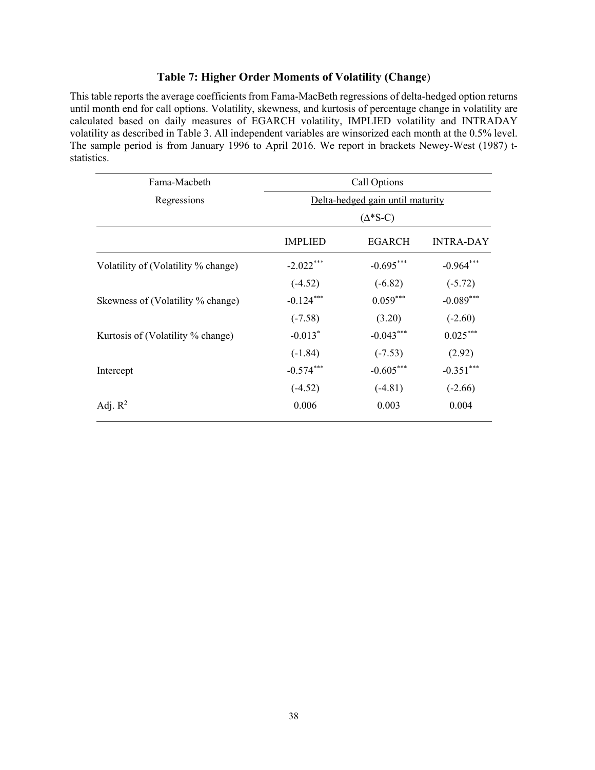### Table 7: Higher Order Moments of Volatility (Change)

This table reports the average coefficients from Fama-MacBeth regressions of delta-hedged option returns until month end for call options. Volatility, skewness, and kurtosis of percentage change in volatility are calculated based on daily measures of EGARCH volatility, IMPLIED volatility and INTRADAY volatility as described in Table 3. All independent variables are winsorized each month at the 0.5% level. The sample period is from January 1996 to April 2016. We report in brackets Newey-West (1987) t-statistics.

| Fama-Macbeth Regressions | Call Options | | |
|---|---|---|---|
| | Delta-hedged gain until maturity ($\Delta$*S-C) | | |
| | IMPLIED | EGARCH | INTRA-DAY |
| Volatility of (Volatility % change) | -2.022*** | -0.695*** | -0.964*** |
| | (-4.52) | (-6.82) | (-5.72) |
| Skewness of (Volatility % change) | -0.124*** | 0.059*** | -0.089*** |
| | (-7.58) | (3.20) | (-2.60) |
| Kurtosis of (Volatility % change) | -0.013* | -0.043*** | 0.025*** |
| | (-1.84) | (-7.53) | (2.92) |
| Intercept | -0.574*** | -0.605*** | -0.351*** |
| | (-4.52) | (-4.81) | (-2.66) |
| Adj. $R^2$ | 0.006 | 0.003 | 0.004 |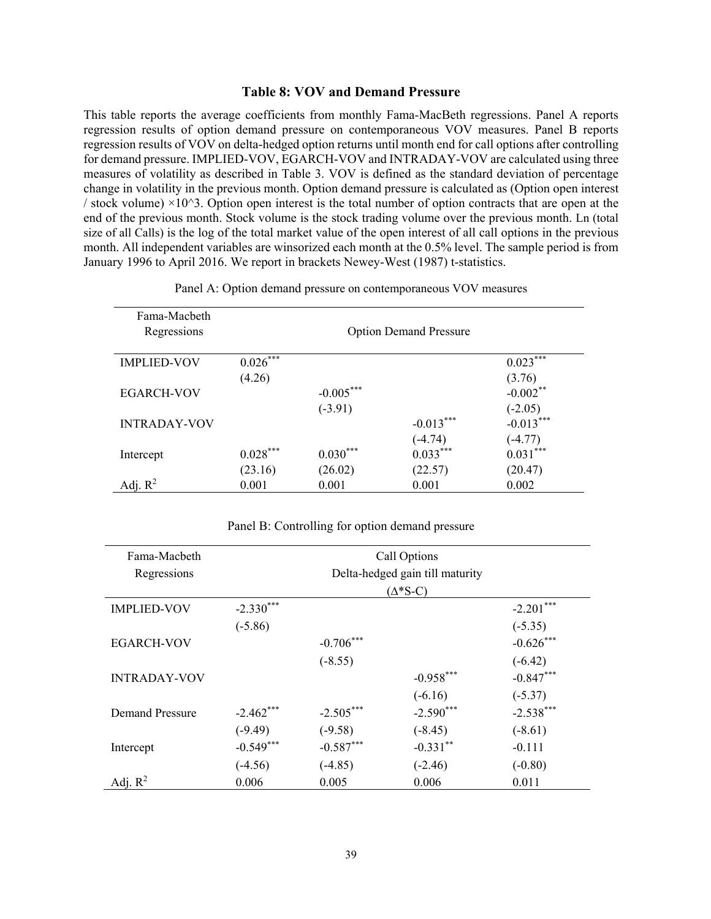### Table 8: VOV and Demand Pressure

This table reports the average coefficients from monthly Fama-MacBeth regressions. Panel A reports regression results of option demand pressure on contemporaneous VOV measures. Panel B reports regression results of VOV on delta-hedged option returns until month end for call options after controlling for demand pressure. IMPLIED-VOV, EGARCH-VOV and INTRADAY-VOV are calculated using three measures of volatility as described in Table 3. VOV is defined as the standard deviation of percentage change in volatility in the previous month. Option demand pressure is calculated as (Option open interest / stock volume) ×10^3. Option open interest is the total number of option contracts that are open at the end of the previous month. Stock volume is the stock trading volume over the previous month. Ln (total size of all Calls) is the log of the total market value of the open interest of all call options in the previous month. All independent variables are winsorized each month at the 0.5% level. The sample period is from January 1996 to April 2016. We report in brackets Newey-West (1987) t-statistics.

Panel A: Option demand pressure on contemporaneous VOV measures

| Fama-Macbeth Regressions | Option Demand Pressure | | | |
|---|---|---|---|---|
| IMPLIED-VOV | 0.026*** | | | 0.023*** |
| | (4.26) | | | (3.76) |
| EGARCH-VOV | | -0.005*** | | -0.002** |
| | | (-3.91) | | (-2.05) |
| INTRADAY-VOV | | | -0.013*** | -0.013*** |
| | | | (-4.74) | (-4.77) |
| Intercept | 0.028*** | 0.030*** | 0.033*** | 0.031*** |
| | (23.16) | (26.02) | (22.57) | (20.47) |
| Adj. $R^2$ | 0.001 | 0.001 | 0.001 | 0.002 |

Panel B: Controlling for option demand pressure

| Fama-Macbeth Regressions | Call Options Delta-hedged gain till maturity ($\Delta$*S-C) | | | |
|---|---|---|---|---|
| IMPLIED-VOV | -2.330*** | | | -2.201*** |
| | (-5.86) | | | (-5.35) |
| EGARCH-VOV | | -0.706*** | | -0.626*** |
| | | (-8.55) | | (-6.42) |
| INTRADAY-VOV | | | -0.958*** | -0.847*** |
| | | | (-6.16) | (-5.37) |
| Demand Pressure | -2.462*** | -2.505*** | -2.590*** | -2.538*** |
| | (-9.49) | (-9.58) | (-8.45) | (-8.61) |
| Intercept | -0.549*** | -0.587*** | -0.331** | -0.111 |
| | (-4.56) | (-4.85) | (-2.46) | (-0.80) |
| Adj. $R^2$ | 0.006 | 0.005 | 0.006 | 0.011 |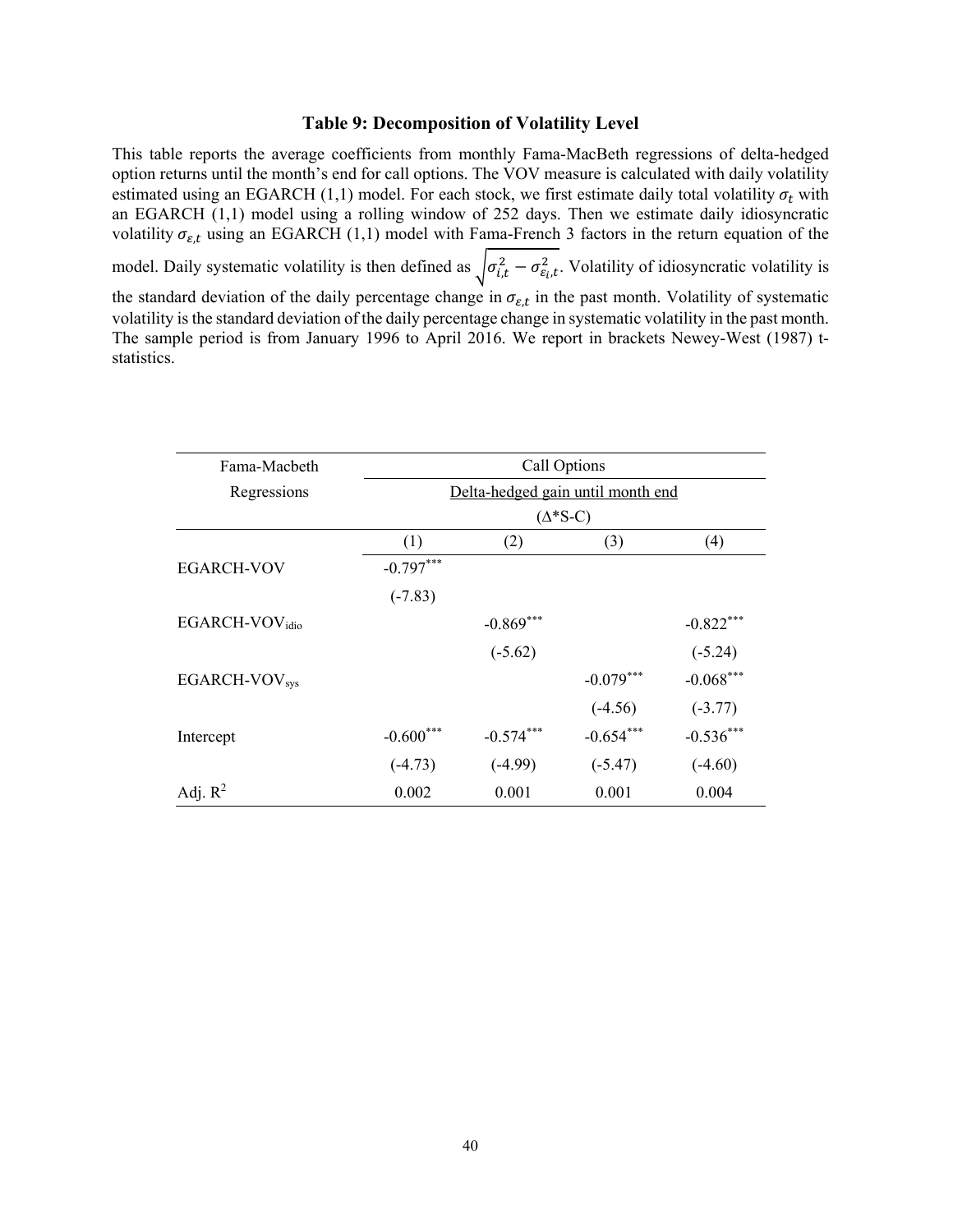### Table 9: Decomposition of Volatility Level

This table reports the average coefficients from monthly Fama-MacBeth regressions of delta-hedged option returns until the month's end for call options. The VOV measure is calculated with daily volatility estimated using an EGARCH (1,1) model. For each stock, we first estimate daily total volatility $\sigma_t$ with an EGARCH (1,1) model using a rolling window of 252 days. Then we estimate daily idiosyncratic volatility $\sigma_{\varepsilon,t}$ using an EGARCH (1,1) model with Fama-French 3 factors in the return equation of the model. Daily systematic volatility is then defined as $\sqrt{\sigma_{i,t}^2 - \sigma_{\varepsilon_i,t}^2}$. Volatility of idiosyncratic volatility is the standard deviation of the daily percentage change in $\sigma_{\varepsilon,t}$ in the past month. Volatility of systematic volatility is the standard deviation of the daily percentage change in systematic volatility in the past month. The sample period is from January 1996 to April 2016. We report in brackets Newey-West (1987) t-statistics.

| Fama-Macbeth Regressions | Call Options | | | |
|---|---|---|---|---|
| | Delta-hedged gain until month end ($\Delta$*S-C) | | | |
| | (1) | (2) | (3) | (4) |
| EGARCH-VOV | -0.797*** | | | |
| | (-7.83) | | | |
| EGARCH-VOV$_{idio}$ | | -0.869*** | | -0.822*** |
| | | (-5.62) | | (-5.24) |
| EGARCH-VOV$_{sys}$ | | | -0.079*** | -0.068*** |
| | | | (-4.56) | (-3.77) |
| Intercept | -0.600*** | -0.574*** | -0.654*** | -0.536*** |
| | (-4.73) | (-4.99) | (-5.47) | (-4.60) |
| Adj. $R^2$ | 0.002 | 0.001 | 0.001 | 0.004 |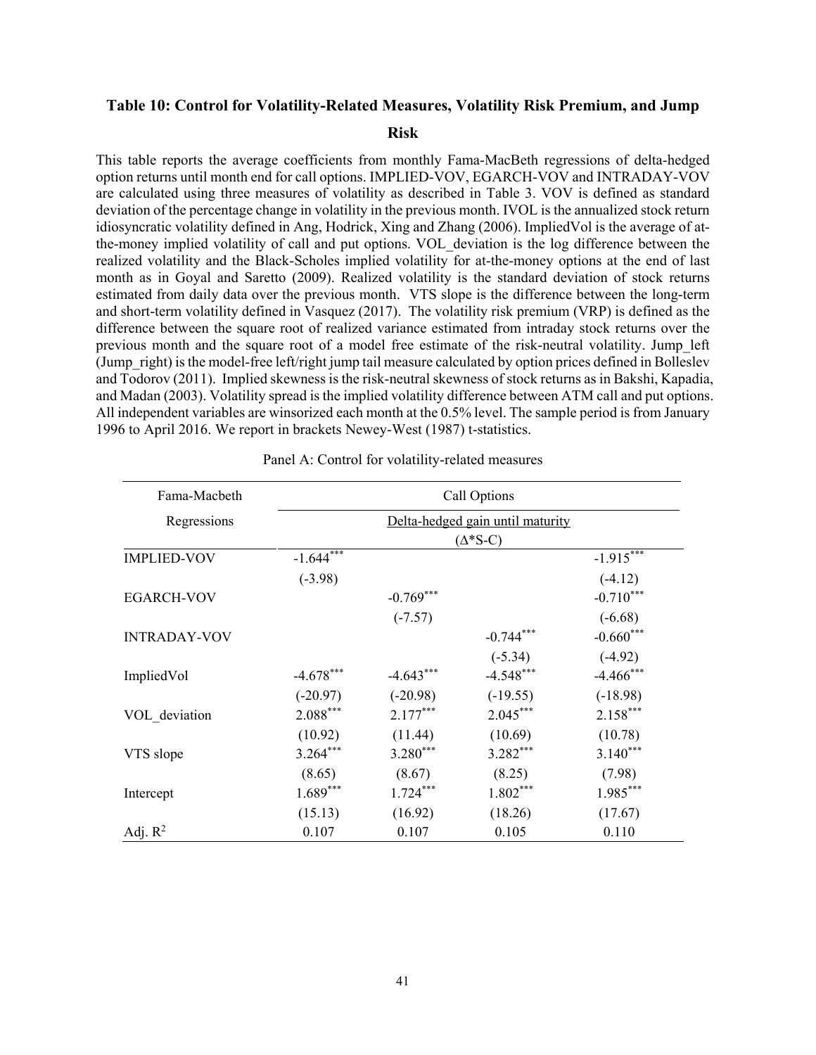### Table 10: Control for Volatility-Related Measures, Volatility Risk Premium, and Jump Risk

This table reports the average coefficients from monthly Fama-MacBeth regressions of delta-hedged option returns until month end for call options. IMPLIED-VOV, EGARCH-VOV and INTRADAY-VOV are calculated using three measures of volatility as described in Table 3. VOV is defined as standard deviation of the percentage change in volatility in the previous month. IVOL is the annualized stock return idiosyncratic volatility defined in Ang, Hodrick, Xing and Zhang (2006). ImpliedVol is the average of at-the-money implied volatility of call and put options. VOL_deviation is the log difference between the realized volatility and the Black-Scholes implied volatility for at-the-money options at the end of last month as in Goyal and Saretto (2009). Realized volatility is the standard deviation of stock returns estimated from daily data over the previous month. VTS slope is the difference between the long-term and short-term volatility defined in Vasquez (2017). The volatility risk premium (VRP) is defined as the difference between the square root of realized variance estimated from intraday stock returns over the previous month and the square root of a model free estimate of the risk-neutral volatility. Jump_left (Jump_right) is the model-free left/right jump tail measure calculated by option prices defined in Bolleslev and Todorov (2011). Implied skewness is the risk-neutral skewness of stock returns as in Bakshi, Kapadia, and Madan (2003). Volatility spread is the implied volatility difference between ATM call and put options. All independent variables are winsorized each month at the 0.5% level. The sample period is from January 1996 to April 2016. We report in brackets Newey-West (1987) t-statistics.

Panel A: Control for volatility-related measures

| Fama-Macbeth Regressions | Call Options | | | |
|---|---|---|---|---|
| | Delta-hedged gain until maturity ($\Delta$*S-C) | | | |
| IMPLIED-VOV | -1.644*** | | | -1.915*** |
| | (-3.98) | | | (-4.12) |
| EGARCH-VOV | | -0.769*** | | -0.710*** |
| | | (-7.57) | | (-6.68) |
| INTRADAY-VOV | | | -0.744*** | -0.660*** |
| | | | (-5.34) | (-4.92) |
| ImpliedVol | -4.678*** | -4.643*** | -4.548*** | -4.466*** |
| | (-20.97) | (-20.98) | (-19.55) | (-18.98) |
| VOL_deviation | 2.088*** | 2.177*** | 2.045*** | 2.158*** |
| | (10.92) | (11.44) | (10.69) | (10.78) |
| VTS slope | 3.264*** | 3.280*** | 3.282*** | 3.140*** |
| | (8.65) | (8.67) | (8.25) | (7.98) |
| Intercept | 1.689*** | 1.724*** | 1.802*** | 1.985*** |
| | (15.13) | (16.92) | (18.26) | (17.67) |
| Adj. $R^2$ | 0.107 | 0.107 | 0.105 | 0.110 |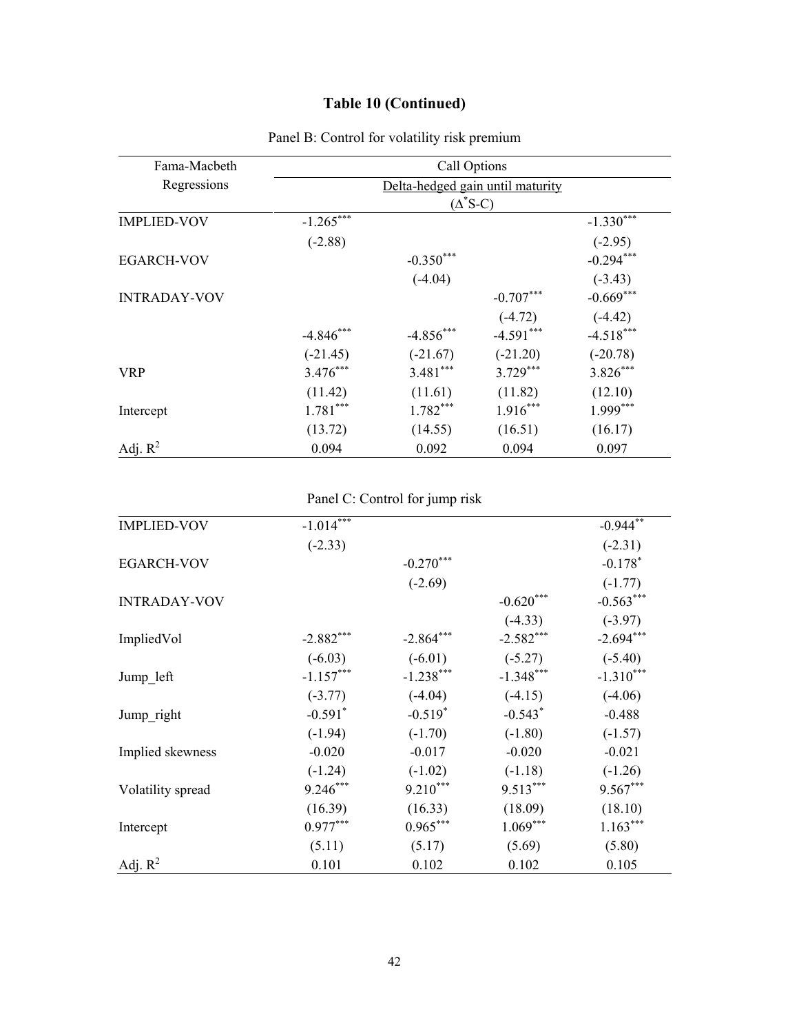# Table 10 (Continued)

Panel B: Control for volatility risk premium

| Fama-Macbeth Regressions | Call Options | | | |
|---|---|---|---|---|
| | Delta-hedged gain until maturity ($\Delta^{*}$S-C) | | | |
| IMPLIED-VOV | -1.265*** | | | -1.330*** |
| | (-2.88) | | | (-2.95) |
| EGARCH-VOV | | -0.350*** | | -0.294*** |
| | | (-4.04) | | (-3.43) |
| INTRADAY-VOV | | | -0.707*** | -0.669*** |
| | | | (-4.72) | (-4.42) |
| | -4.846*** | -4.856*** | -4.591*** | -4.518*** |
| | (-21.45) | (-21.67) | (-21.20) | (-20.78) |
| VRP | 3.476*** | 3.481*** | 3.729*** | 3.826*** |
| | (11.42) | (11.61) | (11.82) | (12.10) |
| Intercept | 1.781*** | 1.782*** | 1.916*** | 1.999*** |
| | (13.72) | (14.55) | (16.51) | (16.17) |
| Adj. $R^2$ | 0.094 | 0.092 | 0.094 | 0.097 |

Panel C: Control for jump risk

| | | | | |
|---|---|---|---|---|
| IMPLIED-VOV | -1.014*** | | | -0.944** |
| | (-2.33) | | | (-2.31) |
| EGARCH-VOV | | -0.270*** | | -0.178* |
| | | (-2.69) | | (-1.77) |
| INTRADAY-VOV | | | -0.620*** | -0.563*** |
| | | | (-4.33) | (-3.97) |
| ImpliedVol | -2.882*** | -2.864*** | -2.582*** | -2.694*** |
| | (-6.03) | (-6.01) | (-5.27) | (-5.40) |
| Jump_left | -1.157*** | -1.238*** | -1.348*** | -1.310*** |
| | (-3.77) | (-4.04) | (-4.15) | (-4.06) |
| Jump_right | -0.591* | -0.519* | -0.543* | -0.488 |
| | (-1.94) | (-1.70) | (-1.80) | (-1.57) |
| Implied skewness | -0.020 | -0.017 | -0.020 | -0.021 |
| | (-1.24) | (-1.02) | (-1.18) | (-1.26) |
| Volatility spread | 9.246*** | 9.210*** | 9.513*** | 9.567*** |
| | (16.39) | (16.33) | (18.09) | (18.10) |
| Intercept | 0.977*** | 0.965*** | 1.069*** | 1.163*** |
| | (5.11) | (5.17) | (5.69) | (5.80) |
| Adj. $R^2$ | 0.101 | 0.102 | 0.102 | 0.105 |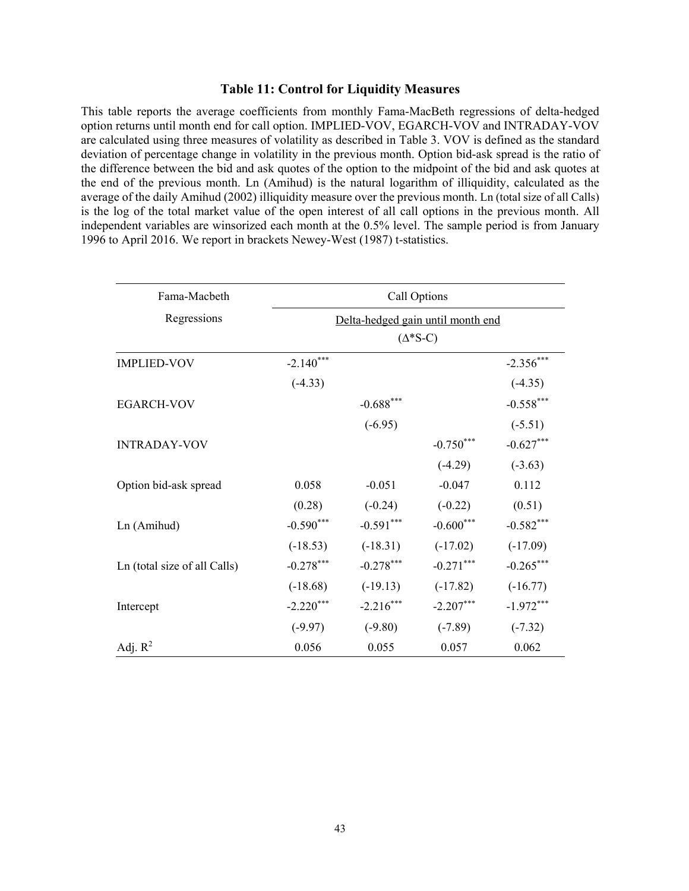### Table 11: Control for Liquidity Measures

This table reports the average coefficients from monthly Fama-MacBeth regressions of delta-hedged option returns until month end for call option. IMPLIED-VOV, EGARCH-VOV and INTRADAY-VOV are calculated using three measures of volatility as described in Table 3. VOV is defined as the standard deviation of percentage change in volatility in the previous month. Option bid-ask spread is the ratio of the difference between the bid and ask quotes of the option to the midpoint of the bid and ask quotes at the end of the previous month. Ln (Amihud) is the natural logarithm of illiquidity, calculated as the average of the daily Amihud (2002) illiquidity measure over the previous month. Ln (total size of all Calls) is the log of the total market value of the open interest of all call options in the previous month. All independent variables are winsorized each month at the 0.5% level. The sample period is from January 1996 to April 2016. We report in brackets Newey-West (1987) t-statistics.

| Fama-Macbeth Regressions | Call Options | | | |
|---|---|---|---|---|
| | Delta-hedged gain until month end ($\Delta$*S-C) | | | |
| IMPLIED-VOV | -2.140*** | | | -2.356*** |
| | (-4.33) | | | (-4.35) |
| EGARCH-VOV | | -0.688*** | | -0.558*** |
| | | (-6.95) | | (-5.51) |
| INTRADAY-VOV | | | -0.750*** | -0.627*** |
| | | | (-4.29) | (-3.63) |
| Option bid-ask spread | 0.058 | -0.051 | -0.047 | 0.112 |
| | (0.28) | (-0.24) | (-0.22) | (0.51) |
| Ln (Amihud) | -0.590*** | -0.591*** | -0.600*** | -0.582*** |
| | (-18.53) | (-18.31) | (-17.02) | (-17.09) |
| Ln (total size of all Calls) | -0.278*** | -0.278*** | -0.271*** | -0.265*** |
| | (-18.68) | (-19.13) | (-17.82) | (-16.77) |
| Intercept | -2.220*** | -2.216*** | -2.207*** | -1.972*** |
| | (-9.97) | (-9.80) | (-7.89) | (-7.32) |
| Adj. $R^2$ | 0.056 | 0.055 | 0.057 | 0.062 |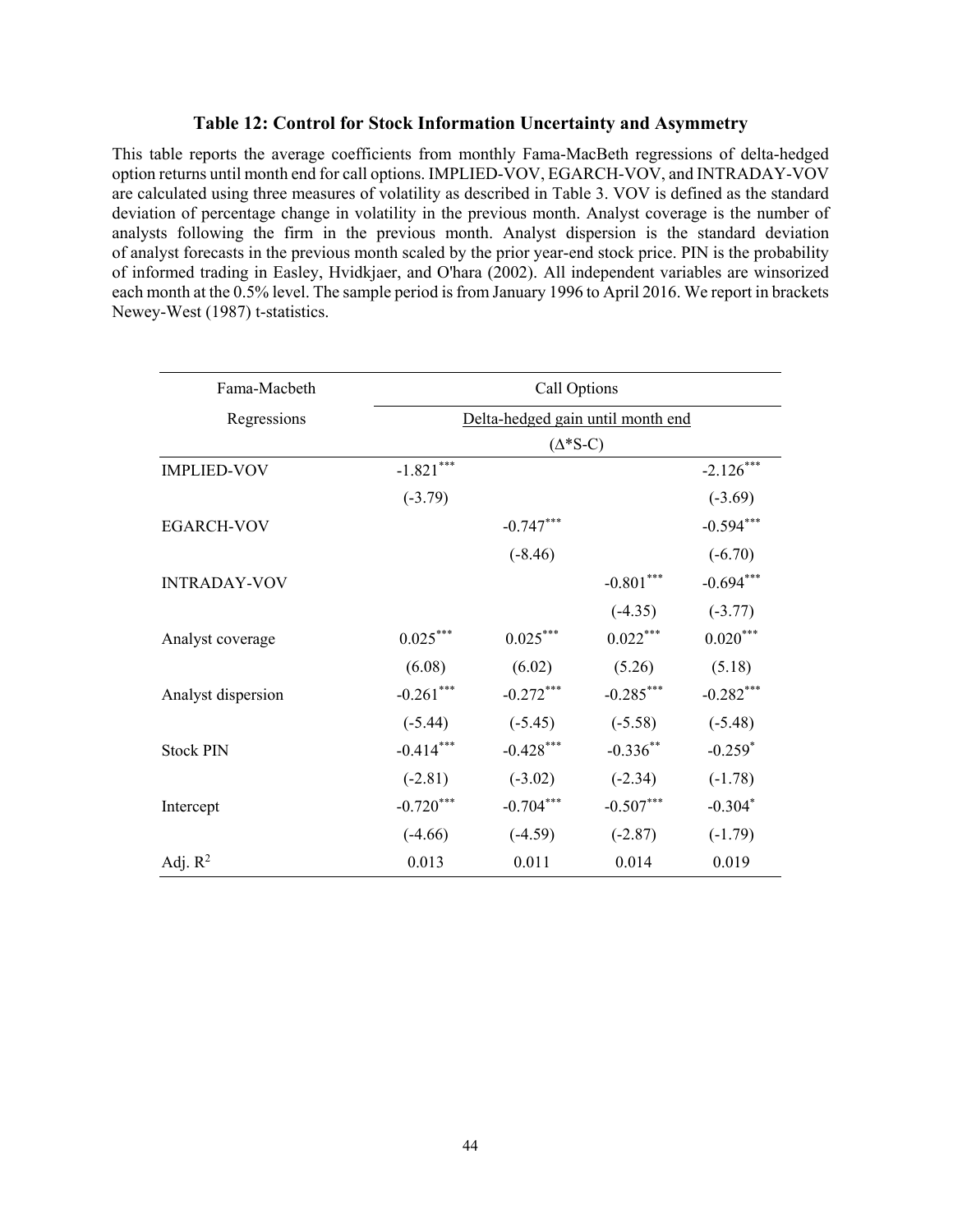### Table 12: Control for Stock Information Uncertainty and Asymmetry

This table reports the average coefficients from monthly Fama-MacBeth regressions of delta-hedged option returns until month end for call options. IMPLIED-VOV, EGARCH-VOV, and INTRADAY-VOV are calculated using three measures of volatility as described in Table 3. VOV is defined as the standard deviation of percentage change in volatility in the previous month. Analyst coverage is the number of analysts following the firm in the previous month. Analyst dispersion is the standard deviation of analyst forecasts in the previous month scaled by the prior year-end stock price. PIN is the probability of informed trading in Easley, Hvidkjaer, and O'hara (2002). All independent variables are winsorized each month at the 0.5% level. The sample period is from January 1996 to April 2016. We report in brackets Newey-West (1987) t-statistics.

| Fama-Macbeth Regressions | Call Options | | | |
|---|---|---|---|---|
| | Delta-hedged gain until month end ($\Delta$*S-C) | | | |
| IMPLIED-VOV | -1.821*** | | | -2.126*** |
| | (-3.79) | | | (-3.69) |
| EGARCH-VOV | | -0.747*** | | -0.594*** |
| | | (-8.46) | | (-6.70) |
| INTRADAY-VOV | | | -0.801*** | -0.694*** |
| | | | (-4.35) | (-3.77) |
| Analyst coverage | 0.025*** | 0.025*** | 0.022*** | 0.020*** |
| | (6.08) | (6.02) | (5.26) | (5.18) |
| Analyst dispersion | -0.261*** | -0.272*** | -0.285*** | -0.282*** |
| | (-5.44) | (-5.45) | (-5.58) | (-5.48) |
| Stock PIN | -0.414*** | -0.428*** | -0.336** | -0.259* |
| | (-2.81) | (-3.02) | (-2.34) | (-1.78) |
| Intercept | -0.720*** | -0.704*** | -0.507*** | -0.304* |
| | (-4.66) | (-4.59) | (-2.87) | (-1.79) |
| Adj. $R^2$ | 0.013 | 0.011 | 0.014 | 0.019 |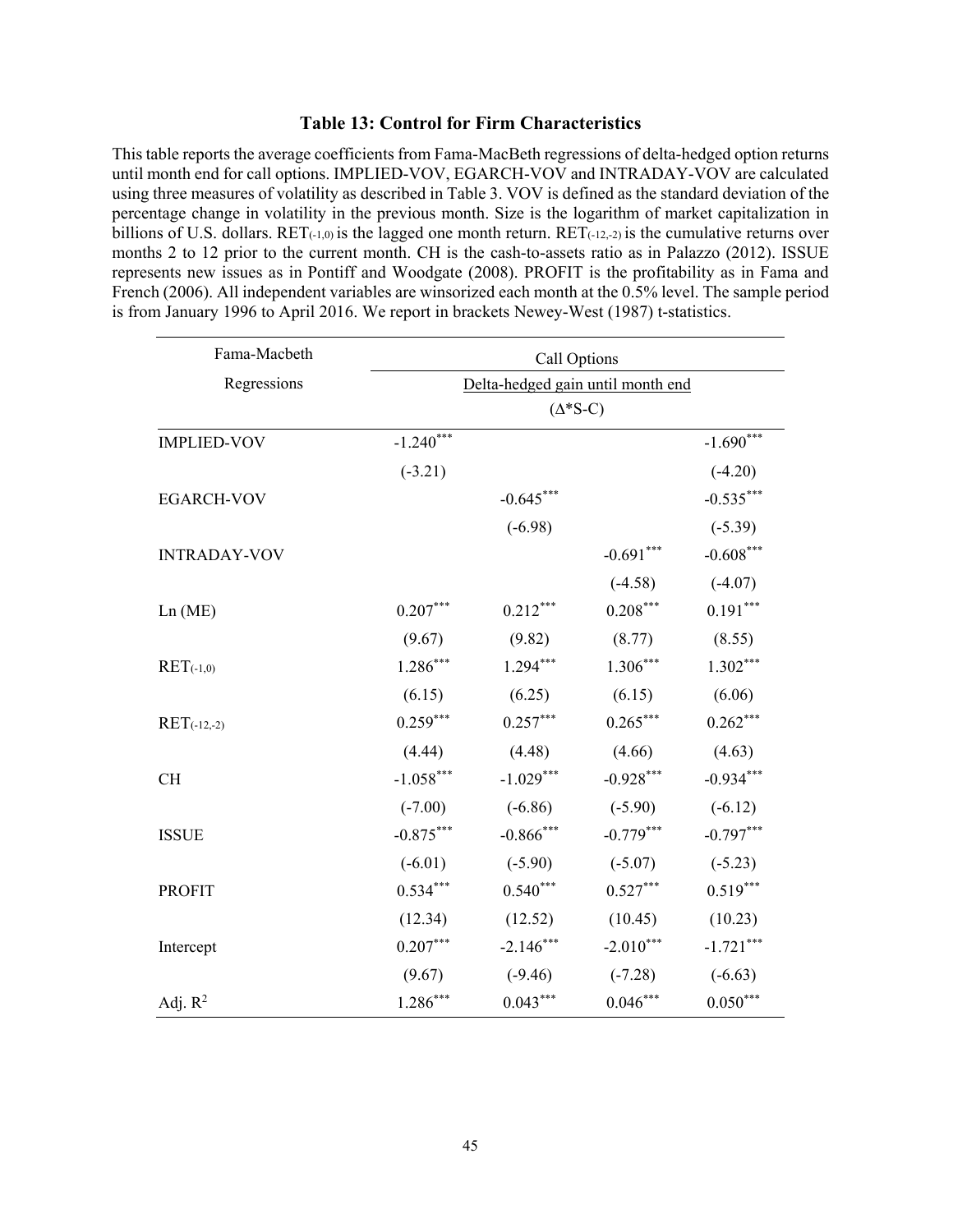### Table 13: Control for Firm Characteristics

This table reports the average coefficients from Fama-MacBeth regressions of delta-hedged option returns until month end for call options. IMPLIED-VOV, EGARCH-VOV and INTRADAY-VOV are calculated using three measures of volatility as described in Table 3. VOV is defined as the standard deviation of the percentage change in volatility in the previous month. Size is the logarithm of market capitalization in billions of U.S. dollars. $RET_{(-1,0)}$ is the lagged one month return. $RET_{(-12,-2)}$ is the cumulative returns over months 2 to 12 prior to the current month. CH is the cash-to-assets ratio as in Palazzo (2012). ISSUE represents new issues as in Pontiff and Woodgate (2008). PROFIT is the profitability as in Fama and French (2006). All independent variables are winsorized each month at the 0.5% level. The sample period is from January 1996 to April 2016. We report in brackets Newey-West (1987) t-statistics.

| Fama-Macbeth Regressions | Call Options | | | |
|---|---|---|---|---|
| | Delta-hedged gain until month end ($\Delta$*S-C) | | | |
| IMPLIED-VOV | -1.240*** | | | -1.690*** |
| | (-3.21) | | | (-4.20) |
| EGARCH-VOV | | -0.645*** | | -0.535*** |
| | | (-6.98) | | (-5.39) |
| INTRADAY-VOV | | | -0.691*** | -0.608*** |
| | | | (-4.58) | (-4.07) |
| Ln (ME) | 0.207*** | 0.212*** | 0.208*** | 0.191*** |
| | (9.67) | (9.82) | (8.77) | (8.55) |
| $RET_{(-1,0)}$ | 1.286*** | 1.294*** | 1.306*** | 1.302*** |
| | (6.15) | (6.25) | (6.15) | (6.06) |
| $RET_{(-12,-2)}$ | 0.259*** | 0.257*** | 0.265*** | 0.262*** |
| | (4.44) | (4.48) | (4.66) | (4.63) |
| CH | -1.058*** | -1.029*** | -0.928*** | -0.934*** |
| | (-7.00) | (-6.86) | (-5.90) | (-6.12) |
| ISSUE | -0.875*** | -0.866*** | -0.779*** | -0.797*** |
| | (-6.01) | (-5.90) | (-5.07) | (-5.23) |
| PROFIT | 0.534*** | 0.540*** | 0.527*** | 0.519*** |
| | (12.34) | (12.52) | (10.45) | (10.23) |
| Intercept | 0.207*** | -2.146*** | -2.010*** | -1.721*** |
| | (9.67) | (-9.46) | (-7.28) | (-6.63) |
| Adj. $R^2$ | 1.286*** | 0.043*** | 0.046*** | 0.050*** |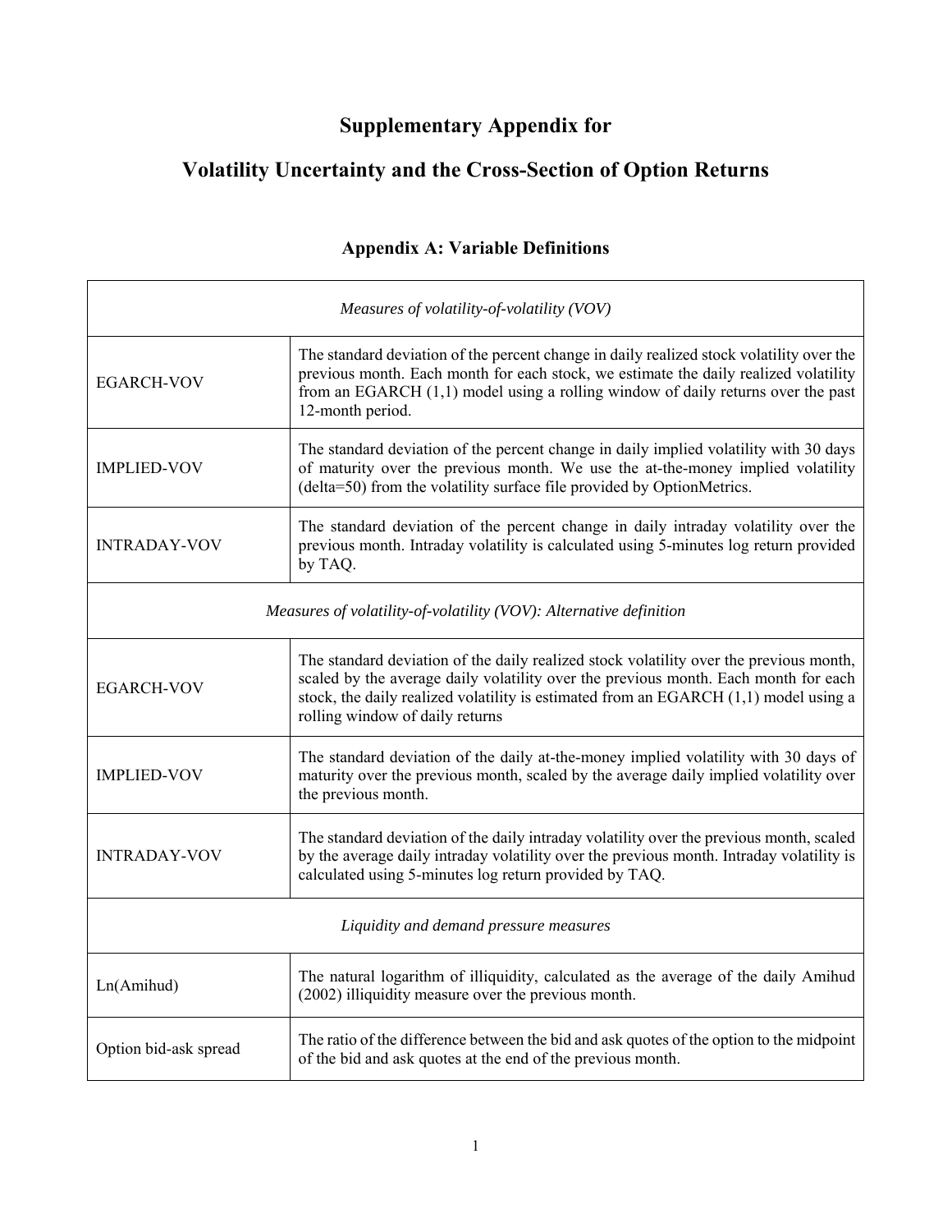# Supplementary Appendix for

# Volatility Uncertainty and the Cross-Section of Option Returns

## Appendix A: Variable Definitions

| *Measures of volatility-of-volatility (VOV)* | |
|---|---|
| EGARCH-VOV | The standard deviation of the percent change in daily realized stock volatility over the previous month. Each month for each stock, we estimate the daily realized volatility from an EGARCH (1,1) model using a rolling window of daily returns over the past 12-month period. |
| IMPLIED-VOV | The standard deviation of the percent change in daily implied volatility with 30 days of maturity over the previous month. We use the at-the-money implied volatility (delta=50) from the volatility surface file provided by OptionMetrics. |
| INTRADAY-VOV | The standard deviation of the percent change in daily intraday volatility over the previous month. Intraday volatility is calculated using 5-minutes log return provided by TAQ. |
| *Measures of volatility-of-volatility (VOV): Alternative definition* | |
| EGARCH-VOV | The standard deviation of the daily realized stock volatility over the previous month, scaled by the average daily volatility over the previous month. Each month for each stock, the daily realized volatility is estimated from an EGARCH (1,1) model using a rolling window of daily returns |
| IMPLIED-VOV | The standard deviation of the daily at-the-money implied volatility with 30 days of maturity over the previous month, scaled by the average daily implied volatility over the previous month. |
| INTRADAY-VOV | The standard deviation of the daily intraday volatility over the previous month, scaled by the average daily intraday volatility over the previous month. Intraday volatility is calculated using 5-minutes log return provided by TAQ. |
| *Liquidity and demand pressure measures* | |
| Ln(Amihud) | The natural logarithm of illiquidity, calculated as the average of the daily Amihud (2002) illiquidity measure over the previous month. |
| Option bid-ask spread | The ratio of the difference between the bid and ask quotes of the option to the midpoint of the bid and ask quotes at the end of the previous month. |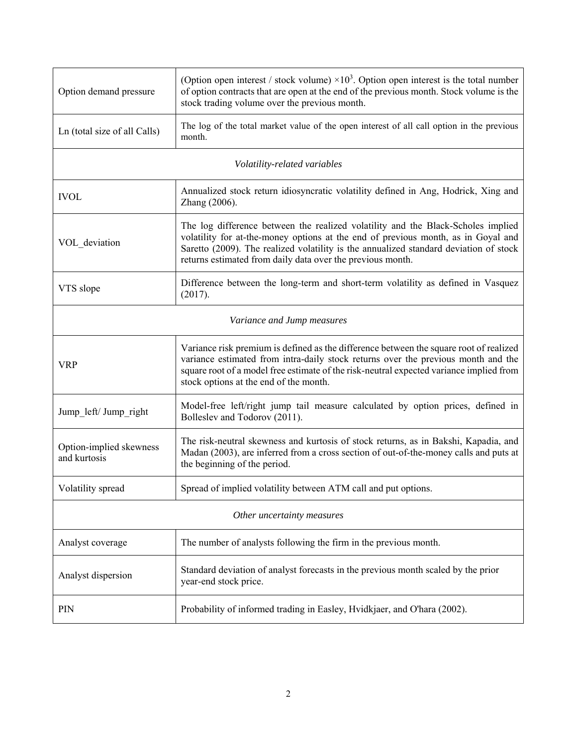| | |
|---|---|
| Option demand pressure | (Option open interest / stock volume) $\times 10^3$. Option open interest is the total number of option contracts that are open at the end of the previous month. Stock volume is the stock trading volume over the previous month. |
| Ln (total size of all Calls) | The log of the total market value of the open interest of all call option in the previous month. |
| *Volatility-related variables* | |
| IVOL | Annualized stock return idiosyncratic volatility defined in Ang, Hodrick, Xing and Zhang (2006). |
| VOL_deviation | The log difference between the realized volatility and the Black-Scholes implied volatility for at-the-money options at the end of previous month, as in Goyal and Saretto (2009). The realized volatility is the annualized standard deviation of stock returns estimated from daily data over the previous month. |
| VTS slope | Difference between the long-term and short-term volatility as defined in Vasquez (2017). |
| *Variance and Jump measures* | |
| VRP | Variance risk premium is defined as the difference between the square root of realized variance estimated from intra-daily stock returns over the previous month and the square root of a model free estimate of the risk-neutral expected variance implied from stock options at the end of the month. |
| Jump_left/ Jump_right | Model-free left/right jump tail measure calculated by option prices, defined in Bolleslev and Todorov (2011). |
| Option-implied skewness and kurtosis | The risk-neutral skewness and kurtosis of stock returns, as in Bakshi, Kapadia, and Madan (2003), are inferred from a cross section of out-of-the-money calls and puts at the beginning of the period. |
| Volatility spread | Spread of implied volatility between ATM call and put options. |
| *Other uncertainty measures* | |
| Analyst coverage | The number of analysts following the firm in the previous month. |
| Analyst dispersion | Standard deviation of analyst forecasts in the previous month scaled by the prior year-end stock price. |
| PIN | Probability of informed trading in Easley, Hvidkjaer, and O'hara (2002). |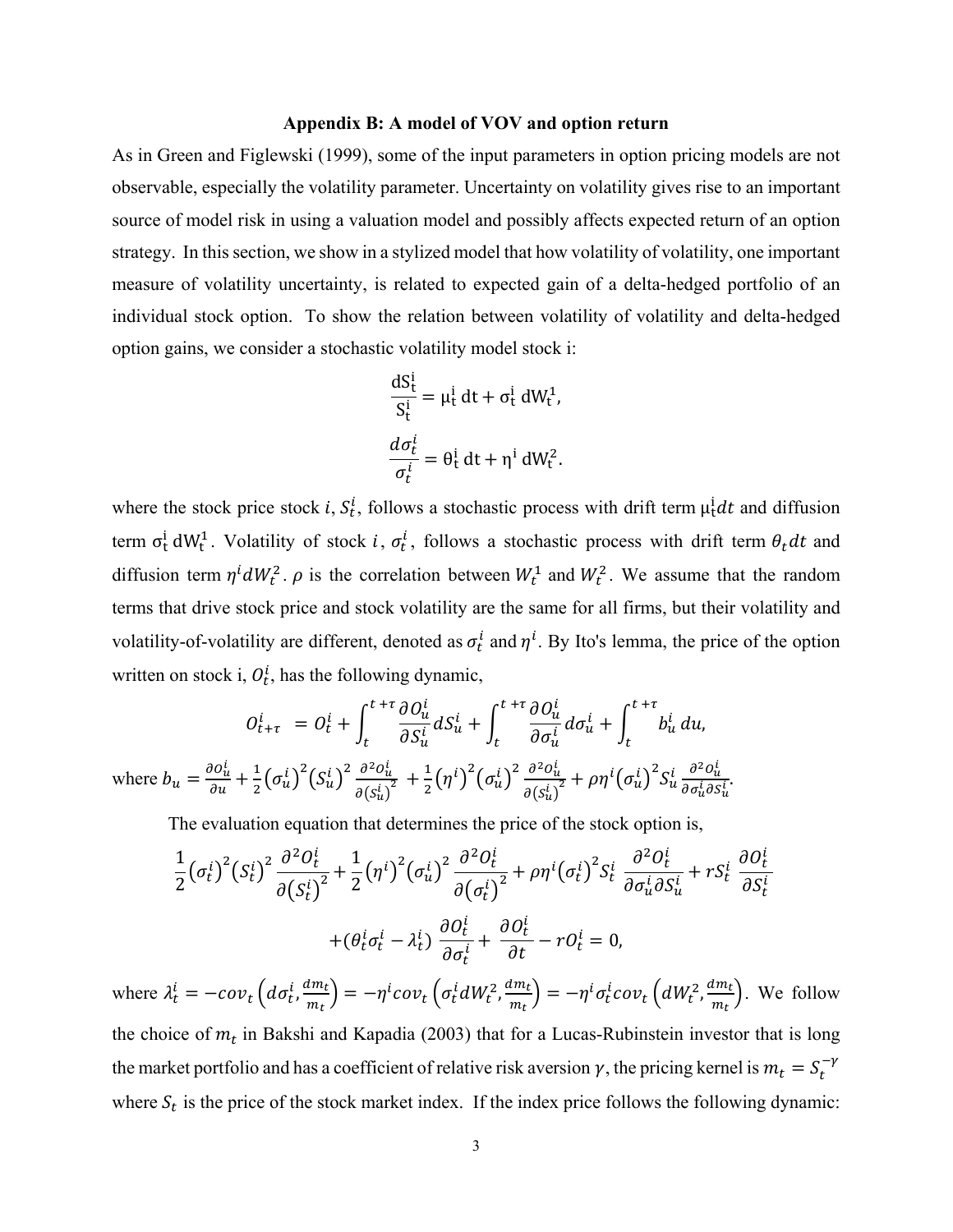### Appendix B: A model of VOV and option return

As in Green and Figlewski (1999), some of the input parameters in option pricing models are not observable, especially the volatility parameter. Uncertainty on volatility gives rise to an important source of model risk in using a valuation model and possibly affects expected return of an option strategy. In this section, we show in a stylized model that how volatility of volatility, one important measure of volatility uncertainty, is related to expected gain of a delta-hedged portfolio of an individual stock option. To show the relation between volatility of volatility and delta-hedged option gains, we consider a stochastic volatility model stock i:

$$\frac{dS_t^i}{S_t^i} = \mu_t^i \, dt + \sigma_t^i \, dW_t^1,$$

$$\frac{d\sigma_t^i}{\sigma_t^i} = \theta_t^i \, dt + \eta^i \, dW_t^2.$$

where the stock price stock $i$, $S_t^i$, follows a stochastic process with drift term $\mu_t^i dt$ and diffusion term $\sigma_t^i \, dW_t^1$. Volatility of stock $i$, $\sigma_t^i$, follows a stochastic process with drift term $\theta_t dt$ and diffusion term $\eta^i dW_t^2$. $\rho$ is the correlation between $W_t^1$ and $W_t^2$. We assume that the random terms that drive stock price and stock volatility are the same for all firms, but their volatility and volatility-of-volatility are different, denoted as $\sigma_t^i$ and $\eta^i$. By Ito's lemma, the price of the option written on stock i, $O_t^i$, has the following dynamic,

$$O_{t+\tau}^i = O_t^i + \int_t^{t+\tau} \frac{\partial O_u^i}{\partial S_u^i} dS_u^i + \int_t^{t+\tau} \frac{\partial O_u^i}{\partial \sigma_u^i} d\sigma_u^i + \int_t^{t+\tau} b_u^i \, du,$$

where $b_u = \frac{\partial O_u^i}{\partial u} + \frac{1}{2}(\sigma_u^i)^2 (S_u^i)^2 \frac{\partial^2 O_u^i}{\partial (S_u^i)^2} + \frac{1}{2}(\eta^i)^2 (\sigma_u^i)^2 \frac{\partial^2 O_u^i}{\partial (S_u^i)^2} + \rho \eta^i (\sigma_u^i)^2 S_u^i \frac{\partial^2 O_u^i}{\partial \sigma_u^i \partial S_u^i}$.

The evaluation equation that determines the price of the stock option is,

$$\frac{1}{2}(\sigma_t^i)^2 (S_t^i)^2 \frac{\partial^2 O_t^i}{\partial (S_t^i)^2} + \frac{1}{2}(\eta^i)^2 (\sigma_u^i)^2 \frac{\partial^2 O_t^i}{\partial (\sigma_t^i)^2} + \rho \eta^i (\sigma_t^i)^2 S_t^i \frac{\partial^2 O_t^i}{\partial \sigma_u^i \partial S_u^i} + r S_t^i \frac{\partial O_t^i}{\partial S_t^i}$$

$$+ (\theta_t^i \sigma_t^i - \lambda_t^i) \frac{\partial O_t^i}{\partial \sigma_t^i} + \frac{\partial O_t^i}{\partial t} - r O_t^i = 0,$$

where $\lambda_t^i = -cov_t\left(d\sigma_t^i, \frac{dm_t}{m_t}\right) = -\eta^i cov_t\left(\sigma_t^i dW_t^2, \frac{dm_t}{m_t}\right) = -\eta^i \sigma_t^i cov_t\left(dW_t^2, \frac{dm_t}{m_t}\right)$. We follow the choice of $m_t$ in Bakshi and Kapadia (2003) that for a Lucas-Rubinstein investor that is long the market portfolio and has a coefficient of relative risk aversion $\gamma$, the pricing kernel is $m_t = S_t^{-\gamma}$ where $S_t$ is the price of the stock market index. If the index price follows the following dynamic: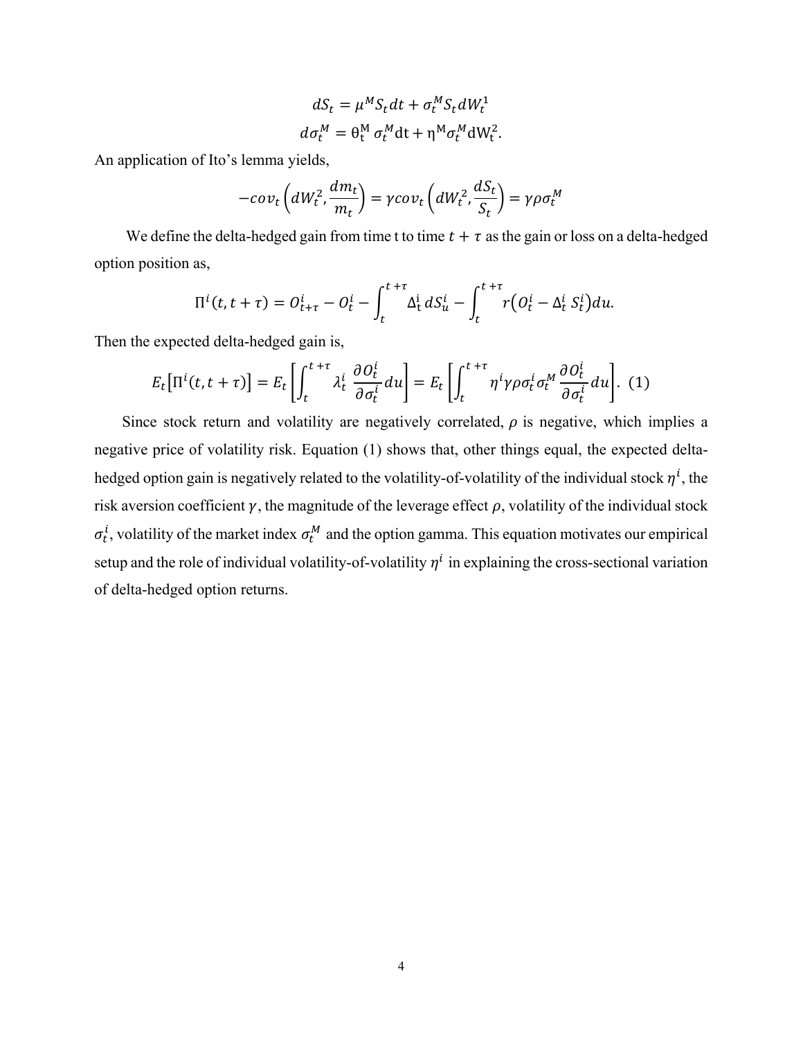$$dS_t = \mu^M S_t dt + \sigma_t^M S_t dW_t^1$$

$$d\sigma_t^M = \theta_t^M \sigma_t^M dt + \eta^M \sigma_t^M dW_t^2.$$

An application of Ito's lemma yields,

$$-cov_t\left(dW_t^2, \frac{dm_t}{m_t}\right) = \gamma cov_t\left(dW_t^2, \frac{dS_t}{S_t}\right) = \gamma \rho \sigma_t^M$$

We define the delta-hedged gain from time t to time $t + \tau$ as the gain or loss on a delta-hedged option position as,

$$\Pi^i(t, t+\tau) = O_{t+\tau}^i - O_t^i - \int_t^{t+\tau} \Delta_t^i \, dS_u^i - \int_t^{t+\tau} r\left(O_t^i - \Delta_t^i \, S_t^i\right) du.$$

Then the expected delta-hedged gain is,

$$E_t\left[\Pi^i(t, t+\tau)\right] = E_t\left[\int_t^{t+\tau} \lambda_t^i \, \frac{\partial O_t^i}{\partial \sigma_t^i} du\right] = E_t\left[\int_t^{t+\tau} \eta^i \gamma \rho \sigma_t^i \sigma_t^M \frac{\partial O_t^i}{\partial \sigma_t^i} du\right]. \quad (1)$$

Since stock return and volatility are negatively correlated, $\rho$ is negative, which implies a negative price of volatility risk. Equation (1) shows that, other things equal, the expected delta-hedged option gain is negatively related to the volatility-of-volatility of the individual stock $\eta^i$, the risk aversion coefficient $\gamma$, the magnitude of the leverage effect $\rho$, volatility of the individual stock $\sigma_t^i$, volatility of the market index $\sigma_t^M$ and the option gamma. This equation motivates our empirical setup and the role of individual volatility-of-volatility $\eta^i$ in explaining the cross-sectional variation of delta-hedged option returns.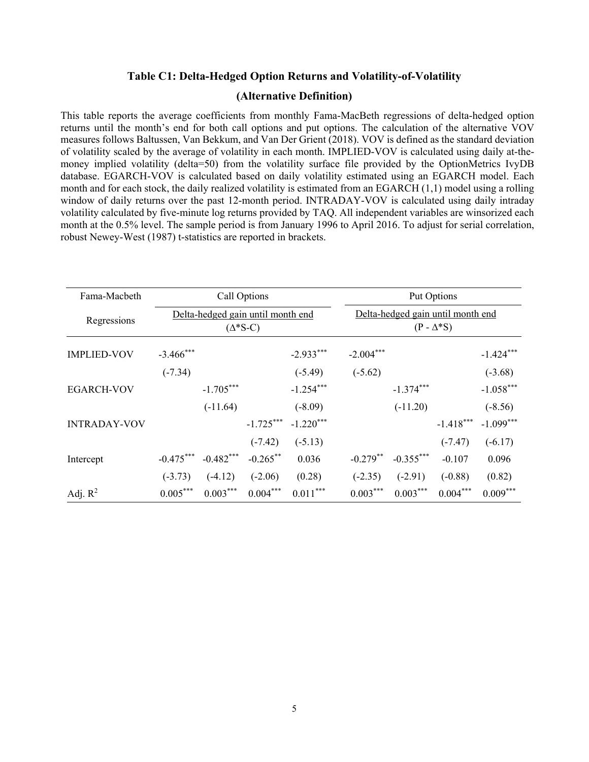### Table C1: Delta-Hedged Option Returns and Volatility-of-Volatility

### (Alternative Definition)

This table reports the average coefficients from monthly Fama-MacBeth regressions of delta-hedged option returns until the month's end for both call options and put options. The calculation of the alternative VOV measures follows Baltussen, Van Bekkum, and Van Der Grient (2018). VOV is defined as the standard deviation of volatility scaled by the average of volatility in each month. IMPLIED-VOV is calculated using daily at-the-money implied volatility (delta=50) from the volatility surface file provided by the OptionMetrics IvyDB database. EGARCH-VOV is calculated based on daily volatility estimated using an EGARCH model. Each month and for each stock, the daily realized volatility is estimated from an EGARCH (1,1) model using a rolling window of daily returns over the past 12-month period. INTRADAY-VOV is calculated using daily intraday volatility calculated by five-minute log returns provided by TAQ. All independent variables are winsorized each month at the 0.5% level. The sample period is from January 1996 to April 2016. To adjust for serial correlation, robust Newey-West (1987) t-statistics are reported in brackets.

| Fama-Macbeth | Call Options | | | | Put Options | | | |
|---|---|---|---|---|---|---|---|---|
| Regressions | Delta-hedged gain until month end ($\Delta$*S-C) | | | | Delta-hedged gain until month end (P - $\Delta$*S) | | | |
| IMPLIED-VOV | -3.466*** | | | -2.933*** | -2.004*** | | | -1.424*** |
| | (-7.34) | | | (-5.49) | (-5.62) | | | (-3.68) |
| EGARCH-VOV | | -1.705*** | | -1.254*** | | -1.374*** | | -1.058*** |
| | | (-11.64) | | (-8.09) | | (-11.20) | | (-8.56) |
| INTRADAY-VOV | | | -1.725*** | -1.220*** | | | -1.418*** | -1.099*** |
| | | | (-7.42) | (-5.13) | | | (-7.47) | (-6.17) |
| Intercept | -0.475*** | -0.482*** | -0.265** | 0.036 | -0.279** | -0.355*** | -0.107 | 0.096 |
| | (-3.73) | (-4.12) | (-2.06) | (0.28) | (-2.35) | (-2.91) | (-0.88) | (0.82) |
| Adj. $R^2$ | 0.005*** | 0.003*** | 0.004*** | 0.011*** | 0.003*** | 0.003*** | 0.004*** | 0.009*** |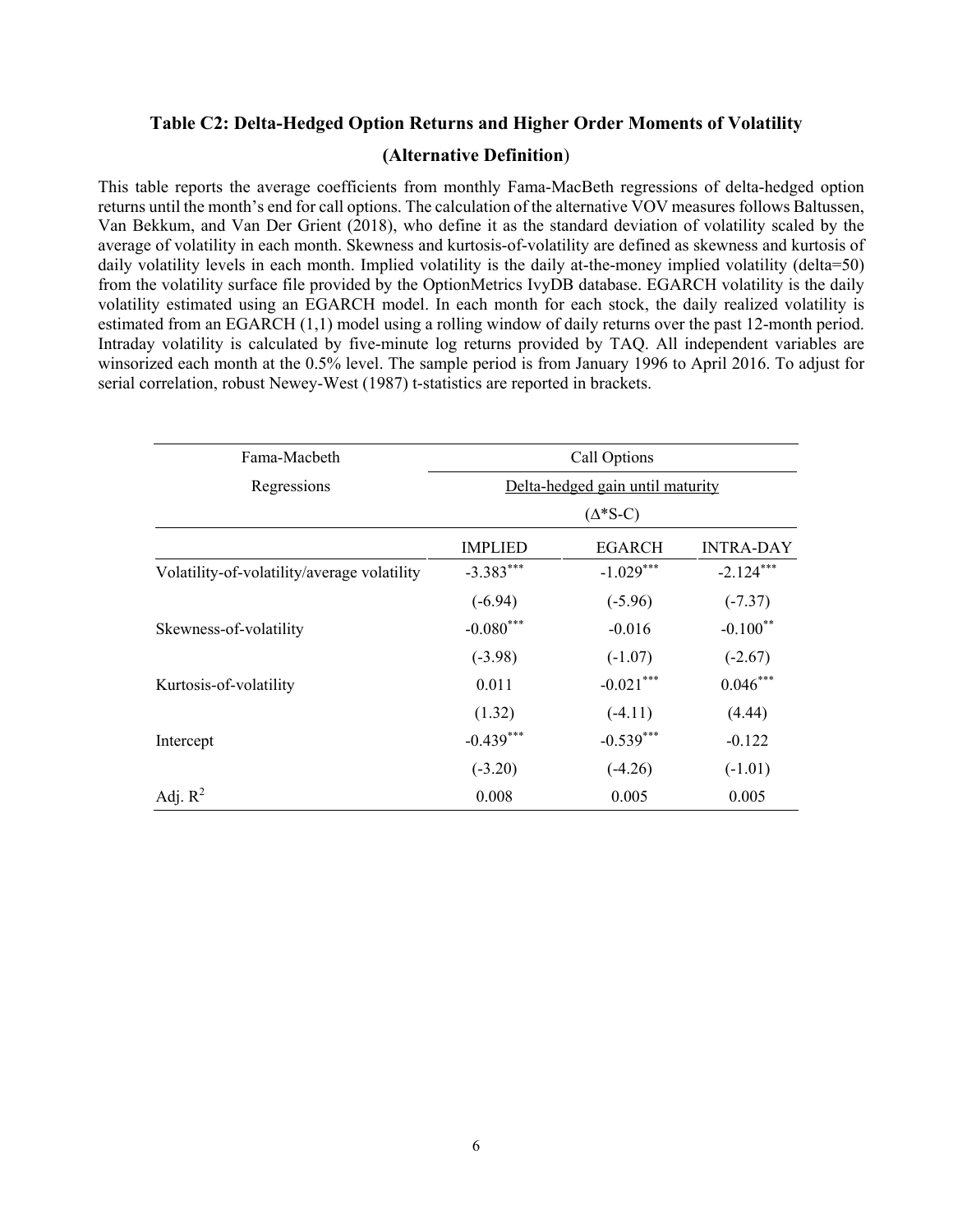### Table C2: Delta-Hedged Option Returns and Higher Order Moments of Volatility

### (Alternative Definition)

This table reports the average coefficients from monthly Fama-MacBeth regressions of delta-hedged option returns until the month's end for call options. The calculation of the alternative VOV measures follows Baltussen, Van Bekkum, and Van Der Grient (2018), who define it as the standard deviation of volatility scaled by the average of volatility in each month. Skewness and kurtosis-of-volatility are defined as skewness and kurtosis of daily volatility levels in each month. Implied volatility is the daily at-the-money implied volatility (delta=50) from the volatility surface file provided by the OptionMetrics IvyDB database. EGARCH volatility is the daily volatility estimated using an EGARCH model. In each month for each stock, the daily realized volatility is estimated from an EGARCH (1,1) model using a rolling window of daily returns over the past 12-month period. Intraday volatility is calculated by five-minute log returns provided by TAQ. All independent variables are winsorized each month at the 0.5% level. The sample period is from January 1996 to April 2016. To adjust for serial correlation, robust Newey-West (1987) t-statistics are reported in brackets.

| Fama-Macbeth Regressions | Call Options | | |
|---|---|---|---|
| | Delta-hedged gain until maturity ($\Delta$*S-C) | | |
| | IMPLIED | EGARCH | INTRA-DAY |
| Volatility-of-volatility/average volatility | -3.383*** | -1.029*** | -2.124*** |
| | (-6.94) | (-5.96) | (-7.37) |
| Skewness-of-volatility | -0.080*** | -0.016 | -0.100** |
| | (-3.98) | (-1.07) | (-2.67) |
| Kurtosis-of-volatility | 0.011 | -0.021*** | 0.046*** |
| | (1.32) | (-4.11) | (4.44) |
| Intercept | -0.439*** | -0.539*** | -0.122 |
| | (-3.20) | (-4.26) | (-1.01) |
| Adj. $R^2$ | 0.008 | 0.005 | 0.005 |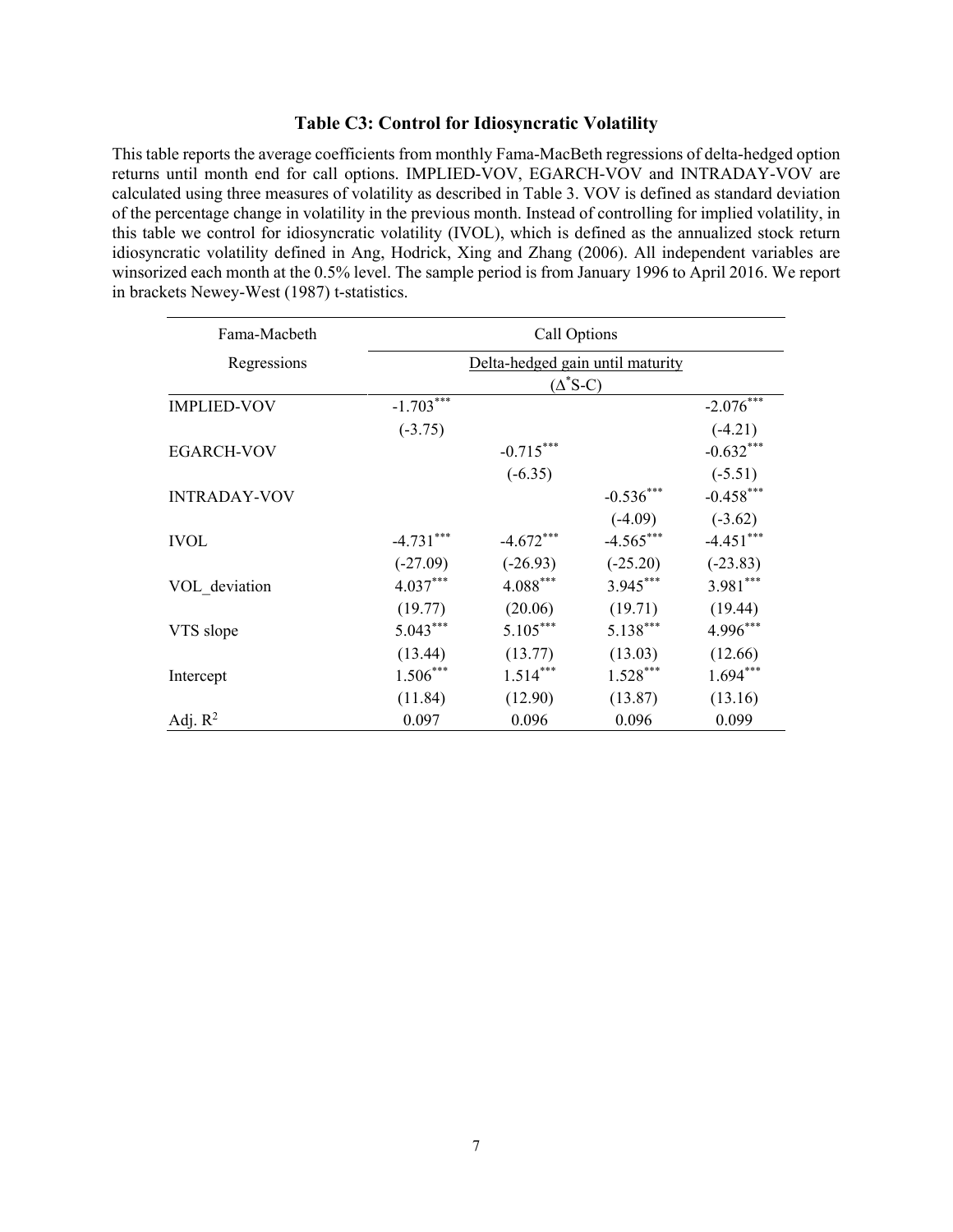### Table C3: Control for Idiosyncratic Volatility

This table reports the average coefficients from monthly Fama-MacBeth regressions of delta-hedged option returns until month end for call options. IMPLIED-VOV, EGARCH-VOV and INTRADAY-VOV are calculated using three measures of volatility as described in Table 3. VOV is defined as standard deviation of the percentage change in volatility in the previous month. Instead of controlling for implied volatility, in this table we control for idiosyncratic volatility (IVOL), which is defined as the annualized stock return idiosyncratic volatility defined in Ang, Hodrick, Xing and Zhang (2006). All independent variables are winsorized each month at the 0.5% level. The sample period is from January 1996 to April 2016. We report in brackets Newey-West (1987) t-statistics.

| Fama-Macbeth | Call Options | | | |
|---|---|---|---|---|
| Regressions | Delta-hedged gain until maturity ($\Delta^{*}$S-C) | | | |
| IMPLIED-VOV | $-1.703^{***}$ | | | $-2.076^{***}$ |
| | (-3.75) | | | (-4.21) |
| EGARCH-VOV | | $-0.715^{***}$ | | $-0.632^{***}$ |
| | | (-6.35) | | (-5.51) |
| INTRADAY-VOV | | | $-0.536^{***}$ | $-0.458^{***}$ |
| | | | (-4.09) | (-3.62) |
| IVOL | $-4.731^{***}$ | $-4.672^{***}$ | $-4.565^{***}$ | $-4.451^{***}$ |
| | (-27.09) | (-26.93) | (-25.20) | (-23.83) |
| VOL_deviation | $4.037^{***}$ | $4.088^{***}$ | $3.945^{***}$ | $3.981^{***}$ |
| | (19.77) | (20.06) | (19.71) | (19.44) |
| VTS slope | $5.043^{***}$ | $5.105^{***}$ | $5.138^{***}$ | $4.996^{***}$ |
| | (13.44) | (13.77) | (13.03) | (12.66) |
| Intercept | $1.506^{***}$ | $1.514^{***}$ | $1.528^{***}$ | $1.694^{***}$ |
| | (11.84) | (12.90) | (13.87) | (13.16) |
| Adj. $R^2$ | 0.097 | 0.096 | 0.096 | 0.099 |